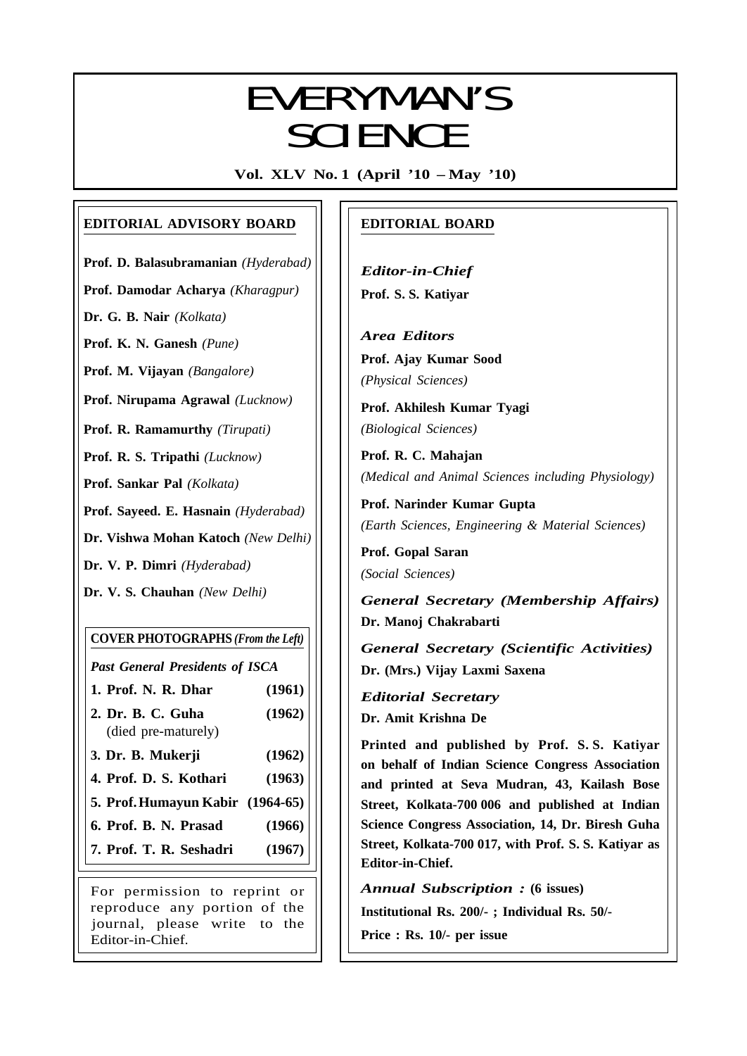# EVERYMAN'S SCIENCE

**Vol. XLV No. 1 (April '10 – May '10)**

## EDITORIAL ADVISORY BOARD

**Prof. D. Balasubramanian** *(Hyderabad)*

**Prof. Damodar Acharya** *(Kharagpur)*

**Dr. G. B. Nair** *(Kolkata)*

**Prof. K. N. Ganesh** *(Pune)*

**Prof. M. Vijayan** *(Bangalore)*

**Prof. Nirupama Agrawal** *(Lucknow)*

**Prof. R. Ramamurthy** *(Tirupati)*

**Prof. R. S. Tripathi** *(Lucknow)*

**Prof. Sankar Pal** *(Kolkata)*

**Prof. Sayeed. E. Hasnain** *(Hyderabad)*

**Dr. Vishwa Mohan Katoch** *(New Delhi)*

**Dr. V. P. Dimri** *(Hyderabad)*

**Dr. V. S. Chauhan** *(New Delhi)*

### COVER PHOTOGRAPHS *(From the Left)*

*Past General Presidents of ISCA*

| | |
|---|---|
| **1. Prof. N. R. Dhar** | **(1961)** |
| **2. Dr. B. C. Guha** (died pre-maturely) | **(1962)** |
| **3. Dr. B. Mukerji** | **(1962)** |
| **4. Prof. D. S. Kothari** | **(1963)** |
| **5. Prof. Humayun Kabir** | **(1964-65)** |
| **6. Prof. B. N. Prasad** | **(1966)** |
| **7. Prof. T. R. Seshadri** | **(1967)** |

For permission to reprint or reproduce any portion of the journal, please write to the Editor-in-Chief.

## EDITORIAL BOARD

*Editor-in-Chief*
**Prof. S. S. Katiyar**

*Area Editors*

**Prof. Ajay Kumar Sood**
*(Physical Sciences)*

**Prof. Akhilesh Kumar Tyagi**
*(Biological Sciences)*

**Prof. R. C. Mahajan**
*(Medical and Animal Sciences including Physiology)*

**Prof. Narinder Kumar Gupta**
*(Earth Sciences, Engineering & Material Sciences)*

**Prof. Gopal Saran**
*(Social Sciences)*

*General Secretary (Membership Affairs)*
**Dr. Manoj Chakrabarti**

*General Secretary (Scientific Activities)*
**Dr. (Mrs.) Vijay Laxmi Saxena**

*Editorial Secretary*
**Dr. Amit Krishna De**

**Printed and published by Prof. S. S. Katiyar on behalf of Indian Science Congress Association and printed at Seva Mudran, 43, Kailash Bose Street, Kolkata-700 006 and published at Indian Science Congress Association, 14, Dr. Biresh Guha Street, Kolkata-700 017, with Prof. S. S. Katiyar as Editor-in-Chief.**

*Annual Subscription :* **(6 issues)**

**Institutional Rs. 200/- ; Individual Rs. 50/-**

**Price : Rs. 10/- per issue**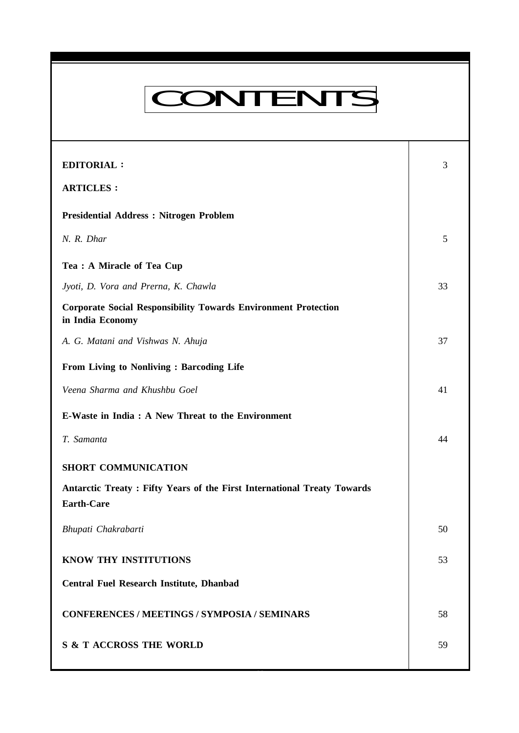# CONTENTS

| | |
|---|---|
| **EDITORIAL :** | 3 |
| **ARTICLES :** | |
| **Presidential Address : Nitrogen Problem** | |
| *N. R. Dhar* | 5 |
| **Tea : A Miracle of Tea Cup** | |
| *Jyoti, D. Vora and Prerna, K. Chawla* | 33 |
| **Corporate Social Responsibility Towards Environment Protection in India Economy** | |
| *A. G. Matani and Vishwas N. Ahuja* | 37 |
| **From Living to Nonliving : Barcoding Life** | |
| *Veena Sharma and Khushbu Goel* | 41 |
| **E-Waste in India : A New Threat to the Environment** | |
| *T. Samanta* | 44 |
| **SHORT COMMUNICATION** | |
| **Antarctic Treaty : Fifty Years of the First International Treaty Towards Earth-Care** | |
| *Bhupati Chakrabarti* | 50 |
| **KNOW THY INSTITUTIONS** | 53 |
| **Central Fuel Research Institute, Dhanbad** | |
| **CONFERENCES / MEETINGS / SYMPOSIA / SEMINARS** | 58 |
| **S & T ACCROSS THE WORLD** | 59 |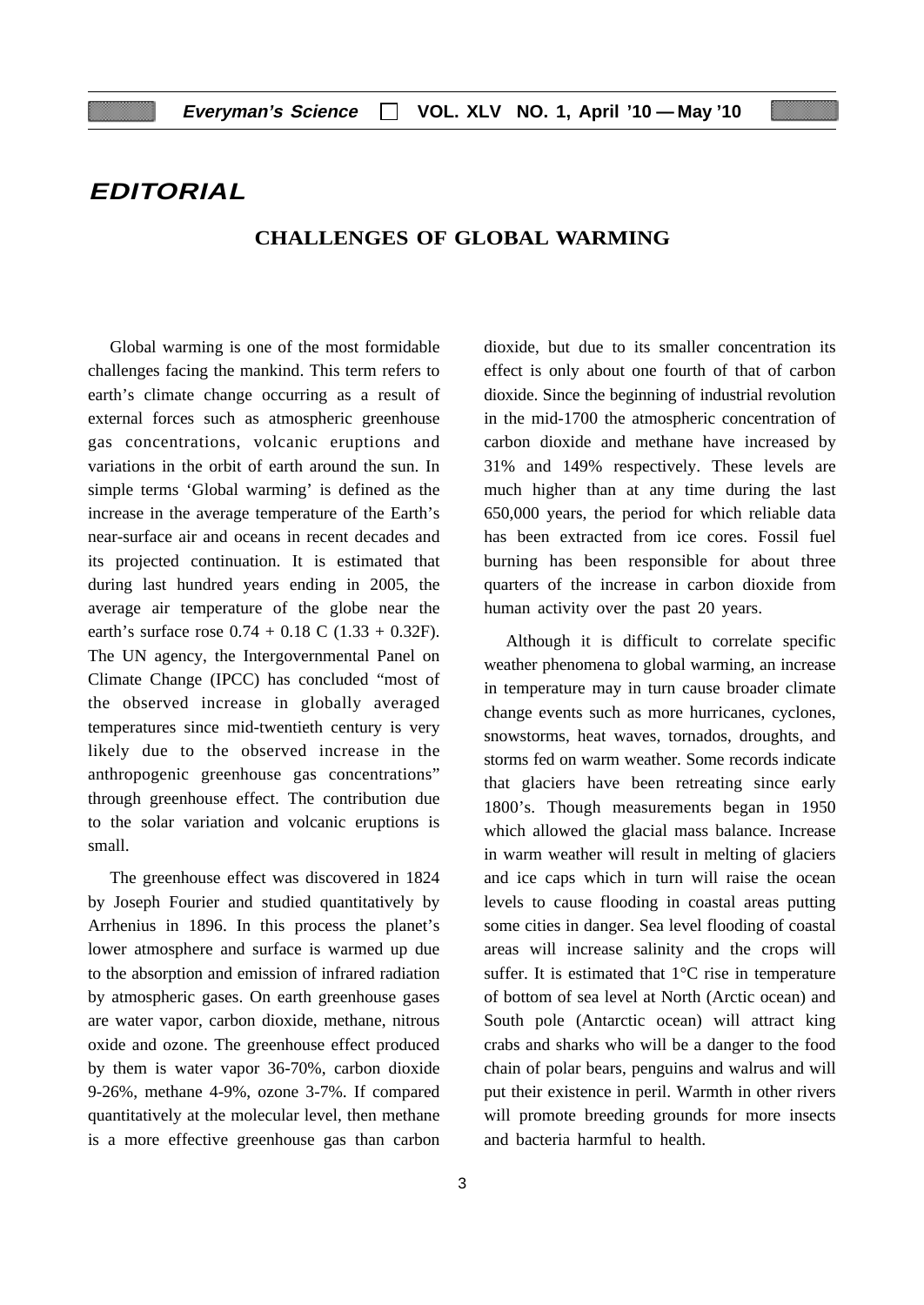# EDITORIAL

## CHALLENGES OF GLOBAL WARMING

Global warming is one of the most formidable challenges facing the mankind. This term refers to earth's climate change occurring as a result of external forces such as atmospheric greenhouse gas concentrations, volcanic eruptions and variations in the orbit of earth around the sun. In simple terms 'Global warming' is defined as the increase in the average temperature of the Earth's near-surface air and oceans in recent decades and its projected continuation. It is estimated that during last hundred years ending in 2005, the average air temperature of the globe near the earth's surface rose 0.74 + 0.18 C (1.33 + 0.32F). The UN agency, the Intergovernmental Panel on Climate Change (IPCC) has concluded "most of the observed increase in globally averaged temperatures since mid-twentieth century is very likely due to the observed increase in the anthropogenic greenhouse gas concentrations" through greenhouse effect. The contribution due to the solar variation and volcanic eruptions is small.

The greenhouse effect was discovered in 1824 by Joseph Fourier and studied quantitatively by Arrhenius in 1896. In this process the planet's lower atmosphere and surface is warmed up due to the absorption and emission of infrared radiation by atmospheric gases. On earth greenhouse gases are water vapor, carbon dioxide, methane, nitrous oxide and ozone. The greenhouse effect produced by them is water vapor 36-70%, carbon dioxide 9-26%, methane 4-9%, ozone 3-7%. If compared quantitatively at the molecular level, then methane is a more effective greenhouse gas than carbon dioxide, but due to its smaller concentration its effect is only about one fourth of that of carbon dioxide. Since the beginning of industrial revolution in the mid-1700 the atmospheric concentration of carbon dioxide and methane have increased by 31% and 149% respectively. These levels are much higher than at any time during the last 650,000 years, the period for which reliable data has been extracted from ice cores. Fossil fuel burning has been responsible for about three quarters of the increase in carbon dioxide from human activity over the past 20 years.

Although it is difficult to correlate specific weather phenomena to global warming, an increase in temperature may in turn cause broader climate change events such as more hurricanes, cyclones, snowstorms, heat waves, tornados, droughts, and storms fed on warm weather. Some records indicate that glaciers have been retreating since early 1800's. Though measurements began in 1950 which allowed the glacial mass balance. Increase in warm weather will result in melting of glaciers and ice caps which in turn will raise the ocean levels to cause flooding in coastal areas putting some cities in danger. Sea level flooding of coastal areas will increase salinity and the crops will suffer. It is estimated that 1°C rise in temperature of bottom of sea level at North (Arctic ocean) and South pole (Antarctic ocean) will attract king crabs and sharks who will be a danger to the food chain of polar bears, penguins and walrus and will put their existence in peril. Warmth in other rivers will promote breeding grounds for more insects and bacteria harmful to health.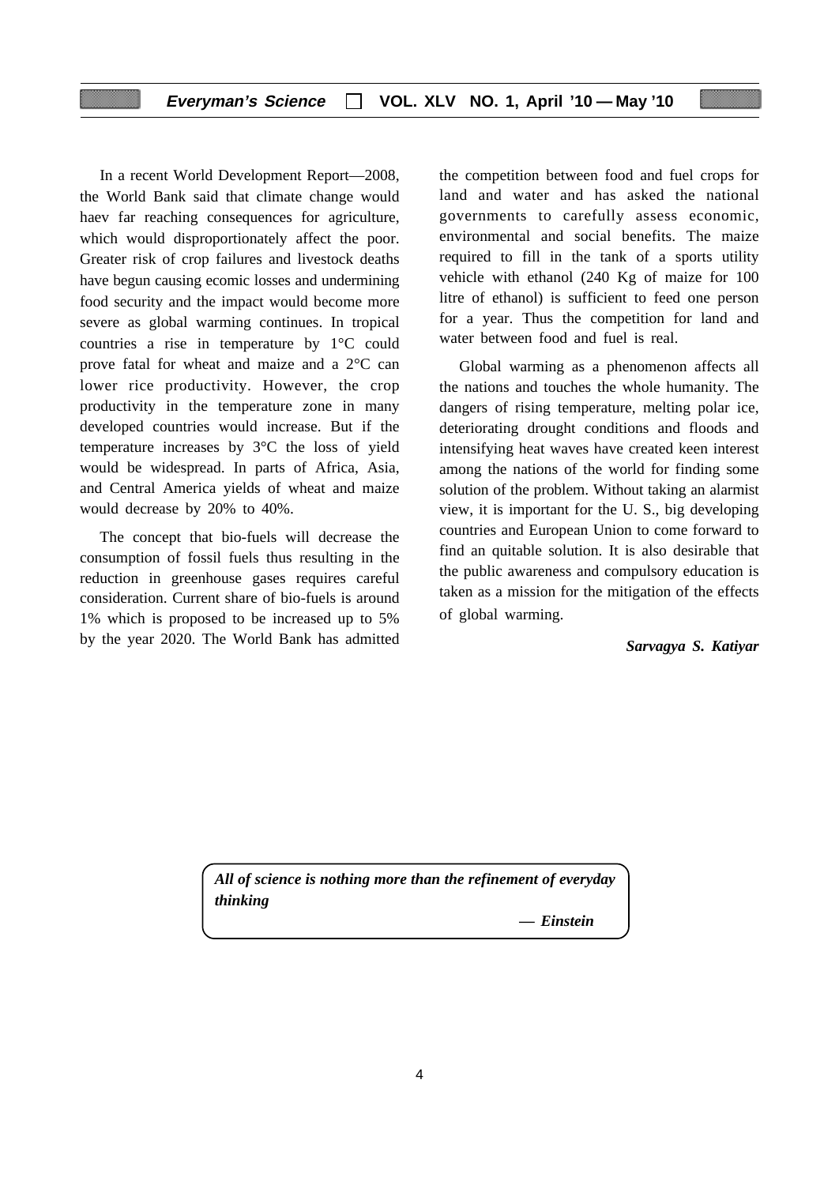In a recent World Development Report—2008, the World Bank said that climate change would haev far reaching consequences for agriculture, which would disproportionately affect the poor. Greater risk of crop failures and livestock deaths have begun causing ecomic losses and undermining food security and the impact would become more severe as global warming continues. In tropical countries a rise in temperature by 1°C could prove fatal for wheat and maize and a 2°C can lower rice productivity. However, the crop productivity in the temperature zone in many developed countries would increase. But if the temperature increases by 3°C the loss of yield would be widespread. In parts of Africa, Asia, and Central America yields of wheat and maize would decrease by 20% to 40%.

The concept that bio-fuels will decrease the consumption of fossil fuels thus resulting in the reduction in greenhouse gases requires careful consideration. Current share of bio-fuels is around 1% which is proposed to be increased up to 5% by the year 2020. The World Bank has admitted the competition between food and fuel crops for land and water and has asked the national governments to carefully assess economic, environmental and social benefits. The maize required to fill in the tank of a sports utility vehicle with ethanol (240 Kg of maize for 100 litre of ethanol) is sufficient to feed one person for a year. Thus the competition for land and water between food and fuel is real.

Global warming as a phenomenon affects all the nations and touches the whole humanity. The dangers of rising temperature, melting polar ice, deteriorating drought conditions and floods and intensifying heat waves have created keen interest among the nations of the world for finding some solution of the problem. Without taking an alarmist view, it is important for the U. S., big developing countries and European Union to come forward to find an quitable solution. It is also desirable that the public awareness and compulsory education is taken as a mission for the mitigation of the effects of global warming.

***Sarvagya S. Katiyar***

> ***All of science is nothing more than the refinement of everyday thinking***
>
> ***— Einstein***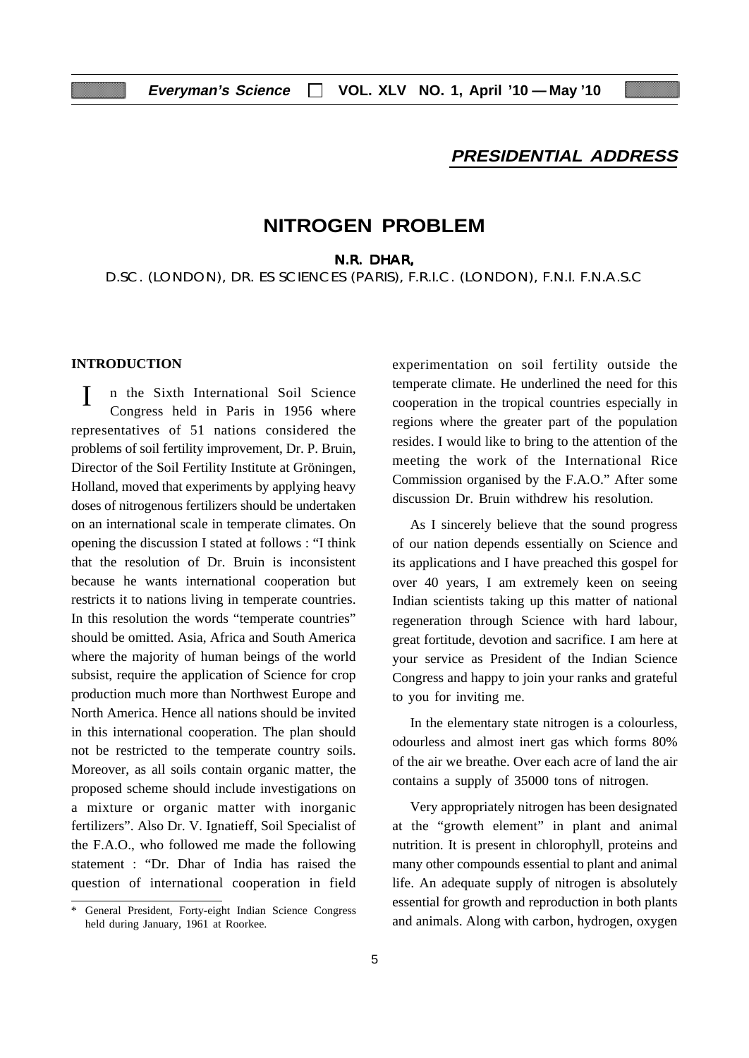## PRESIDENTIAL ADDRESS

# NITROGEN PROBLEM

**N.R. DHAR,**

D.SC. (LONDON), DR. ES SCIENCES (PARIS), F.R.I.C. (LONDON), F.N.I. F.N.A.S.C

### INTRODUCTION

In the Sixth International Soil Science Congress held in Paris in 1956 where representatives of 51 nations considered the problems of soil fertility improvement, Dr. P. Bruin, Director of the Soil Fertility Institute at Gröningen, Holland, moved that experiments by applying heavy doses of nitrogenous fertilizers should be undertaken on an international scale in temperate climates. On opening the discussion I stated at follows : "I think that the resolution of Dr. Bruin is inconsistent because he wants international cooperation but restricts it to nations living in temperate countries. In this resolution the words "temperate countries" should be omitted. Asia, Africa and South America where the majority of human beings of the world subsist, require the application of Science for crop production much more than Northwest Europe and North America. Hence all nations should be invited in this international cooperation. The plan should not be restricted to the temperate country soils. Moreover, as all soils contain organic matter, the proposed scheme should include investigations on a mixture or organic matter with inorganic fertilizers". Also Dr. V. Ignatieff, Soil Specialist of the F.A.O., who followed me made the following statement : "Dr. Dhar of India has raised the question of international cooperation in field experimentation on soil fertility outside the temperate climate. He underlined the need for this cooperation in the tropical countries especially in regions where the greater part of the population resides. I would like to bring to the attention of the meeting the work of the International Rice Commission organised by the F.A.O." After some discussion Dr. Bruin withdrew his resolution.

As I sincerely believe that the sound progress of our nation depends essentially on Science and its applications and I have preached this gospel for over 40 years, I am extremely keen on seeing Indian scientists taking up this matter of national regeneration through Science with hard labour, great fortitude, devotion and sacrifice. I am here at your service as President of the Indian Science Congress and happy to join your ranks and grateful to you for inviting me.

In the elementary state nitrogen is a colourless, odourless and almost inert gas which forms 80% of the air we breathe. Over each acre of land the air contains a supply of 35000 tons of nitrogen.

Very appropriately nitrogen has been designated at the "growth element" in plant and animal nutrition. It is present in chlorophyll, proteins and many other compounds essential to plant and animal life. An adequate supply of nitrogen is absolutely essential for growth and reproduction in both plants and animals. Along with carbon, hydrogen, oxygen

---

\* General President, Forty-eight Indian Science Congress held during January, 1961 at Roorkee.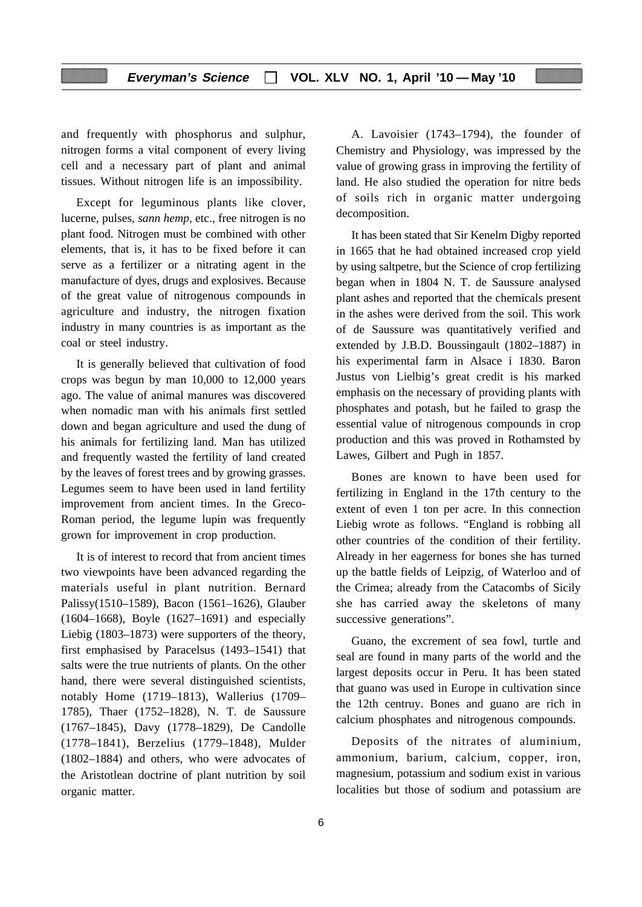and frequently with phosphorus and sulphur, nitrogen forms a vital component of every living cell and a necessary part of plant and animal tissues. Without nitrogen life is an impossibility.

Except for leguminous plants like clover, lucerne, pulses, *sann hemp*, etc., free nitrogen is no plant food. Nitrogen must be combined with other elements, that is, it has to be fixed before it can serve as a fertilizer or a nitrating agent in the manufacture of dyes, drugs and explosives. Because of the great value of nitrogenous compounds in agriculture and industry, the nitrogen fixation industry in many countries is as important as the coal or steel industry.

It is generally believed that cultivation of food crops was begun by man 10,000 to 12,000 years ago. The value of animal manures was discovered when nomadic man with his animals first settled down and began agriculture and used the dung of his animals for fertilizing land. Man has utilized and frequently wasted the fertility of land created by the leaves of forest trees and by growing grasses. Legumes seem to have been used in land fertility improvement from ancient times. In the Greco-Roman period, the legume lupin was frequently grown for improvement in crop production.

It is of interest to record that from ancient times two viewpoints have been advanced regarding the materials useful in plant nutrition. Bernard Palissy(1510–1589), Bacon (1561–1626), Glauber (1604–1668), Boyle (1627–1691) and especially Liebig (1803–1873) were supporters of the theory, first emphasised by Paracelsus (1493–1541) that salts were the true nutrients of plants. On the other hand, there were several distinguished scientists, notably Home (1719–1813), Wallerius (1709–1785), Thaer (1752–1828), N. T. de Saussure (1767–1845), Davy (1778–1829), De Candolle (1778–1841), Berzelius (1779–1848), Mulder (1802–1884) and others, who were advocates of the Aristotlean doctrine of plant nutrition by soil organic matter.

A. Lavoisier (1743–1794), the founder of Chemistry and Physiology, was impressed by the value of growing grass in improving the fertility of land. He also studied the operation for nitre beds of soils rich in organic matter undergoing decomposition.

It has been stated that Sir Kenelm Digby reported in 1665 that he had obtained increased crop yield by using saltpetre, but the Science of crop fertilizing began when in 1804 N. T. de Saussure analysed plant ashes and reported that the chemicals present in the ashes were derived from the soil. This work of de Saussure was quantitatively verified and extended by J.B.D. Boussingault (1802–1887) in his experimental farm in Alsace i 1830. Baron Justus von Lielbig's great credit is his marked emphasis on the necessary of providing plants with phosphates and potash, but he failed to grasp the essential value of nitrogenous compounds in crop production and this was proved in Rothamsted by Lawes, Gilbert and Pugh in 1857.

Bones are known to have been used for fertilizing in England in the 17th century to the extent of even 1 ton per acre. In this connection Liebig wrote as follows. "England is robbing all other countries of the condition of their fertility. Already in her eagerness for bones she has turned up the battle fields of Leipzig, of Waterloo and of the Crimea; already from the Catacombs of Sicily she has carried away the skeletons of many successive generations".

Guano, the excrement of sea fowl, turtle and seal are found in many parts of the world and the largest deposits occur in Peru. It has been stated that guano was used in Europe in cultivation since the 12th centruy. Bones and guano are rich in calcium phosphates and nitrogenous compounds.

Deposits of the nitrates of aluminium, ammonium, barium, calcium, copper, iron, magnesium, potassium and sodium exist in various localities but those of sodium and potassium are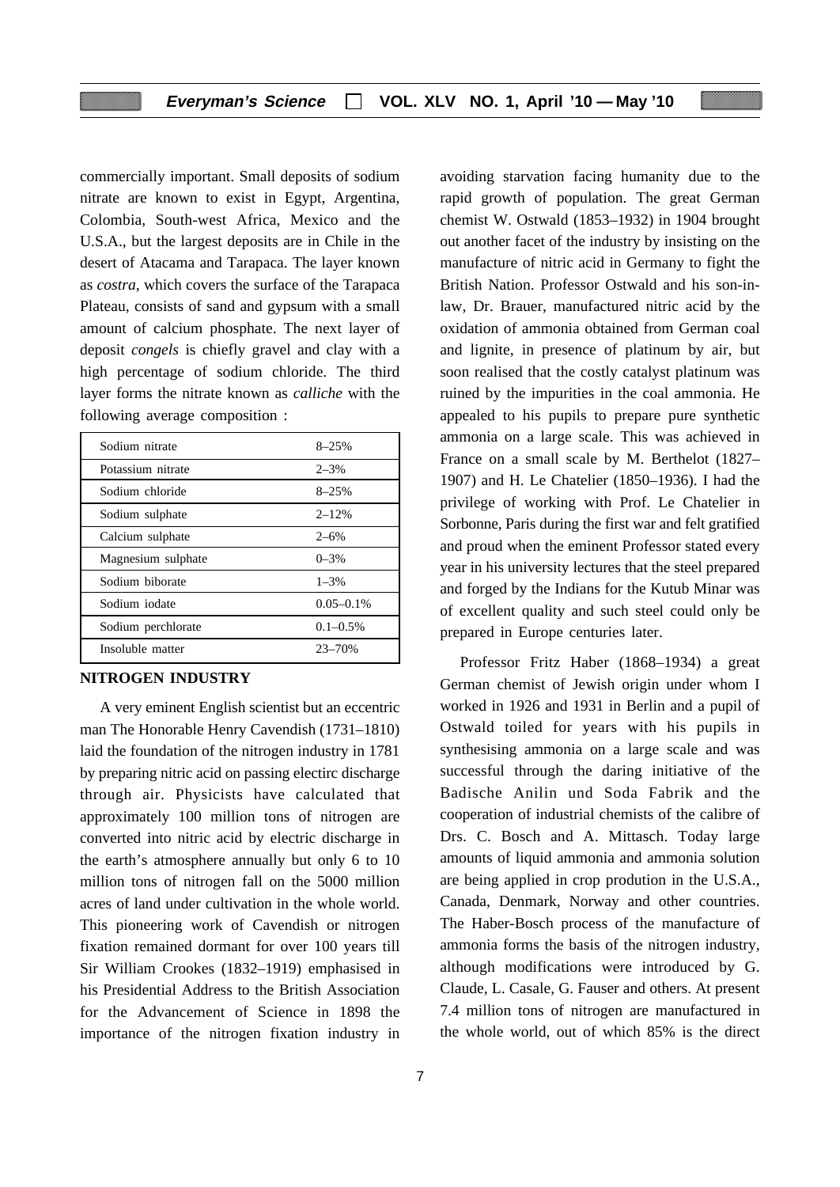commercially important. Small deposits of sodium nitrate are known to exist in Egypt, Argentina, Colombia, South-west Africa, Mexico and the U.S.A., but the largest deposits are in Chile in the desert of Atacama and Tarapaca. The layer known as *costra*, which covers the surface of the Tarapaca Plateau, consists of sand and gypsum with a small amount of calcium phosphate. The next layer of deposit *congels* is chiefly gravel and clay with a high percentage of sodium chloride. The third layer forms the nitrate known as *calliche* with the following average composition :

| | |
|---|---|
| Sodium nitrate | 8–25% |
| Potassium nitrate | 2–3% |
| Sodium chloride | 8–25% |
| Sodium sulphate | 2–12% |
| Calcium sulphate | 2–6% |
| Magnesium sulphate | 0–3% |
| Sodium biborate | 1–3% |
| Sodium iodate | 0.05–0.1% |
| Sodium perchlorate | 0.1–0.5% |
| Insoluble matter | 23–70% |

## NITROGEN INDUSTRY

A very eminent English scientist but an eccentric man The Honorable Henry Cavendish (1731–1810) laid the foundation of the nitrogen industry in 1781 by preparing nitric acid on passing electirc discharge through air. Physicists have calculated that approximately 100 million tons of nitrogen are converted into nitric acid by electric discharge in the earth's atmosphere annually but only 6 to 10 million tons of nitrogen fall on the 5000 million acres of land under cultivation in the whole world. This pioneering work of Cavendish or nitrogen fixation remained dormant for over 100 years till Sir William Crookes (1832–1919) emphasised in his Presidential Address to the British Association for the Advancement of Science in 1898 the importance of the nitrogen fixation industry in avoiding starvation facing humanity due to the rapid growth of population. The great German chemist W. Ostwald (1853–1932) in 1904 brought out another facet of the industry by insisting on the manufacture of nitric acid in Germany to fight the British Nation. Professor Ostwald and his son-in-law, Dr. Brauer, manufactured nitric acid by the oxidation of ammonia obtained from German coal and lignite, in presence of platinum by air, but soon realised that the costly catalyst platinum was ruined by the impurities in the coal ammonia. He appealed to his pupils to prepare pure synthetic ammonia on a large scale. This was achieved in France on a small scale by M. Berthelot (1827–1907) and H. Le Chatelier (1850–1936). I had the privilege of working with Prof. Le Chatelier in Sorbonne, Paris during the first war and felt gratified and proud when the eminent Professor stated every year in his university lectures that the steel prepared and forged by the Indians for the Kutub Minar was of excellent quality and such steel could only be prepared in Europe centuries later.

Professor Fritz Haber (1868–1934) a great German chemist of Jewish origin under whom I worked in 1926 and 1931 in Berlin and a pupil of Ostwald toiled for years with his pupils in synthesising ammonia on a large scale and was successful through the daring initiative of the Badische Anilin und Soda Fabrik and the cooperation of industrial chemists of the calibre of Drs. C. Bosch and A. Mittasch. Today large amounts of liquid ammonia and ammonia solution are being applied in crop prodution in the U.S.A., Canada, Denmark, Norway and other countries. The Haber-Bosch process of the manufacture of ammonia forms the basis of the nitrogen industry, although modifications were introduced by G. Claude, L. Casale, G. Fauser and others. At present 7.4 million tons of nitrogen are manufactured in the whole world, out of which 85% is the direct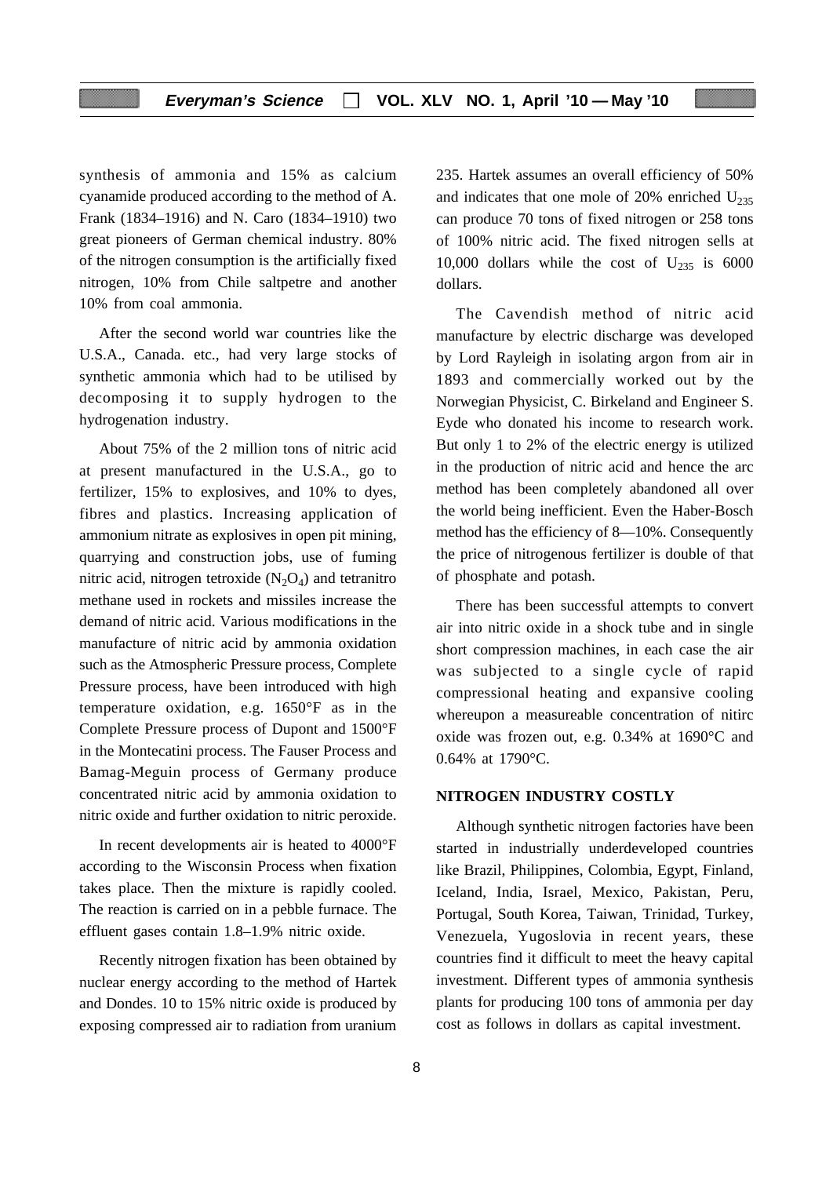synthesis of ammonia and 15% as calcium cyanamide produced according to the method of A. Frank (1834–1916) and N. Caro (1834–1910) two great pioneers of German chemical industry. 80% of the nitrogen consumption is the artificially fixed nitrogen, 10% from Chile saltpetre and another 10% from coal ammonia.

After the second world war countries like the U.S.A., Canada. etc., had very large stocks of synthetic ammonia which had to be utilised by decomposing it to supply hydrogen to the hydrogenation industry.

About 75% of the 2 million tons of nitric acid at present manufactured in the U.S.A., go to fertilizer, 15% to explosives, and 10% to dyes, fibres and plastics. Increasing application of ammonium nitrate as explosives in open pit mining, quarrying and construction jobs, use of fuming nitric acid, nitrogen tetroxide ($N_2O_4$) and tetranitro methane used in rockets and missiles increase the demand of nitric acid. Various modifications in the manufacture of nitric acid by ammonia oxidation such as the Atmospheric Pressure process, Complete Pressure process, have been introduced with high temperature oxidation, e.g. 1650°F as in the Complete Pressure process of Dupont and 1500°F in the Montecatini process. The Fauser Process and Bamag-Meguin process of Germany produce concentrated nitric acid by ammonia oxidation to nitric oxide and further oxidation to nitric peroxide.

In recent developments air is heated to 4000°F according to the Wisconsin Process when fixation takes place. Then the mixture is rapidly cooled. The reaction is carried on in a pebble furnace. The effluent gases contain 1.8–1.9% nitric oxide.

Recently nitrogen fixation has been obtained by nuclear energy according to the method of Hartek and Dondes. 10 to 15% nitric oxide is produced by exposing compressed air to radiation from uranium 235. Hartek assumes an overall efficiency of 50% and indicates that one mole of 20% enriched $U_{235}$ can produce 70 tons of fixed nitrogen or 258 tons of 100% nitric acid. The fixed nitrogen sells at 10,000 dollars while the cost of $U_{235}$ is 6000 dollars.

The Cavendish method of nitric acid manufacture by electric discharge was developed by Lord Rayleigh in isolating argon from air in 1893 and commercially worked out by the Norwegian Physicist, C. Birkeland and Engineer S. Eyde who donated his income to research work. But only 1 to 2% of the electric energy is utilized in the production of nitric acid and hence the arc method has been completely abandoned all over the world being inefficient. Even the Haber-Bosch method has the efficiency of 8—10%. Consequently the price of nitrogenous fertilizer is double of that of phosphate and potash.

There has been successful attempts to convert air into nitric oxide in a shock tube and in single short compression machines, in each case the air was subjected to a single cycle of rapid compressional heating and expansive cooling whereupon a measureable concentration of nitirc oxide was frozen out, e.g. 0.34% at 1690°C and 0.64% at 1790°C.

## NITROGEN INDUSTRY COSTLY

Although synthetic nitrogen factories have been started in industrially underdeveloped countries like Brazil, Philippines, Colombia, Egypt, Finland, Iceland, India, Israel, Mexico, Pakistan, Peru, Portugal, South Korea, Taiwan, Trinidad, Turkey, Venezuela, Yugoslovia in recent years, these countries find it difficult to meet the heavy capital investment. Different types of ammonia synthesis plants for producing 100 tons of ammonia per day cost as follows in dollars as capital investment.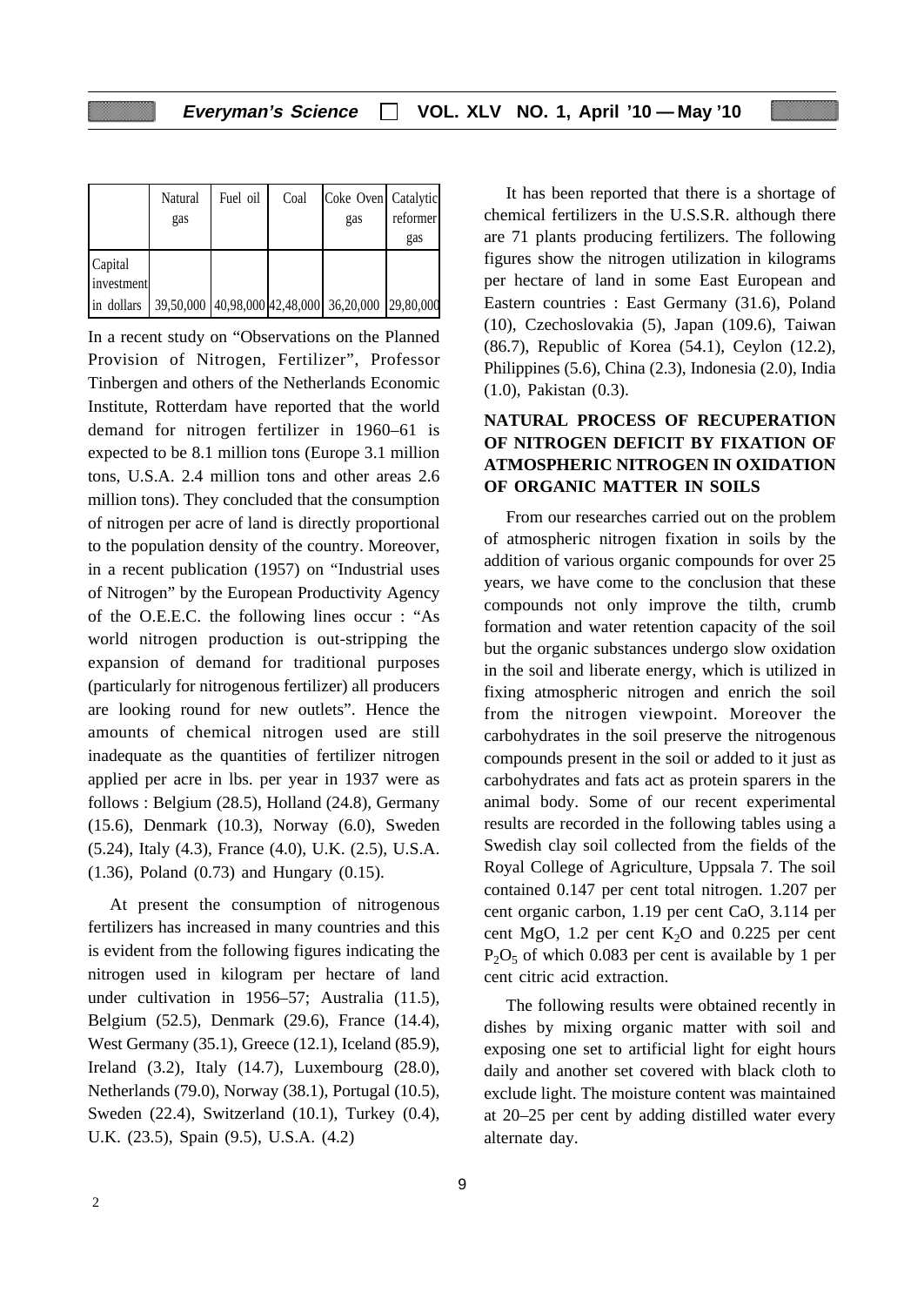| | Natural gas | Fuel oil | Coal | Coke Oven gas | Catalytic reformer gas |
|---|---|---|---|---|---|
| Capital investment in dollars | 39,50,000 | 40,98,000 | 42,48,000 | 36,20,000 | 29,80,000 |

In a recent study on "Observations on the Planned Provision of Nitrogen, Fertilizer", Professor Tinbergen and others of the Netherlands Economic Institute, Rotterdam have reported that the world demand for nitrogen fertilizer in 1960–61 is expected to be 8.1 million tons (Europe 3.1 million tons, U.S.A. 2.4 million tons and other areas 2.6 million tons). They concluded that the consumption of nitrogen per acre of land is directly proportional to the population density of the country. Moreover, in a recent publication (1957) on "Industrial uses of Nitrogen" by the European Productivity Agency of the O.E.E.C. the following lines occur : "As world nitrogen production is out-stripping the expansion of demand for traditional purposes (particularly for nitrogenous fertilizer) all producers are looking round for new outlets". Hence the amounts of chemical nitrogen used are still inadequate as the quantities of fertilizer nitrogen applied per acre in lbs. per year in 1937 were as follows : Belgium (28.5), Holland (24.8), Germany (15.6), Denmark (10.3), Norway (6.0), Sweden (5.24), Italy (4.3), France (4.0), U.K. (2.5), U.S.A. (1.36), Poland (0.73) and Hungary (0.15).

At present the consumption of nitrogenous fertilizers has increased in many countries and this is evident from the following figures indicating the nitrogen used in kilogram per hectare of land under cultivation in 1956–57; Australia (11.5), Belgium (52.5), Denmark (29.6), France (14.4), West Germany (35.1), Greece (12.1), Iceland (85.9), Ireland (3.2), Italy (14.7), Luxembourg (28.0), Netherlands (79.0), Norway (38.1), Portugal (10.5), Sweden (22.4), Switzerland (10.1), Turkey (0.4), U.K. (23.5), Spain (9.5), U.S.A. (4.2)

It has been reported that there is a shortage of chemical fertilizers in the U.S.S.R. although there are 71 plants producing fertilizers. The following figures show the nitrogen utilization in kilograms per hectare of land in some East European and Eastern countries : East Germany (31.6), Poland (10), Czechoslovakia (5), Japan (109.6), Taiwan (86.7), Republic of Korea (54.1), Ceylon (12.2), Philippines (5.6), China (2.3), Indonesia (2.0), India (1.0), Pakistan (0.3).

## NATURAL PROCESS OF RECUPERATION OF NITROGEN DEFICIT BY FIXATION OF ATMOSPHERIC NITROGEN IN OXIDATION OF ORGANIC MATTER IN SOILS

From our researches carried out on the problem of atmospheric nitrogen fixation in soils by the addition of various organic compounds for over 25 years, we have come to the conclusion that these compounds not only improve the tilth, crumb formation and water retention capacity of the soil but the organic substances undergo slow oxidation in the soil and liberate energy, which is utilized in fixing atmospheric nitrogen and enrich the soil from the nitrogen viewpoint. Moreover the carbohydrates in the soil preserve the nitrogenous compounds present in the soil or added to it just as carbohydrates and fats act as protein sparers in the animal body. Some of our recent experimental results are recorded in the following tables using a Swedish clay soil collected from the fields of the Royal College of Agriculture, Uppsala 7. The soil contained 0.147 per cent total nitrogen. 1.207 per cent organic carbon, 1.19 per cent CaO, 3.114 per cent MgO, 1.2 per cent $K_2O$ and 0.225 per cent $P_2O_5$ of which 0.083 per cent is available by 1 per cent citric acid extraction.

The following results were obtained recently in dishes by mixing organic matter with soil and exposing one set to artificial light for eight hours daily and another set covered with black cloth to exclude light. The moisture content was maintained at 20–25 per cent by adding distilled water every alternate day.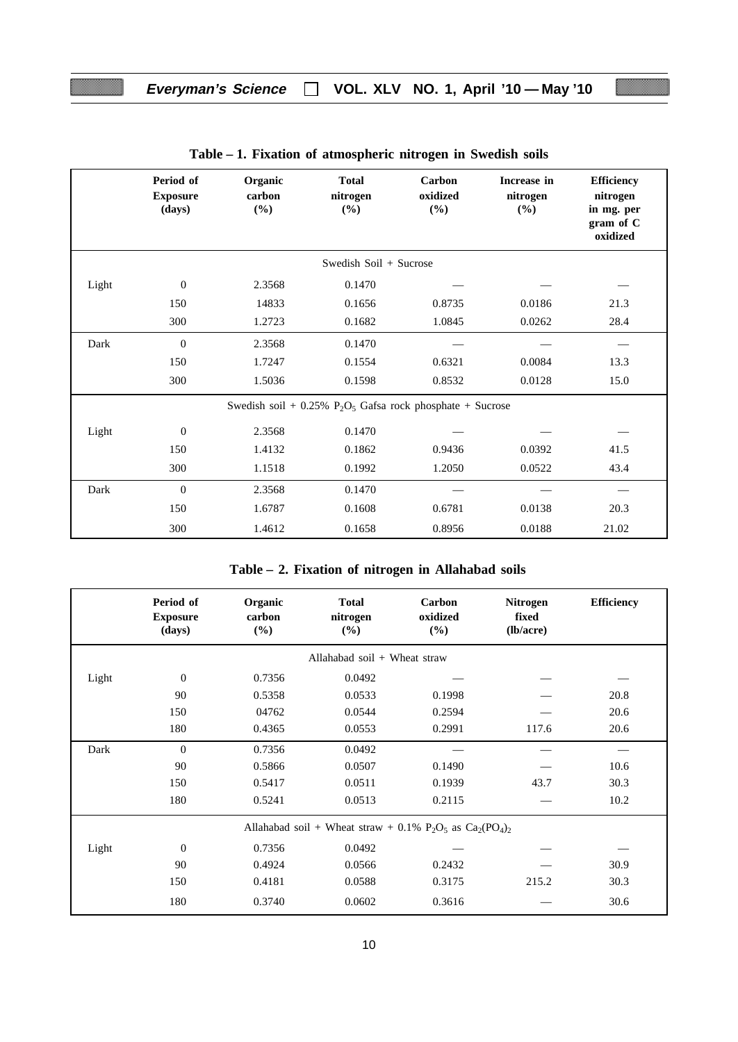**Table – 1. Fixation of atmospheric nitrogen in Swedish soils**

| | Period of Exposure (days) | Organic carbon (%) | Total nitrogen (%) | Carbon oxidized (%) | Increase in nitrogen (%) | Efficiency nitrogen in mg. per gram of C oxidized |
|---|---|---|---|---|---|---|
| | | | Swedish Soil + Sucrose | | | |
| Light | 0 | 2.3568 | 0.1470 | — | — | — |
| | 150 | 14833 | 0.1656 | 0.8735 | 0.0186 | 21.3 |
| | 300 | 1.2723 | 0.1682 | 1.0845 | 0.0262 | 28.4 |
| Dark | 0 | 2.3568 | 0.1470 | — | — | — |
| | 150 | 1.7247 | 0.1554 | 0.6321 | 0.0084 | 13.3 |
| | 300 | 1.5036 | 0.1598 | 0.8532 | 0.0128 | 15.0 |
| | | | Swedish soil + 0.25% $P_2O_5$ Gafsa rock phosphate + Sucrose | | | |
| Light | 0 | 2.3568 | 0.1470 | — | — | — |
| | 150 | 1.4132 | 0.1862 | 0.9436 | 0.0392 | 41.5 |
| | 300 | 1.1518 | 0.1992 | 1.2050 | 0.0522 | 43.4 |
| Dark | 0 | 2.3568 | 0.1470 | — | — | — |
| | 150 | 1.6787 | 0.1608 | 0.6781 | 0.0138 | 20.3 |
| | 300 | 1.4612 | 0.1658 | 0.8956 | 0.0188 | 21.02 |

**Table – 2. Fixation of nitrogen in Allahabad soils**

| | Period of Exposure (days) | Organic carbon (%) | Total nitrogen (%) | Carbon oxidized (%) | Nitrogen fixed (lb/acre) | Efficiency |
|---|---|---|---|---|---|---|
| | | | Allahabad soil + Wheat straw | | | |
| Light | 0 | 0.7356 | 0.0492 | — | — | — |
| | 90 | 0.5358 | 0.0533 | 0.1998 | — | 20.8 |
| | 150 | 04762 | 0.0544 | 0.2594 | — | 20.6 |
| | 180 | 0.4365 | 0.0553 | 0.2991 | 117.6 | 20.6 |
| Dark | 0 | 0.7356 | 0.0492 | — | — | — |
| | 90 | 0.5866 | 0.0507 | 0.1490 | — | 10.6 |
| | 150 | 0.5417 | 0.0511 | 0.1939 | 43.7 | 30.3 |
| | 180 | 0.5241 | 0.0513 | 0.2115 | — | 10.2 |
| | | | Allahabad soil + Wheat straw + 0.1% $P_2O_5$ as $Ca_2(PO_4)_2$ | | | |
| Light | 0 | 0.7356 | 0.0492 | — | — | — |
| | 90 | 0.4924 | 0.0566 | 0.2432 | — | 30.9 |
| | 150 | 0.4181 | 0.0588 | 0.3175 | 215.2 | 30.3 |
| | 180 | 0.3740 | 0.0602 | 0.3616 | — | 30.6 |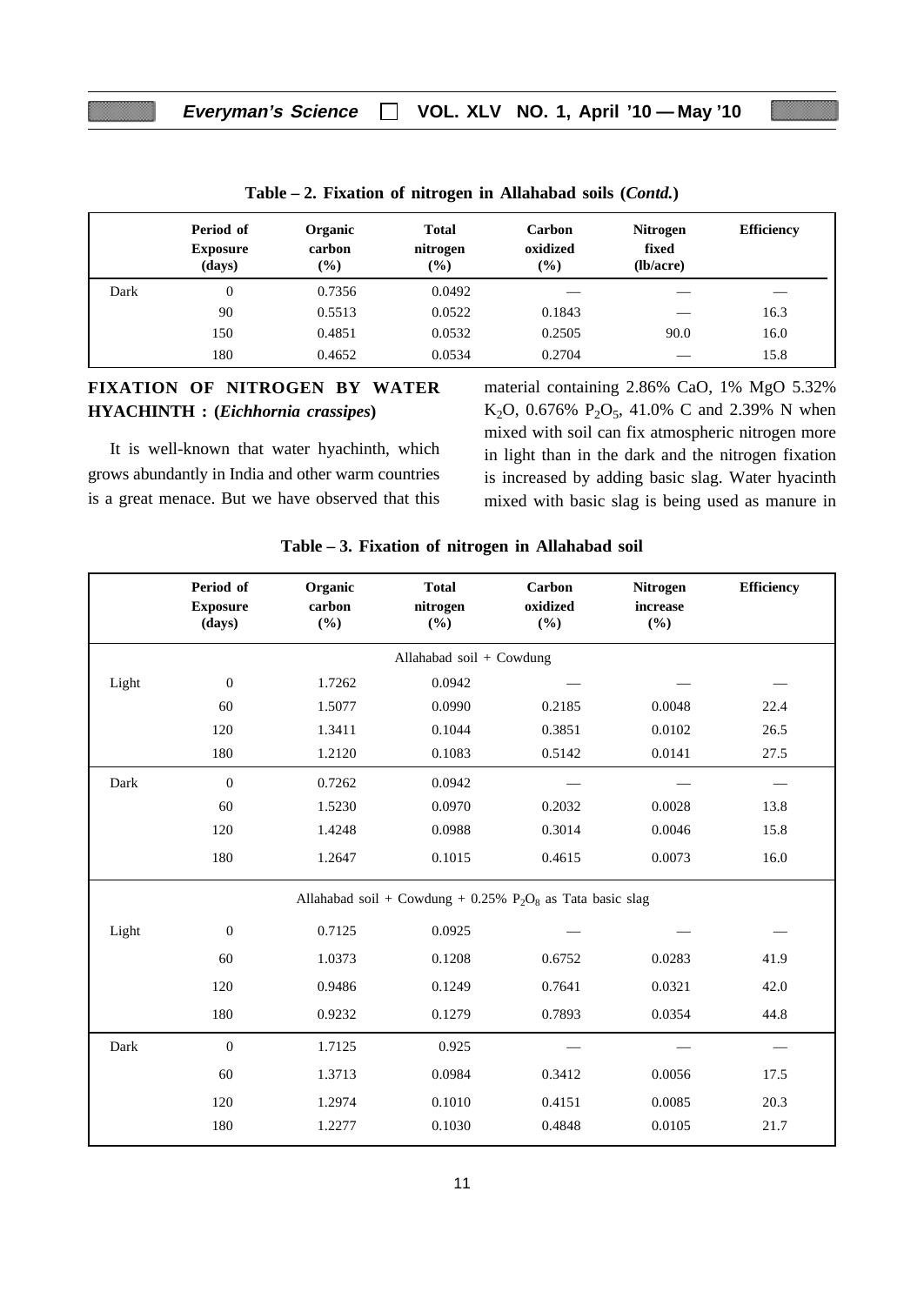**Table – 2. Fixation of nitrogen in Allahabad soils (*Contd.*)**

| | Period of Exposure (days) | Organic carbon (%) | Total nitrogen (%) | Carbon oxidized (%) | Nitrogen fixed (lb/acre) | Efficiency |
|---|---|---|---|---|---|---|
| Dark | 0 | 0.7356 | 0.0492 | — | — | — |
| | 90 | 0.5513 | 0.0522 | 0.1843 | — | 16.3 |
| | 150 | 0.4851 | 0.0532 | 0.2505 | 90.0 | 16.0 |
| | 180 | 0.4652 | 0.0534 | 0.2704 | — | 15.8 |

**FIXATION OF NITROGEN BY WATER HYACHINTH : (*Eichhornia crassipes*)**

It is well-known that water hyachinth, which grows abundantly in India and other warm countries is a great menace. But we have observed that this material containing 2.86% CaO, 1% MgO 5.32% $K_2O$, 0.676% $P_2O_5$, 41.0% C and 2.39% N when mixed with soil can fix atmospheric nitrogen more in light than in the dark and the nitrogen fixation is increased by adding basic slag. Water hyacinth mixed with basic slag is being used as manure in

**Table – 3. Fixation of nitrogen in Allahabad soil**

| | Period of Exposure (days) | Organic carbon (%) | Total nitrogen (%) | Carbon oxidized (%) | Nitrogen increase (%) | Efficiency |
|---|---|---|---|---|---|---|
| | | | Allahabad soil + Cowdung | | | |
| Light | 0 | 1.7262 | 0.0942 | — | — | — |
| | 60 | 1.5077 | 0.0990 | 0.2185 | 0.0048 | 22.4 |
| | 120 | 1.3411 | 0.1044 | 0.3851 | 0.0102 | 26.5 |
| | 180 | 1.2120 | 0.1083 | 0.5142 | 0.0141 | 27.5 |
| Dark | 0 | 0.7262 | 0.0942 | — | — | — |
| | 60 | 1.5230 | 0.0970 | 0.2032 | 0.0028 | 13.8 |
| | 120 | 1.4248 | 0.0988 | 0.3014 | 0.0046 | 15.8 |
| | 180 | 1.2647 | 0.1015 | 0.4615 | 0.0073 | 16.0 |
| | | Allahabad soil + Cowdung + 0.25% $P_2O_8$ as Tata basic slag | | | | |
| Light | 0 | 0.7125 | 0.0925 | — | — | — |
| | 60 | 1.0373 | 0.1208 | 0.6752 | 0.0283 | 41.9 |
| | 120 | 0.9486 | 0.1249 | 0.7641 | 0.0321 | 42.0 |
| | 180 | 0.9232 | 0.1279 | 0.7893 | 0.0354 | 44.8 |
| Dark | 0 | 1.7125 | 0.925 | — | — | — |
| | 60 | 1.3713 | 0.0984 | 0.3412 | 0.0056 | 17.5 |
| | 120 | 1.2974 | 0.1010 | 0.4151 | 0.0085 | 20.3 |
| | 180 | 1.2277 | 0.1030 | 0.4848 | 0.0105 | 21.7 |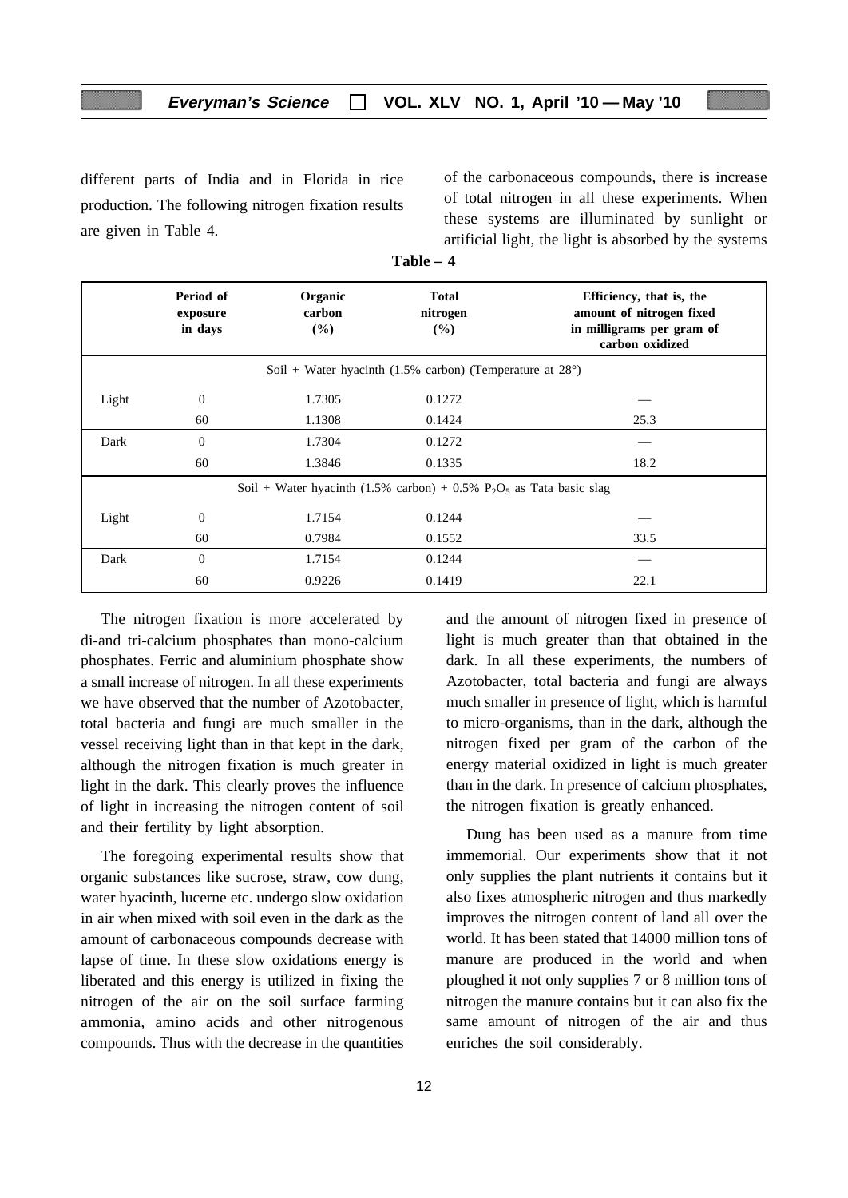different parts of India and in Florida in rice production. The following nitrogen fixation results are given in Table 4.

of the carbonaceous compounds, there is increase of total nitrogen in all these experiments. When these systems are illuminated by sunlight or artificial light, the light is absorbed by the systems and the amount of nitrogen fixed in presence of light is much greater than that obtained in the dark. In all these experiments, the numbers of Azotobacter, total bacteria and fungi are always much smaller in presence of light, which is harmful to micro-organisms, than in the dark, although the nitrogen fixed per gram of the carbon of the energy material oxidized in light is much greater than in the dark. In presence of calcium phosphates, the nitrogen fixation is greatly enhanced.

**Table – 4**

| | Period of exposure in days | Organic carbon (%) | Total nitrogen (%) | Efficiency, that is, the amount of nitrogen fixed in milligrams per gram of carbon oxidized |
|---|---|---|---|---|
| Soil + Water hyacinth (1.5% carbon) (Temperature at 28°) | | | | |
| Light | 0 | 1.7305 | 0.1272 | — |
| | 60 | 1.1308 | 0.1424 | 25.3 |
| Dark | 0 | 1.7304 | 0.1272 | — |
| | 60 | 1.3846 | 0.1335 | 18.2 |
| Soil + Water hyacinth (1.5% carbon) + 0.5% $P_2O_5$ as Tata basic slag | | | | |
| Light | 0 | 1.7154 | 0.1244 | — |
| | 60 | 0.7984 | 0.1552 | 33.5 |
| Dark | 0 | 1.7154 | 0.1244 | — |
| | 60 | 0.9226 | 0.1419 | 22.1 |

The nitrogen fixation is more accelerated by di-and tri-calcium phosphates than mono-calcium phosphates. Ferric and aluminium phosphate show a small increase of nitrogen. In all these experiments we have observed that the number of Azotobacter, total bacteria and fungi are much smaller in the vessel receiving light than in that kept in the dark, although the nitrogen fixation is much greater in light in the dark. This clearly proves the influence of light in increasing the nitrogen content of soil and their fertility by light absorption.

The foregoing experimental results show that organic substances like sucrose, straw, cow dung, water hyacinth, lucerne etc. undergo slow oxidation in air when mixed with soil even in the dark as the amount of carbonaceous compounds decrease with lapse of time. In these slow oxidations energy is liberated and this energy is utilized in fixing the nitrogen of the air on the soil surface farming ammonia, amino acids and other nitrogenous compounds. Thus with the decrease in the quantities

Dung has been used as a manure from time immemorial. Our experiments show that it not only supplies the plant nutrients it contains but it also fixes atmospheric nitrogen and thus markedly improves the nitrogen content of land all over the world. It has been stated that 14000 million tons of manure are produced in the world and when ploughed it not only supplies 7 or 8 million tons of nitrogen the manure contains but it can also fix the same amount of nitrogen of the air and thus enriches the soil considerably.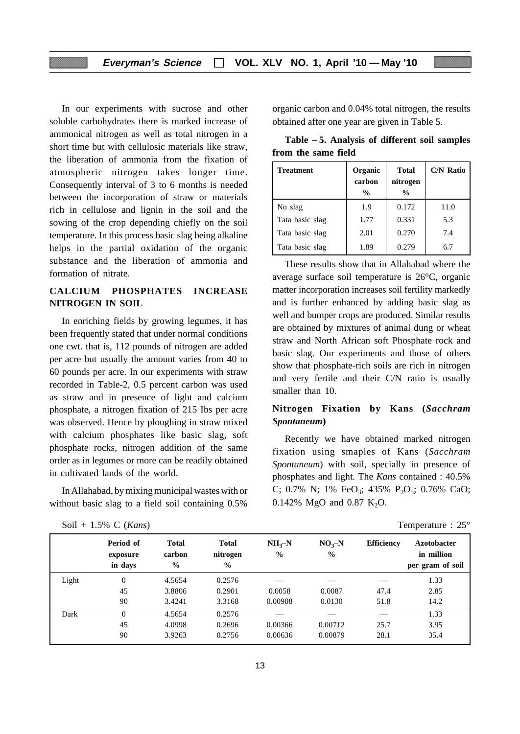In our experiments with sucrose and other soluble carbohydrates there is marked increase of ammonical nitrogen as well as total nitrogen in a short time but with cellulosic materials like straw, the liberation of ammonia from the fixation of atmospheric nitrogen takes longer time. Consequently interval of 3 to 6 months is needed between the incorporation of straw or materials rich in cellulose and lignin in the soil and the sowing of the crop depending chiefly on the soil temperature. In this process basic slag being alkaline helps in the partial oxidation of the organic substance and the liberation of ammonia and formation of nitrate.

## CALCIUM PHOSPHATES INCREASE NITROGEN IN SOIL

In enriching fields by growing legumes, it has been frequently stated that under normal conditions one cwt. that is, 112 pounds of nitrogen are added per acre but usually the amount varies from 40 to 60 pounds per acre. In our experiments with straw recorded in Table-2, 0.5 percent carbon was used as straw and in presence of light and calcium phosphate, a nitrogen fixation of 215 Ibs per acre was observed. Hence by ploughing in straw mixed with calcium phosphates like basic slag, soft phosphate rocks, nitrogen addition of the same order as in legumes or more can be readily obtained in cultivated lands of the world.

In Allahabad, by mixing municipal wastes with or without basic slag to a field soil containing 0.5% organic carbon and 0.04% total nitrogen, the results obtained after one year are given in Table 5.

**Table – 5. Analysis of different soil samples from the same field**

| Treatment | Organic carbon % | Total nitrogen % | C/N Ratio |
|---|---|---|---|
| No slag | 1.9 | 0.172 | 11.0 |
| Tata basic slag | 1.77 | 0.331 | 5.3 |
| Tata basic slag | 2.01 | 0.270 | 7.4 |
| Tata basic slag | 1.89 | 0.279 | 6.7 |

These results show that in Allahabad where the average surface soil temperature is 26°C, organic matter incorporation increases soil fertility markedly and is further enhanced by adding basic slag as well and bumper crops are produced. Similar results are obtained by mixtures of animal dung or wheat straw and North African soft Phosphate rock and basic slag. Our experiments and those of others show that phosphate-rich soils are rich in nitrogen and very fertile and their C/N ratio is usually smaller than 10.

## Nitrogen Fixation by Kans (*Sacchram Spontaneum*)

Recently we have obtained marked nitrogen fixation using smaples of Kans (*Sacchram Spontaneum*) with soil, specially in presence of phosphates and light. The *Kans* contained : 40.5% C; 0.7% N; 1% $FeO_3$; 435% $P_2O_5$; 0.76% CaO; 0.142% MgO and 0.87 $K_2O$.

Soil + 1.5% C (*Kans*) Temperature : 25°

| | Period of exposure in days | Total carbon % | Total nitrogen % | $NH_3$–N % | $NO_3$–N % | Efficiency | Azotobacter in million per gram of soil |
|---|---|---|---|---|---|---|---|
| Light | 0 | 4.5654 | 0.2576 | — | — | — | 1.33 |
| | 45 | 3.8806 | 0.2901 | 0.0058 | 0.0087 | 47.4 | 2.85 |
| | 90 | 3.4241 | 3.3168 | 0.00908 | 0.0130 | 51.8 | 14.2 |
| Dark | 0 | 4.5654 | 0.2576 | — | — | — | 1.33 |
| | 45 | 4.0998 | 0.2696 | 0.00366 | 0.00712 | 25.7 | 3.95 |
| | 90 | 3.9263 | 0.2756 | 0.00636 | 0.00879 | 28.1 | 35.4 |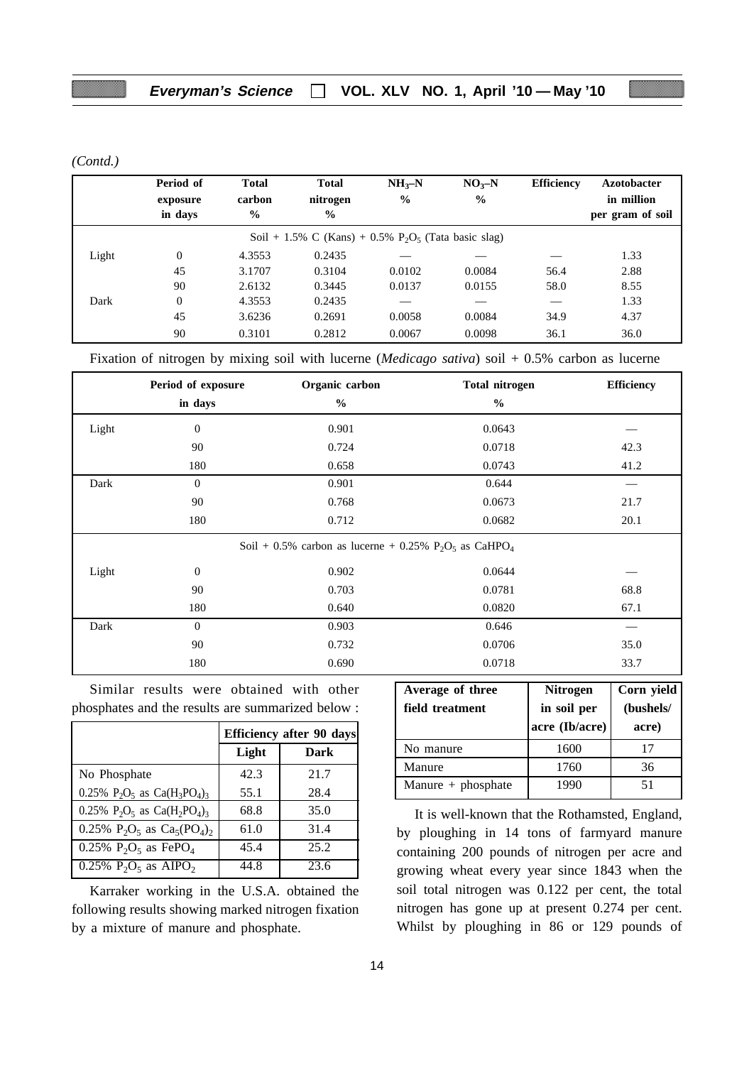*(Contd.)*

| | Period of exposure in days | Total carbon % | Total nitrogen % | $NH_3$–N % | $NO_3$–N % | Efficiency | Azotobacter in million per gram of soil |
|---|---|---|---|---|---|---|---|
| | | | Soil + 1.5% C (Kans) + 0.5% $P_2O_5$ (Tata basic slag) | | | | |
| Light | 0 | 4.3553 | 0.2435 | — | — | — | 1.33 |
| | 45 | 3.1707 | 0.3104 | 0.0102 | 0.0084 | 56.4 | 2.88 |
| | 90 | 2.6132 | 0.3445 | 0.0137 | 0.0155 | 58.0 | 8.55 |
| Dark | 0 | 4.3553 | 0.2435 | — | — | — | 1.33 |
| | 45 | 3.6236 | 0.2691 | 0.0058 | 0.0084 | 34.9 | 4.37 |
| | 90 | 0.3101 | 0.2812 | 0.0067 | 0.0098 | 36.1 | 36.0 |

Fixation of nitrogen by mixing soil with lucerne (*Medicago sativa*) soil + 0.5% carbon as lucerne

| | Period of exposure in days | Organic carbon % | Total nitrogen % | Efficiency |
|---|---|---|---|---|
| Light | 0 | 0.901 | 0.0643 | — |
| | 90 | 0.724 | 0.0718 | 42.3 |
| | 180 | 0.658 | 0.0743 | 41.2 |
| Dark | 0 | 0.901 | 0.644 | — |
| | 90 | 0.768 | 0.0673 | 21.7 |
| | 180 | 0.712 | 0.0682 | 20.1 |
| | | Soil + 0.5% carbon as lucerne + 0.25% $P_2O_5$ as $CaHPO_4$ | | |
| Light | 0 | 0.902 | 0.0644 | — |
| | 90 | 0.703 | 0.0781 | 68.8 |
| | 180 | 0.640 | 0.0820 | 67.1 |
| Dark | 0 | 0.903 | 0.646 | — |
| | 90 | 0.732 | 0.0706 | 35.0 |
| | 180 | 0.690 | 0.0718 | 33.7 |

Similar results were obtained with other phosphates and the results are summarized below :

| | Efficiency after 90 days | |
|---|---|---|
| | Light | Dark |
| No Phosphate | 42.3 | 21.7 |
| 0.25% $P_2O_5$ as $Ca(H_3PO_4)_3$ | 55.1 | 28.4 |
| 0.25% $P_2O_5$ as $Ca(H_2PO_4)_3$ | 68.8 | 35.0 |
| 0.25% $P_2O_5$ as $Ca_5(PO_4)_2$ | 61.0 | 31.4 |
| 0.25% $P_2O_5$ as $FePO_4$ | 45.4 | 25.2 |
| 0.25% $P_2O_5$ as $AIPO_2$ | 44.8 | 23.6 |

Karraker working in the U.S.A. obtained the following results showing marked nitrogen fixation by a mixture of manure and phosphate.

| Average of three field treatment | Nitrogen in soil per acre (Ib/acre) | Corn yield (bushels/ acre) |
|---|---|---|
| No manure | 1600 | 17 |
| Manure | 1760 | 36 |
| Manure + phosphate | 1990 | 51 |

It is well-known that the Rothamsted, England, by ploughing in 14 tons of farmyard manure containing 200 pounds of nitrogen per acre and growing wheat every year since 1843 when the soil total nitrogen was 0.122 per cent, the total nitrogen has gone up at present 0.274 per cent. Whilst by ploughing in 86 or 129 pounds of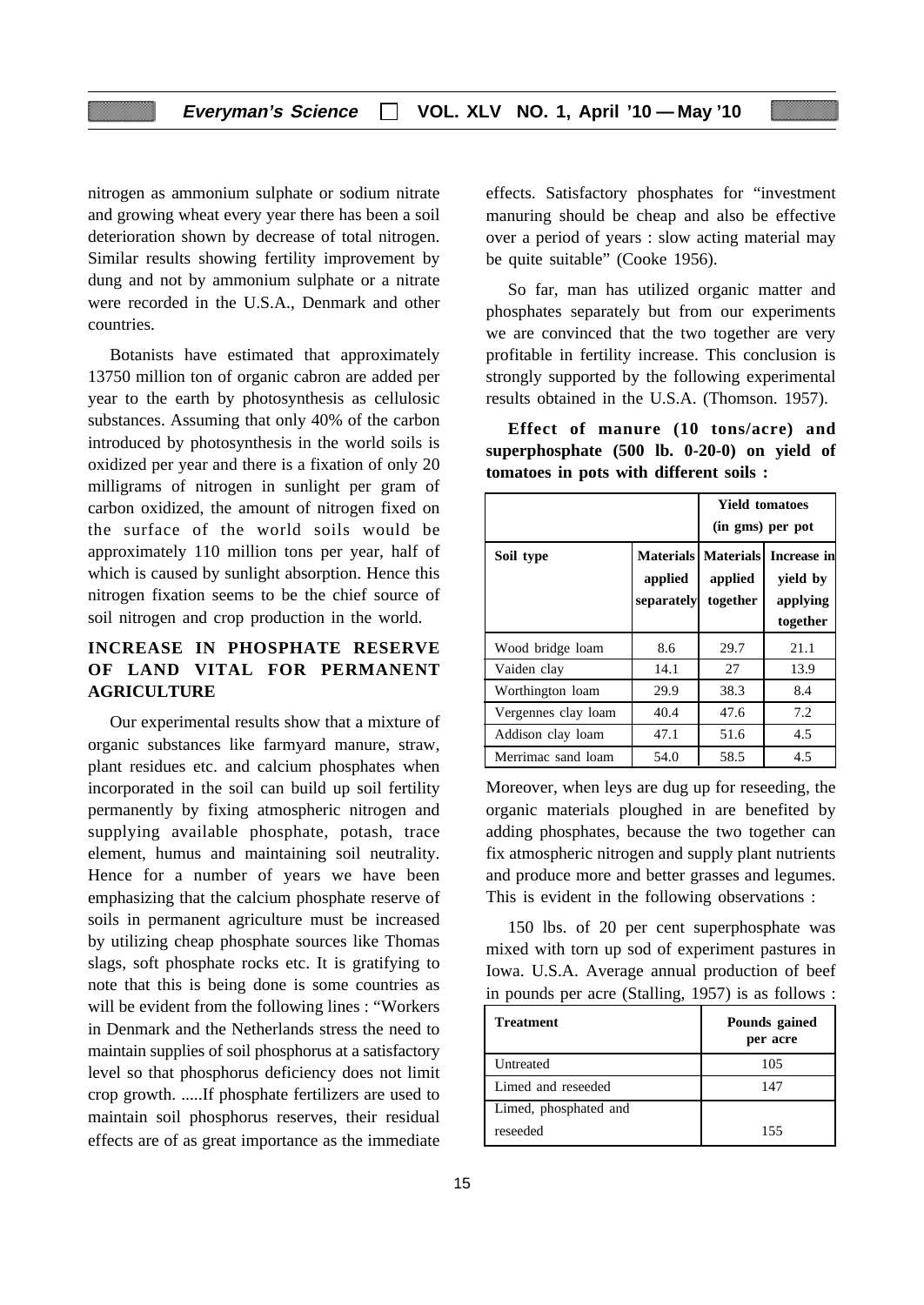nitrogen as ammonium sulphate or sodium nitrate and growing wheat every year there has been a soil deterioration shown by decrease of total nitrogen. Similar results showing fertility improvement by dung and not by ammonium sulphate or a nitrate were recorded in the U.S.A., Denmark and other countries.

Botanists have estimated that approximately 13750 million ton of organic cabron are added per year to the earth by photosynthesis as cellulosic substances. Assuming that only 40% of the carbon introduced by photosynthesis in the world soils is oxidized per year and there is a fixation of only 20 milligrams of nitrogen in sunlight per gram of carbon oxidized, the amount of nitrogen fixed on the surface of the world soils would be approximately 110 million tons per year, half of which is caused by sunlight absorption. Hence this nitrogen fixation seems to be the chief source of soil nitrogen and crop production in the world.

## INCREASE IN PHOSPHATE RESERVE OF LAND VITAL FOR PERMANENT AGRICULTURE

Our experimental results show that a mixture of organic substances like farmyard manure, straw, plant residues etc. and calcium phosphates when incorporated in the soil can build up soil fertility permanently by fixing atmospheric nitrogen and supplying available phosphate, potash, trace element, humus and maintaining soil neutrality. Hence for a number of years we have been emphasizing that the calcium phosphate reserve of soils in permanent agriculture must be increased by utilizing cheap phosphate sources like Thomas slags, soft phosphate rocks etc. It is gratifying to note that this is being done is some countries as will be evident from the following lines : "Workers in Denmark and the Netherlands stress the need to maintain supplies of soil phosphorus at a satisfactory level so that phosphorus deficiency does not limit crop growth. .....If phosphate fertilizers are used to maintain soil phosphorus reserves, their residual effects are of as great importance as the immediate effects. Satisfactory phosphates for "investment manuring should be cheap and also be effective over a period of years : slow acting material may be quite suitable" (Cooke 1956).

So far, man has utilized organic matter and phosphates separately but from our experiments we are convinced that the two together are very profitable in fertility increase. This conclusion is strongly supported by the following experimental results obtained in the U.S.A. (Thomson. 1957).

**Effect of manure (10 tons/acre) and superphosphate (500 lb. 0-20-0) on yield of tomatoes in pots with different soils :**

| | Yield tomatoes (in gms) per pot | | |
|---|---|---|---|
| **Soil type** | **Materials applied separately** | **Materials applied together** | **Increase in yield by applying together** |
| Wood bridge loam | 8.6 | 29.7 | 21.1 |
| Vaiden clay | 14.1 | 27 | 13.9 |
| Worthington loam | 29.9 | 38.3 | 8.4 |
| Vergennes clay loam | 40.4 | 47.6 | 7.2 |
| Addison clay loam | 47.1 | 51.6 | 4.5 |
| Merrimac sand loam | 54.0 | 58.5 | 4.5 |

Moreover, when leys are dug up for reseeding, the organic materials ploughed in are benefited by adding phosphates, because the two together can fix atmospheric nitrogen and supply plant nutrients and produce more and better grasses and legumes. This is evident in the following observations :

150 lbs. of 20 per cent superphosphate was mixed with torn up sod of experiment pastures in Iowa. U.S.A. Average annual production of beef in pounds per acre (Stalling, 1957) is as follows :

| **Treatment** | **Pounds gained per acre** |
|---|---|
| Untreated | 105 |
| Limed and reseeded | 147 |
| Limed, phosphated and reseeded | 155 |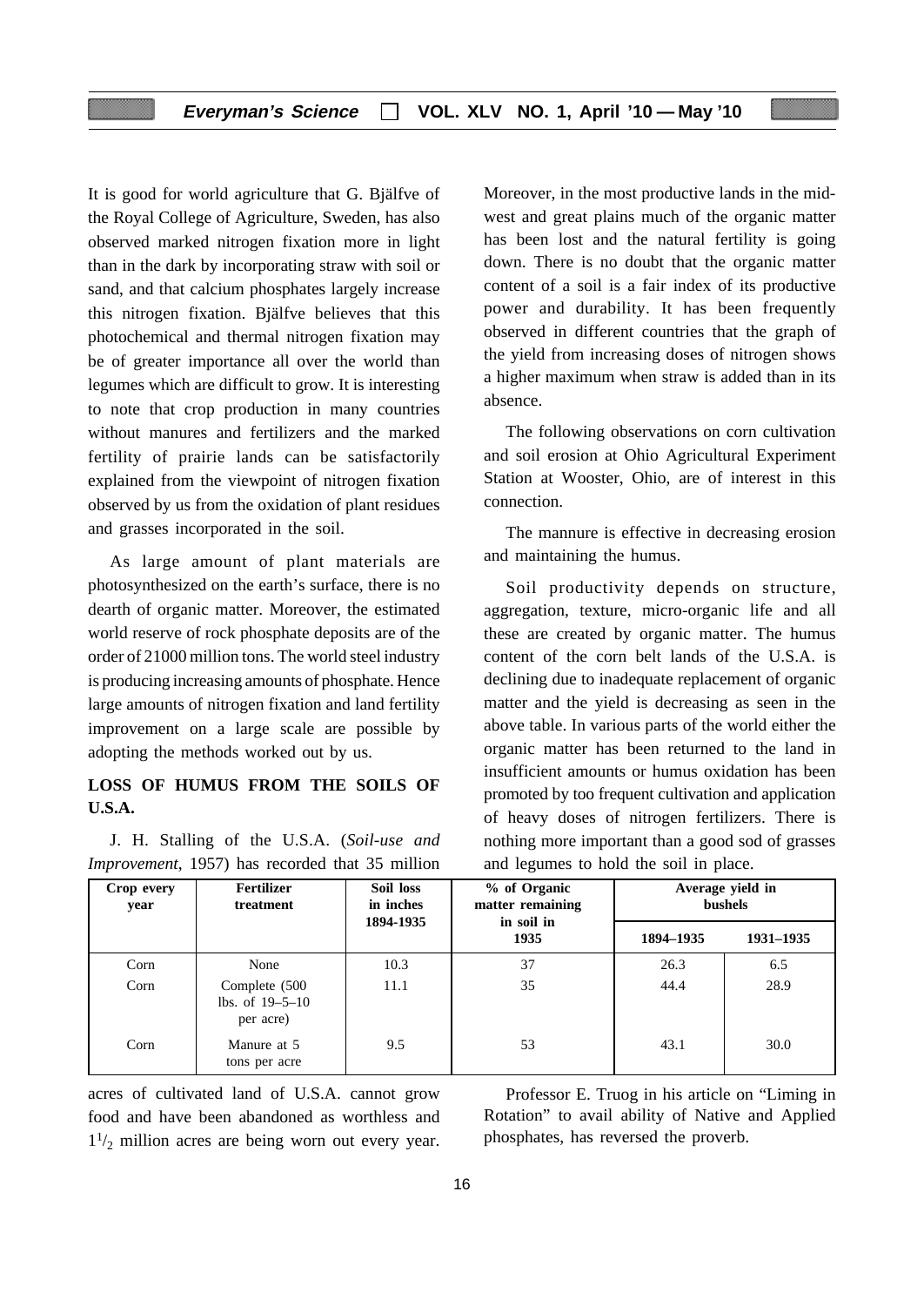It is good for world agriculture that G. Bjälfve of the Royal College of Agriculture, Sweden, has also observed marked nitrogen fixation more in light than in the dark by incorporating straw with soil or sand, and that calcium phosphates largely increase this nitrogen fixation. Bjälfve believes that this photochemical and thermal nitrogen fixation may be of greater importance all over the world than legumes which are difficult to grow. It is interesting to note that crop production in many countries without manures and fertilizers and the marked fertility of prairie lands can be satisfactorily explained from the viewpoint of nitrogen fixation observed by us from the oxidation of plant residues and grasses incorporated in the soil.

As large amount of plant materials are photosynthesized on the earth's surface, there is no dearth of organic matter. Moreover, the estimated world reserve of rock phosphate deposits are of the order of 21000 million tons. The world steel industry is producing increasing amounts of phosphate. Hence large amounts of nitrogen fixation and land fertility improvement on a large scale are possible by adopting the methods worked out by us.

## LOSS OF HUMUS FROM THE SOILS OF U.S.A.

J. H. Stalling of the U.S.A. (*Soil-use and Improvement*, 1957) has recorded that 35 million acres of cultivated land of U.S.A. cannot grow food and have been abandoned as worthless and $1^1/_2$ million acres are being worn out every year. Moreover, in the most productive lands in the mid-west and great plains much of the organic matter has been lost and the natural fertility is going down. There is no doubt that the organic matter content of a soil is a fair index of its productive power and durability. It has been frequently observed in different countries that the graph of the yield from increasing doses of nitrogen shows a higher maximum when straw is added than in its absence.

The following observations on corn cultivation and soil erosion at Ohio Agricultural Experiment Station at Wooster, Ohio, are of interest in this connection.

| Crop every year | Fertilizer treatment | Soil loss in inches 1894-1935 | % of Organic matter remaining in soil in 1935 | Average yield in bushels | |
|---|---|---|---|---|---|
| | | | | 1894–1935 | 1931–1935 |
| Corn | None | 10.3 | 37 | 26.3 | 6.5 |
| Corn | Complete (500 lbs. of 19–5–10 per acre) | 11.1 | 35 | 44.4 | 28.9 |
| Corn | Manure at 5 tons per acre | 9.5 | 53 | 43.1 | 30.0 |

The mannure is effective in decreasing erosion and maintaining the humus.

Soil productivity depends on structure, aggregation, texture, micro-organic life and all these are created by organic matter. The humus content of the corn belt lands of the U.S.A. is declining due to inadequate replacement of organic matter and the yield is decreasing as seen in the above table. In various parts of the world either the organic matter has been returned to the land in insufficient amounts or humus oxidation has been promoted by too frequent cultivation and application of heavy doses of nitrogen fertilizers. There is nothing more important than a good sod of grasses and legumes to hold the soil in place.

Professor E. Truog in his article on "Liming in Rotation" to avail ability of Native and Applied phosphates, has reversed the proverb.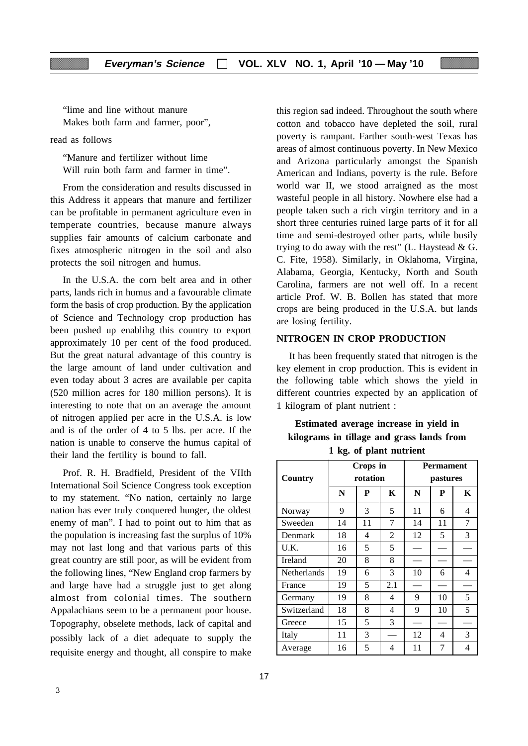"lime and line without manure
Makes both farm and farmer, poor",

read as follows

"Manure and fertilizer without lime
Will ruin both farm and farmer in time".

From the consideration and results discussed in this Address it appears that manure and fertilizer can be profitable in permanent agriculture even in temperate countries, because manure always supplies fair amounts of calcium carbonate and fixes atmospheric nitrogen in the soil and also protects the soil nitrogen and humus.

In the U.S.A. the corn belt area and in other parts, lands rich in humus and a favourable climate form the basis of crop production. By the application of Science and Technology crop production has been pushed up enablihg this country to export approximately 10 per cent of the food produced. But the great natural advantage of this country is the large amount of land under cultivation and even today about 3 acres are available per capita (520 million acres for 180 million persons). It is interesting to note that on an average the amount of nitrogen applied per acre in the U.S.A. is low and is of the order of 4 to 5 lbs. per acre. If the nation is unable to conserve the humus capital of their land the fertility is bound to fall.

Prof. R. H. Bradfield, President of the VIIth International Soil Science Congress took exception to my statement. "No nation, certainly no large nation has ever truly conquered hunger, the oldest enemy of man". I had to point out to him that as the population is increasing fast the surplus of 10% may not last long and that various parts of this great country are still poor, as will be evident from the following lines, "New England crop farmers by and large have had a struggle just to get along almost from colonial times. The southern Appalachians seem to be a permanent poor house. Topography, obselete methods, lack of capital and possibly lack of a diet adequate to supply the requisite energy and thought, all conspire to make this region sad indeed. Throughout the south where cotton and tobacco have depleted the soil, rural poverty is rampant. Farther south-west Texas has areas of almost continuous poverty. In New Mexico and Arizona particularly amongst the Spanish American and Indians, poverty is the rule. Before world war II, we stood arraigned as the most wasteful people in all history. Nowhere else had a people taken such a rich virgin territory and in a short three centuries ruined large parts of it for all time and semi-destroyed other parts, while busily trying to do away with the rest" (L. Haystead & G. C. Fite, 1958). Similarly, in Oklahoma, Virgina, Alabama, Georgia, Kentucky, North and South Carolina, farmers are not well off. In a recent article Prof. W. B. Bollen has stated that more crops are being produced in the U.S.A. but lands are losing fertility.

## NITROGEN IN CROP PRODUCTION

It has been frequently stated that nitrogen is the key element in crop production. This is evident in the following table which shows the yield in different countries expected by an application of 1 kilogram of plant nutrient :

**Estimated average increase in yield in kilograms in tillage and grass lands from 1 kg. of plant nutrient**

| Country | Crops in rotation | | | Permanent pastures | | |
|---|---|---|---|---|---|---|
| | N | P | K | N | P | K |
| Norway | 9 | 3 | 5 | 11 | 6 | 4 |
| Sweeden | 14 | 11 | 7 | 14 | 11 | 7 |
| Denmark | 18 | 4 | 2 | 12 | 5 | 3 |
| U.K. | 16 | 5 | 5 | — | — | — |
| Ireland | 20 | 8 | 8 | — | — | — |
| Netherlands | 19 | 6 | 3 | 10 | 6 | 4 |
| France | 19 | 5 | 2.1 | — | — | — |
| Germany | 19 | 8 | 4 | 9 | 10 | 5 |
| Switzerland | 18 | 8 | 4 | 9 | 10 | 5 |
| Greece | 15 | 5 | 3 | — | — | — |
| Italy | 11 | 3 | — | 12 | 4 | 3 |
| Average | 16 | 5 | 4 | 11 | 7 | 4 |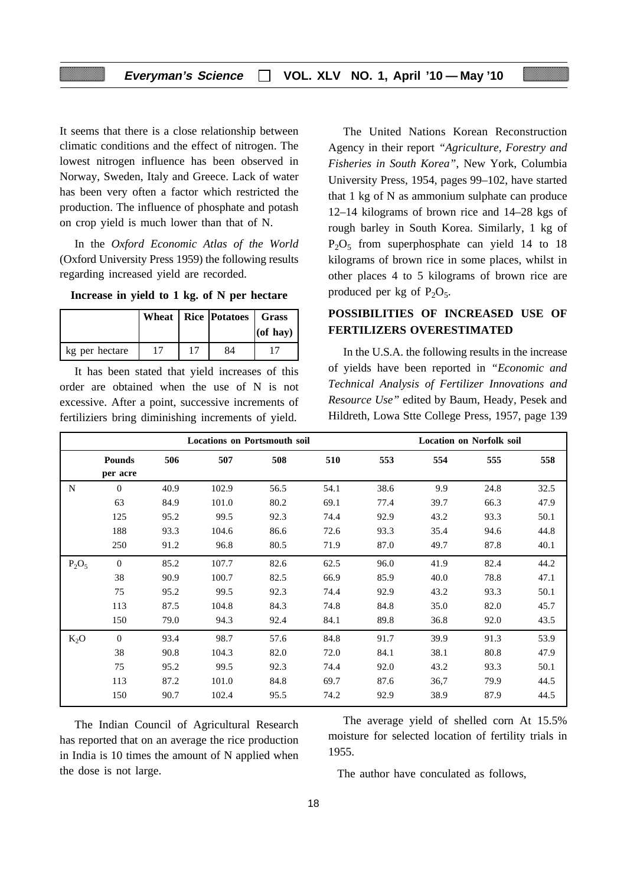It seems that there is a close relationship between climatic conditions and the effect of nitrogen. The lowest nitrogen influence has been observed in Norway, Sweden, Italy and Greece. Lack of water has been very often a factor which restricted the production. The influence of phosphate and potash on crop yield is much lower than that of N.

In the *Oxford Economic Atlas of the World* (Oxford University Press 1959) the following results regarding increased yield are recorded.

**Increase in yield to 1 kg. of N per hectare**

| | Wheat | Rice | Potatoes | Grass (of hay) |
|---|---|---|---|---|
| kg per hectare | 17 | 17 | 84 | 17 |

It has been stated that yield increases of this order are obtained when the use of N is not excessive. After a point, successive increments of fertiliziers bring diminishing increments of yield.

The United Nations Korean Reconstruction Agency in their report *"Agriculture, Forestry and Fisheries in South Korea"*, New York, Columbia University Press, 1954, pages 99–102, have started that 1 kg of N as ammonium sulphate can produce 12–14 kilograms of brown rice and 14–28 kgs of rough barley in South Korea. Similarly, 1 kg of $P_2O_5$ from superphosphate can yield 14 to 18 kilograms of brown rice in some places, whilst in other places 4 to 5 kilograms of brown rice are produced per kg of $P_2O_5$.

## POSSIBILITIES OF INCREASED USE OF FERTILIZERS OVERESTIMATED

In the U.S.A. the following results in the increase of yields have been reported in *"Economic and Technical Analysis of Fertilizer Innovations and Resource Use"* edited by Baum, Heady, Pesek and Hildreth, Lowa Stte College Press, 1957, page 139

| | | Locations on Portsmouth soil | | | | Location on Norfolk soil | | | |
|---|---|---|---|---|---|---|---|---|---|
| | **Pounds per acre** | **506** | **507** | **508** | **510** | **553** | **554** | **555** | **558** |
| N | 0 | 40.9 | 102.9 | 56.5 | 54.1 | 38.6 | 9.9 | 24.8 | 32.5 |
| | 63 | 84.9 | 101.0 | 80.2 | 69.1 | 77.4 | 39.7 | 66.3 | 47.9 |
| | 125 | 95.2 | 99.5 | 92.3 | 74.4 | 92.9 | 43.2 | 93.3 | 50.1 |
| | 188 | 93.3 | 104.6 | 86.6 | 72.6 | 93.3 | 35.4 | 94.6 | 44.8 |
| | 250 | 91.2 | 96.8 | 80.5 | 71.9 | 87.0 | 49.7 | 87.8 | 40.1 |
| $P_2O_5$ | 0 | 85.2 | 107.7 | 82.6 | 62.5 | 96.0 | 41.9 | 82.4 | 44.2 |
| | 38 | 90.9 | 100.7 | 82.5 | 66.9 | 85.9 | 40.0 | 78.8 | 47.1 |
| | 75 | 95.2 | 99.5 | 92.3 | 74.4 | 92.9 | 43.2 | 93.3 | 50.1 |
| | 113 | 87.5 | 104.8 | 84.3 | 74.8 | 84.8 | 35.0 | 82.0 | 45.7 |
| | 150 | 79.0 | 94.3 | 92.4 | 84.1 | 89.8 | 36.8 | 92.0 | 43.5 |
| $K_2O$ | 0 | 93.4 | 98.7 | 57.6 | 84.8 | 91.7 | 39.9 | 91.3 | 53.9 |
| | 38 | 90.8 | 104.3 | 82.0 | 72.0 | 84.1 | 38.1 | 80.8 | 47.9 |
| | 75 | 95.2 | 99.5 | 92.3 | 74.4 | 92.0 | 43.2 | 93.3 | 50.1 |
| | 113 | 87.2 | 101.0 | 84.8 | 69.7 | 87.6 | 36,7 | 79.9 | 44.5 |
| | 150 | 90.7 | 102.4 | 95.5 | 74.2 | 92.9 | 38.9 | 87.9 | 44.5 |

The average yield of shelled corn At 15.5% moisture for selected location of fertility trials in 1955.

The Indian Council of Agricultural Research has reported that on an average the rice production in India is 10 times the amount of N applied when the dose is not large.

The author have conculated as follows,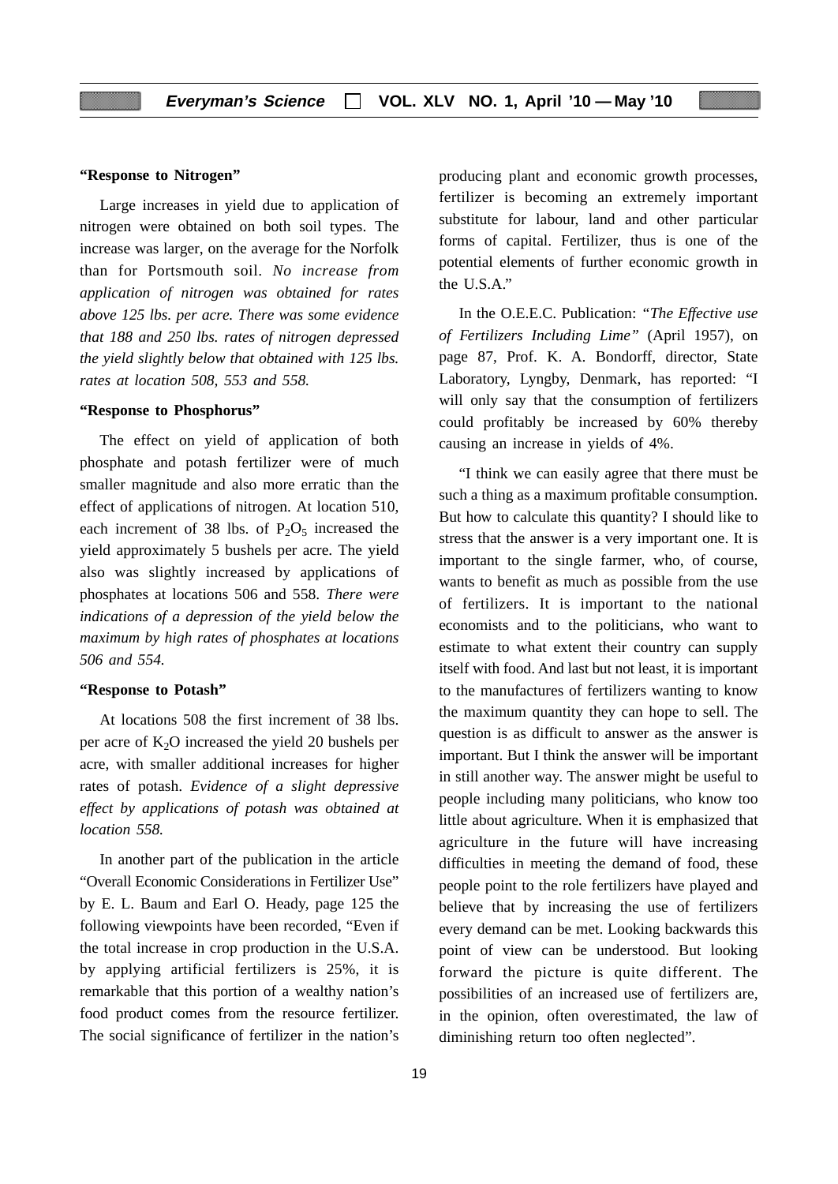**"Response to Nitrogen"**

Large increases in yield due to application of nitrogen were obtained on both soil types. The increase was larger, on the average for the Norfolk than for Portsmouth soil. *No increase from application of nitrogen was obtained for rates above 125 lbs. per acre. There was some evidence that 188 and 250 lbs. rates of nitrogen depressed the yield slightly below that obtained with 125 lbs. rates at location 508, 553 and 558.*

**"Response to Phosphorus"**

The effect on yield of application of both phosphate and potash fertilizer were of much smaller magnitude and also more erratic than the effect of applications of nitrogen. At location 510, each increment of 38 lbs. of $P_2O_5$ increased the yield approximately 5 bushels per acre. The yield also was slightly increased by applications of phosphates at locations 506 and 558. *There were indications of a depression of the yield below the maximum by high rates of phosphates at locations 506 and 554.*

**"Response to Potash"**

At locations 508 the first increment of 38 lbs. per acre of $K_2O$ increased the yield 20 bushels per acre, with smaller additional increases for higher rates of potash. *Evidence of a slight depressive effect by applications of potash was obtained at location 558.*

In another part of the publication in the article "Overall Economic Considerations in Fertilizer Use" by E. L. Baum and Earl O. Heady, page 125 the following viewpoints have been recorded, "Even if the total increase in crop production in the U.S.A. by applying artificial fertilizers is 25%, it is remarkable that this portion of a wealthy nation's food product comes from the resource fertilizer. The social significance of fertilizer in the nation's producing plant and economic growth processes, fertilizer is becoming an extremely important substitute for labour, land and other particular forms of capital. Fertilizer, thus is one of the potential elements of further economic growth in the U.S.A."

In the O.E.E.C. Publication: *"The Effective use of Fertilizers Including Lime"* (April 1957), on page 87, Prof. K. A. Bondorff, director, State Laboratory, Lyngby, Denmark, has reported: "I will only say that the consumption of fertilizers could profitably be increased by 60% thereby causing an increase in yields of 4%.

"I think we can easily agree that there must be such a thing as a maximum profitable consumption. But how to calculate this quantity? I should like to stress that the answer is a very important one. It is important to the single farmer, who, of course, wants to benefit as much as possible from the use of fertilizers. It is important to the national economists and to the politicians, who want to estimate to what extent their country can supply itself with food. And last but not least, it is important to the manufactures of fertilizers wanting to know the maximum quantity they can hope to sell. The question is as difficult to answer as the answer is important. But I think the answer will be important in still another way. The answer might be useful to people including many politicians, who know too little about agriculture. When it is emphasized that agriculture in the future will have increasing difficulties in meeting the demand of food, these people point to the role fertilizers have played and believe that by increasing the use of fertilizers every demand can be met. Looking backwards this point of view can be understood. But looking forward the picture is quite different. The possibilities of an increased use of fertilizers are, in the opinion, often overestimated, the law of diminishing return too often neglected".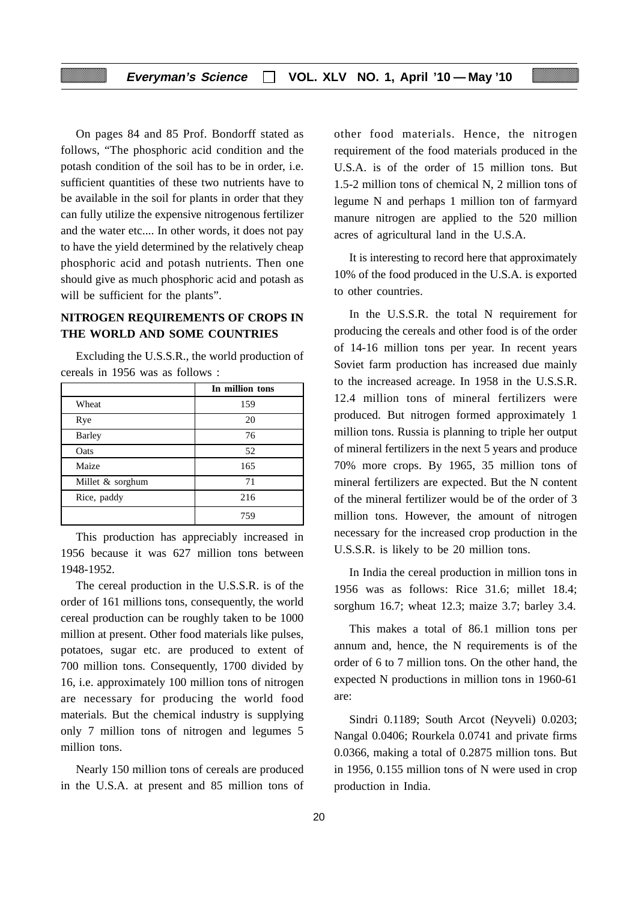On pages 84 and 85 Prof. Bondorff stated as follows, "The phosphoric acid condition and the potash condition of the soil has to be in order, i.e. sufficient quantities of these two nutrients have to be available in the soil for plants in order that they can fully utilize the expensive nitrogenous fertilizer and the water etc.... In other words, it does not pay to have the yield determined by the relatively cheap phosphoric acid and potash nutrients. Then one should give as much phosphoric acid and potash as will be sufficient for the plants".

## NITROGEN REQUIREMENTS OF CROPS IN THE WORLD AND SOME COUNTRIES

Excluding the U.S.S.R., the world production of cereals in 1956 was as follows :

| | In million tons |
|---|---|
| Wheat | 159 |
| Rye | 20 |
| Barley | 76 |
| Oats | 52 |
| Maize | 165 |
| Millet & sorghum | 71 |
| Rice, paddy | 216 |
| | 759 |

This production has appreciably increased in 1956 because it was 627 million tons between 1948-1952.

The cereal production in the U.S.S.R. is of the order of 161 millions tons, consequently, the world cereal production can be roughly taken to be 1000 million at present. Other food materials like pulses, potatoes, sugar etc. are produced to extent of 700 million tons. Consequently, 1700 divided by 16, i.e. approximately 100 million tons of nitrogen are necessary for producing the world food materials. But the chemical industry is supplying only 7 million tons of nitrogen and legumes 5 million tons.

Nearly 150 million tons of cereals are produced in the U.S.A. at present and 85 million tons of other food materials. Hence, the nitrogen requirement of the food materials produced in the U.S.A. is of the order of 15 million tons. But 1.5-2 million tons of chemical N, 2 million tons of legume N and perhaps 1 million ton of farmyard manure nitrogen are applied to the 520 million acres of agricultural land in the U.S.A.

It is interesting to record here that approximately 10% of the food produced in the U.S.A. is exported to other countries.

In the U.S.S.R. the total N requirement for producing the cereals and other food is of the order of 14-16 million tons per year. In recent years Soviet farm production has increased due mainly to the increased acreage. In 1958 in the U.S.S.R. 12.4 million tons of mineral fertilizers were produced. But nitrogen formed approximately 1 million tons. Russia is planning to triple her output of mineral fertilizers in the next 5 years and produce 70% more crops. By 1965, 35 million tons of mineral fertilizers are expected. But the N content of the mineral fertilizer would be of the order of 3 million tons. However, the amount of nitrogen necessary for the increased crop production in the U.S.S.R. is likely to be 20 million tons.

In India the cereal production in million tons in 1956 was as follows: Rice 31.6; millet 18.4; sorghum 16.7; wheat 12.3; maize 3.7; barley 3.4.

This makes a total of 86.1 million tons per annum and, hence, the N requirements is of the order of 6 to 7 million tons. On the other hand, the expected N productions in million tons in 1960-61 are:

Sindri 0.1189; South Arcot (Neyveli) 0.0203; Nangal 0.0406; Rourkela 0.0741 and private firms 0.0366, making a total of 0.2875 million tons. But in 1956, 0.155 million tons of N were used in crop production in India.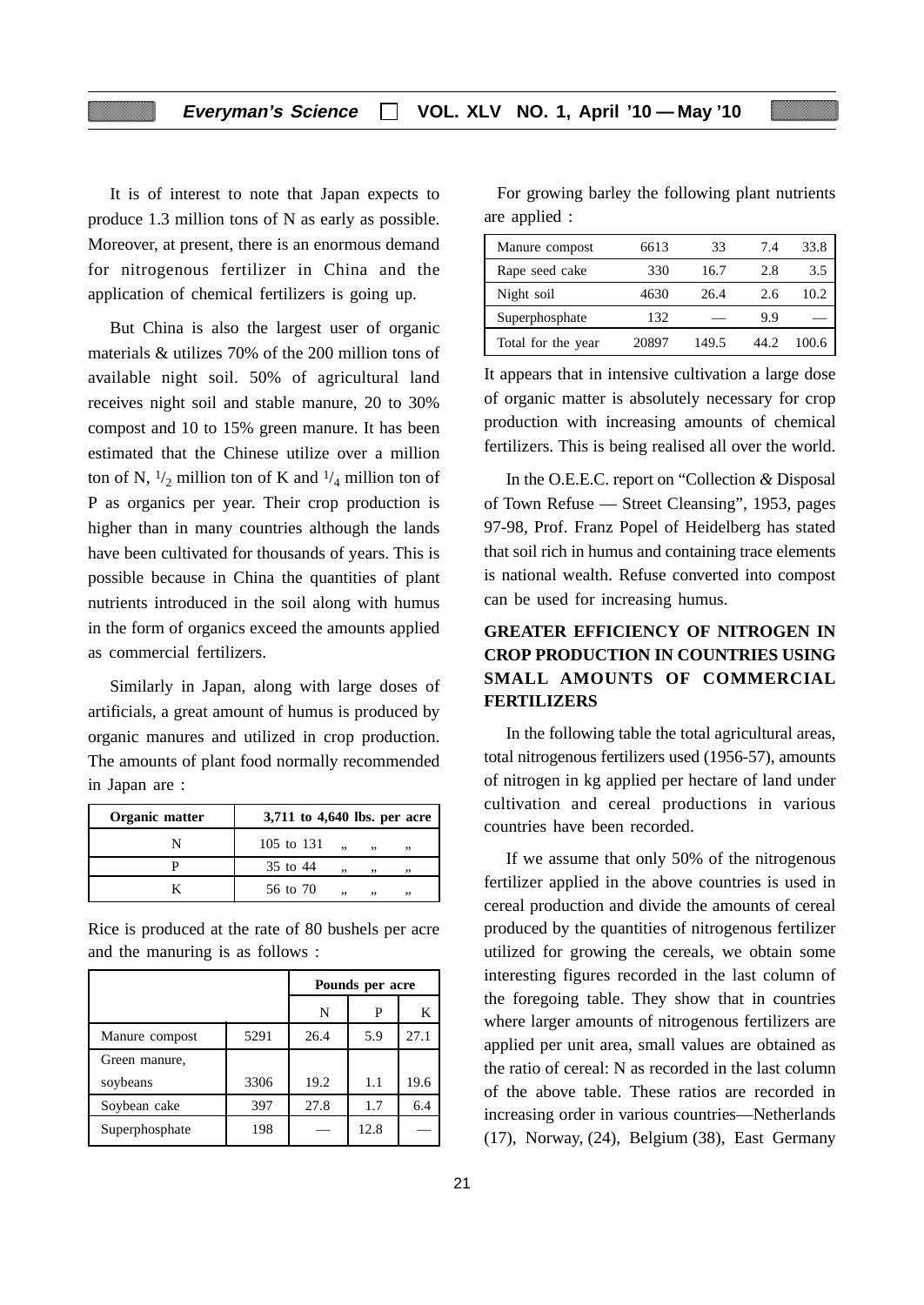It is of interest to note that Japan expects to produce 1.3 million tons of N as early as possible. Moreover, at present, there is an enormous demand for nitrogenous fertilizer in China and the application of chemical fertilizers is going up.

But China is also the largest user of organic materials & utilizes 70% of the 200 million tons of available night soil. 50% of agricultural land receives night soil and stable manure, 20 to 30% compost and 10 to 15% green manure. It has been estimated that the Chinese utilize over a million ton of N, $^1/_2$ million ton of K and $^1/_4$ million ton of P as organics per year. Their crop production is higher than in many countries although the lands have been cultivated for thousands of years. This is possible because in China the quantities of plant nutrients introduced in the soil along with humus in the form of organics exceed the amounts applied as commercial fertilizers.

Similarly in Japan, along with large doses of artificials, a great amount of humus is produced by organic manures and utilized in crop production. The amounts of plant food normally recommended in Japan are :

| **Organic matter** | **3,711 to 4,640 lbs. per acre** |
|---|---|
| N | 105 to 131 ,, ,, ,, |
| P | 35 to 44 ,, ,, ,, |
| K | 56 to 70 ,, ,, ,, |

Rice is produced at the rate of 80 bushels per acre and the manuring is as follows :

| | | **Pounds per acre** | | |
|---|---|---|---|---|
| | | N | P | K |
| Manure compost | 5291 | 26.4 | 5.9 | 27.1 |
| Green manure, soybeans | 3306 | 19.2 | 1.1 | 19.6 |
| Soybean cake | 397 | 27.8 | 1.7 | 6.4 |
| Superphosphate | 198 | — | 12.8 | — |

For growing barley the following plant nutrients are applied :

| | | | | |
|---|---|---|---|---|
| Manure compost | 6613 | 33 | 7.4 | 33.8 |
| Rape seed cake | 330 | 16.7 | 2.8 | 3.5 |
| Night soil | 4630 | 26.4 | 2.6 | 10.2 |
| Superphosphate | 132 | — | 9.9 | — |
| Total for the year | 20897 | 149.5 | 44.2 | 100.6 |

It appears that in intensive cultivation a large dose of organic matter is absolutely necessary for crop production with increasing amounts of chemical fertilizers. This is being realised all over the world.

In the O.E.E.C. report on "Collection & Disposal of Town Refuse — Street Cleansing", 1953, pages 97-98, Prof. Franz Popel of Heidelberg has stated that soil rich in humus and containing trace elements is national wealth. Refuse converted into compost can be used for increasing humus.

## GREATER EFFICIENCY OF NITROGEN IN CROP PRODUCTION IN COUNTRIES USING SMALL AMOUNTS OF COMMERCIAL FERTILIZERS

In the following table the total agricultural areas, total nitrogenous fertilizers used (1956-57), amounts of nitrogen in kg applied per hectare of land under cultivation and cereal productions in various countries have been recorded.

If we assume that only 50% of the nitrogenous fertilizer applied in the above countries is used in cereal production and divide the amounts of cereal produced by the quantities of nitrogenous fertilizer utilized for growing the cereals, we obtain some interesting figures recorded in the last column of the foregoing table. They show that in countries where larger amounts of nitrogenous fertilizers are applied per unit area, small values are obtained as the ratio of cereal: N as recorded in the last column of the above table. These ratios are recorded in increasing order in various countries—Netherlands (17), Norway, (24), Belgium (38), East Germany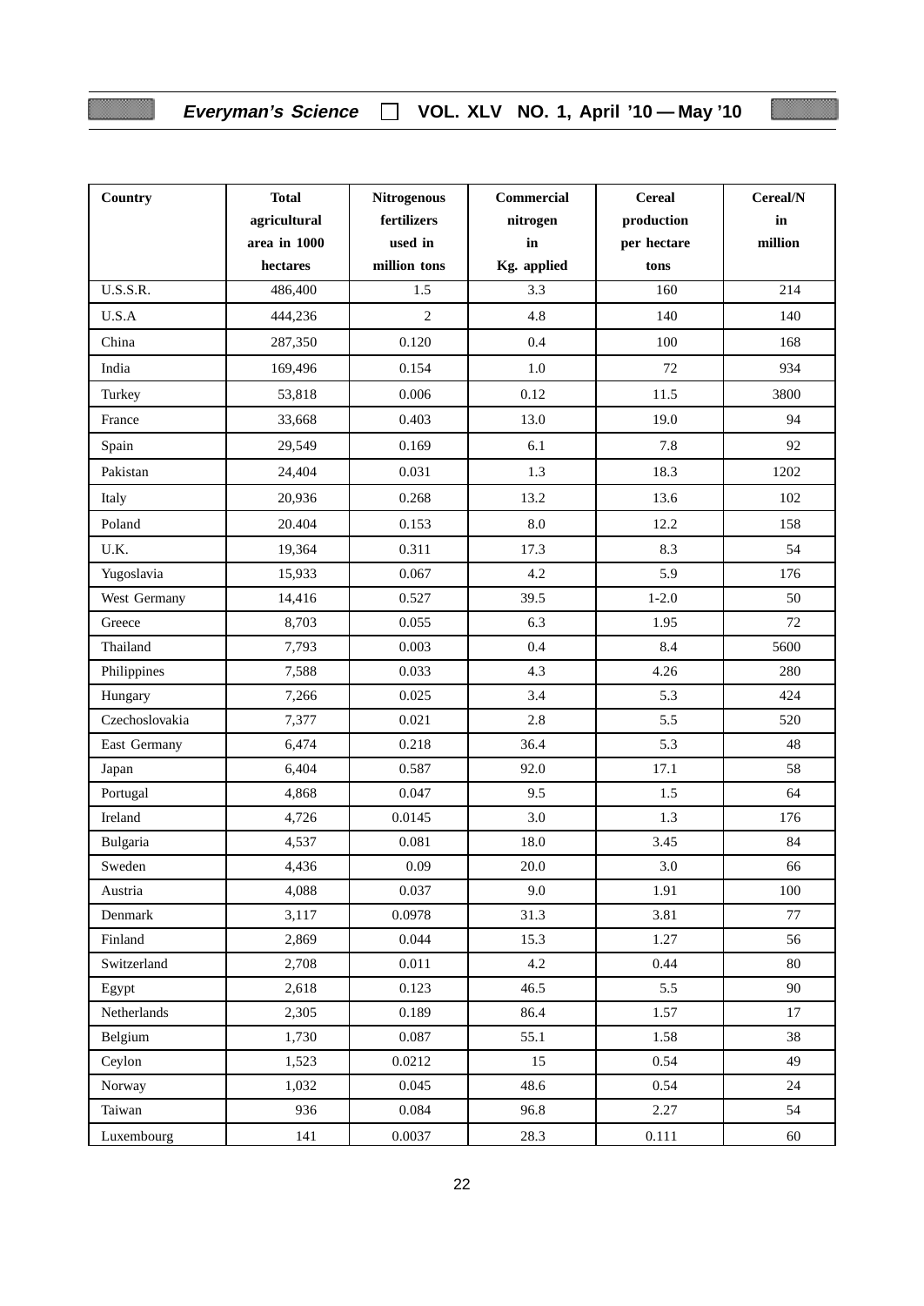| Country | Total agricultural area in 1000 hectares | Nitrogenous fertilizers used in million tons | Commercial nitrogen in Kg. applied | Cereal production per hectare tons | Cereal/N in million |
|---|---|---|---|---|---|
| U.S.S.R. | 486,400 | 1.5 | 3.3 | 160 | 214 |
| U.S.A | 444,236 | 2 | 4.8 | 140 | 140 |
| China | 287,350 | 0.120 | 0.4 | 100 | 168 |
| India | 169,496 | 0.154 | 1.0 | 72 | 934 |
| Turkey | 53,818 | 0.006 | 0.12 | 11.5 | 3800 |
| France | 33,668 | 0.403 | 13.0 | 19.0 | 94 |
| Spain | 29,549 | 0.169 | 6.1 | 7.8 | 92 |
| Pakistan | 24,404 | 0.031 | 1.3 | 18.3 | 1202 |
| Italy | 20,936 | 0.268 | 13.2 | 13.6 | 102 |
| Poland | 20.404 | 0.153 | 8.0 | 12.2 | 158 |
| U.K. | 19,364 | 0.311 | 17.3 | 8.3 | 54 |
| Yugoslavia | 15,933 | 0.067 | 4.2 | 5.9 | 176 |
| West Germany | 14,416 | 0.527 | 39.5 | 1-2.0 | 50 |
| Greece | 8,703 | 0.055 | 6.3 | 1.95 | 72 |
| Thailand | 7,793 | 0.003 | 0.4 | 8.4 | 5600 |
| Philippines | 7,588 | 0.033 | 4.3 | 4.26 | 280 |
| Hungary | 7,266 | 0.025 | 3.4 | 5.3 | 424 |
| Czechoslovakia | 7,377 | 0.021 | 2.8 | 5.5 | 520 |
| East Germany | 6,474 | 0.218 | 36.4 | 5.3 | 48 |
| Japan | 6,404 | 0.587 | 92.0 | 17.1 | 58 |
| Portugal | 4,868 | 0.047 | 9.5 | 1.5 | 64 |
| Ireland | 4,726 | 0.0145 | 3.0 | 1.3 | 176 |
| Bulgaria | 4,537 | 0.081 | 18.0 | 3.45 | 84 |
| Sweden | 4,436 | 0.09 | 20.0 | 3.0 | 66 |
| Austria | 4,088 | 0.037 | 9.0 | 1.91 | 100 |
| Denmark | 3,117 | 0.0978 | 31.3 | 3.81 | 77 |
| Finland | 2,869 | 0.044 | 15.3 | 1.27 | 56 |
| Switzerland | 2,708 | 0.011 | 4.2 | 0.44 | 80 |
| Egypt | 2,618 | 0.123 | 46.5 | 5.5 | 90 |
| Netherlands | 2,305 | 0.189 | 86.4 | 1.57 | 17 |
| Belgium | 1,730 | 0.087 | 55.1 | 1.58 | 38 |
| Ceylon | 1,523 | 0.0212 | 15 | 0.54 | 49 |
| Norway | 1,032 | 0.045 | 48.6 | 0.54 | 24 |
| Taiwan | 936 | 0.084 | 96.8 | 2.27 | 54 |
| Luxembourg | 141 | 0.0037 | 28.3 | 0.111 | 60 |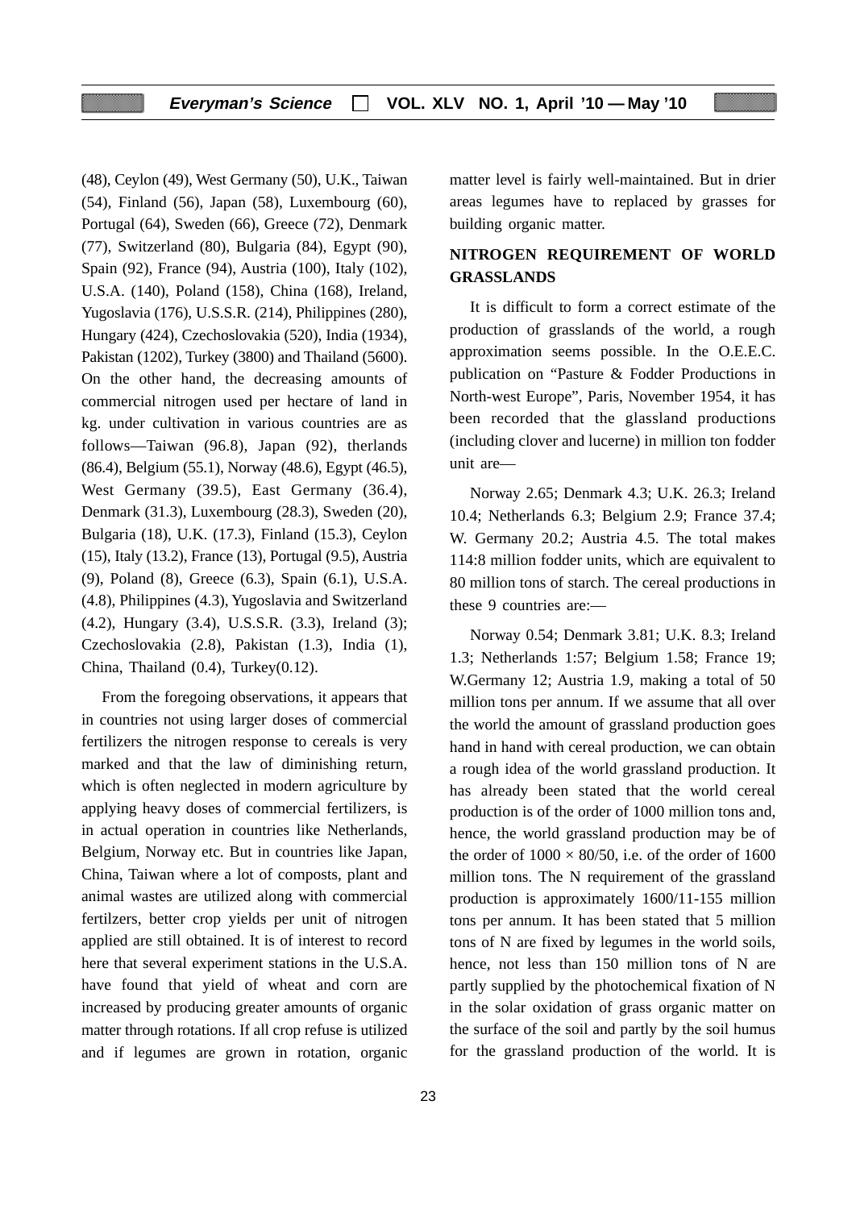(48), Ceylon (49), West Germany (50), U.K., Taiwan (54), Finland (56), Japan (58), Luxembourg (60), Portugal (64), Sweden (66), Greece (72), Denmark (77), Switzerland (80), Bulgaria (84), Egypt (90), Spain (92), France (94), Austria (100), Italy (102), U.S.A. (140), Poland (158), China (168), Ireland, Yugoslavia (176), U.S.S.R. (214), Philippines (280), Hungary (424), Czechoslovakia (520), India (1934), Pakistan (1202), Turkey (3800) and Thailand (5600). On the other hand, the decreasing amounts of commercial nitrogen used per hectare of land in kg. under cultivation in various countries are as follows—Taiwan (96.8), Japan (92), therlands (86.4), Belgium (55.1), Norway (48.6), Egypt (46.5), West Germany (39.5), East Germany (36.4), Denmark (31.3), Luxembourg (28.3), Sweden (20), Bulgaria (18), U.K. (17.3), Finland (15.3), Ceylon (15), Italy (13.2), France (13), Portugal (9.5), Austria (9), Poland (8), Greece (6.3), Spain (6.1), U.S.A. (4.8), Philippines (4.3), Yugoslavia and Switzerland (4.2), Hungary (3.4), U.S.S.R. (3.3), Ireland (3); Czechoslovakia (2.8), Pakistan (1.3), India (1), China, Thailand (0.4), Turkey(0.12).

From the foregoing observations, it appears that in countries not using larger doses of commercial fertilizers the nitrogen response to cereals is very marked and that the law of diminishing return, which is often neglected in modern agriculture by applying heavy doses of commercial fertilizers, is in actual operation in countries like Netherlands, Belgium, Norway etc. But in countries like Japan, China, Taiwan where a lot of composts, plant and animal wastes are utilized along with commercial fertilzers, better crop yields per unit of nitrogen applied are still obtained. It is of interest to record here that several experiment stations in the U.S.A. have found that yield of wheat and corn are increased by producing greater amounts of organic matter through rotations. If all crop refuse is utilized and if legumes are grown in rotation, organic matter level is fairly well-maintained. But in drier areas legumes have to replaced by grasses for building organic matter.

## NITROGEN REQUIREMENT OF WORLD GRASSLANDS

It is difficult to form a correct estimate of the production of grasslands of the world, a rough approximation seems possible. In the O.E.E.C. publication on "Pasture & Fodder Productions in North-west Europe", Paris, November 1954, it has been recorded that the glassland productions (including clover and lucerne) in million ton fodder unit are—

Norway 2.65; Denmark 4.3; U.K. 26.3; Ireland 10.4; Netherlands 6.3; Belgium 2.9; France 37.4; W. Germany 20.2; Austria 4.5. The total makes 114:8 million fodder units, which are equivalent to 80 million tons of starch. The cereal productions in these 9 countries are:—

Norway 0.54; Denmark 3.81; U.K. 8.3; Ireland 1.3; Netherlands 1:57; Belgium 1.58; France 19; W.Germany 12; Austria 1.9, making a total of 50 million tons per annum. If we assume that all over the world the amount of grassland production goes hand in hand with cereal production, we can obtain a rough idea of the world grassland production. It has already been stated that the world cereal production is of the order of 1000 million tons and, hence, the world grassland production may be of the order of $1000 \times 80/50$, i.e. of the order of 1600 million tons. The N requirement of the grassland production is approximately 1600/11-155 million tons per annum. It has been stated that 5 million tons of N are fixed by legumes in the world soils, hence, not less than 150 million tons of N are partly supplied by the photochemical fixation of N in the solar oxidation of grass organic matter on the surface of the soil and partly by the soil humus for the grassland production of the world. It is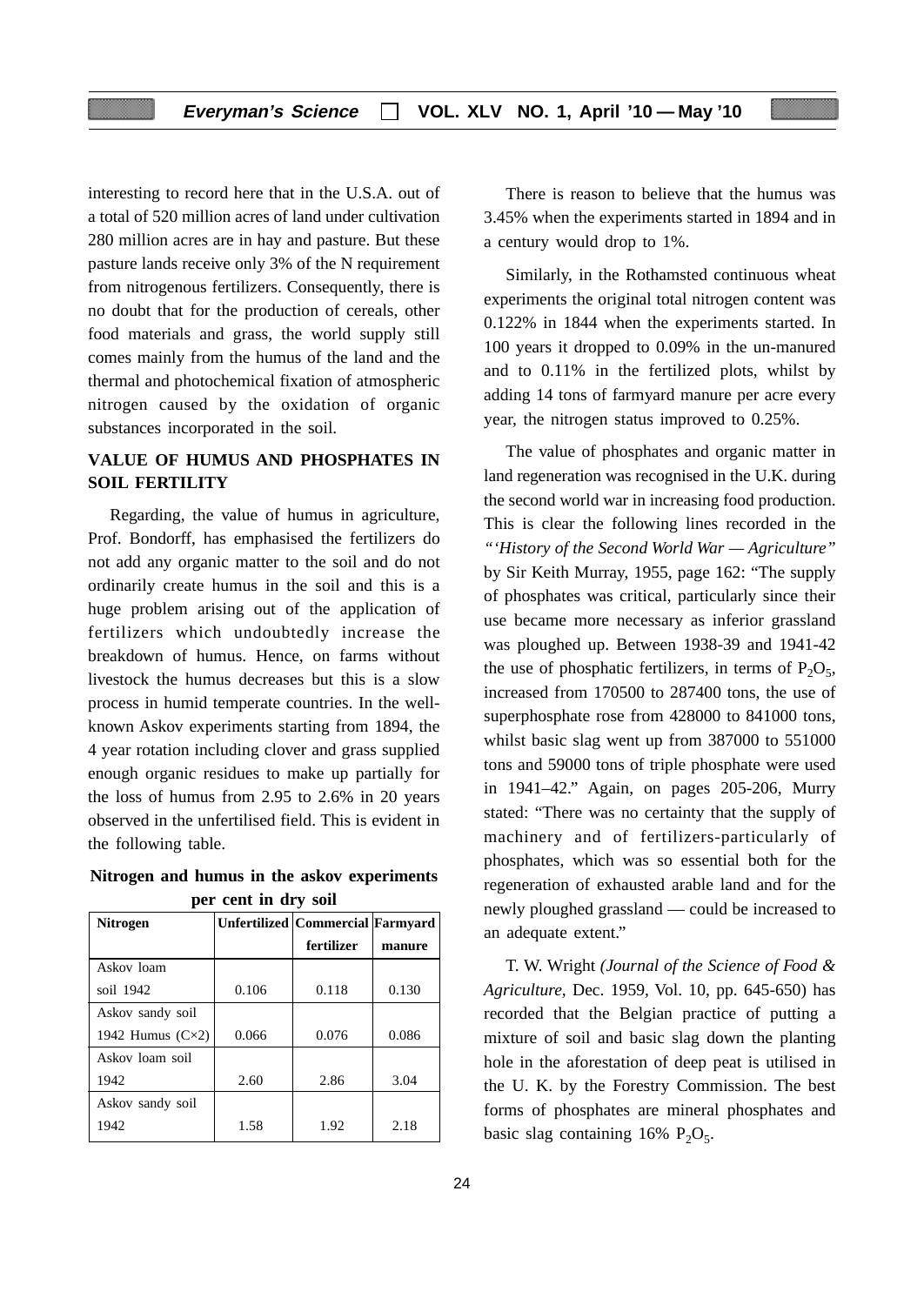interesting to record here that in the U.S.A. out of a total of 520 million acres of land under cultivation 280 million acres are in hay and pasture. But these pasture lands receive only 3% of the N requirement from nitrogenous fertilizers. Consequently, there is no doubt that for the production of cereals, other food materials and grass, the world supply still comes mainly from the humus of the land and the thermal and photochemical fixation of atmospheric nitrogen caused by the oxidation of organic substances incorporated in the soil.

## VALUE OF HUMUS AND PHOSPHATES IN SOIL FERTILITY

Regarding, the value of humus in agriculture, Prof. Bondorff, has emphasised the fertilizers do not add any organic matter to the soil and do not ordinarily create humus in the soil and this is a huge problem arising out of the application of fertilizers which undoubtedly increase the breakdown of humus. Hence, on farms without livestock the humus decreases but this is a slow process in humid temperate countries. In the well-known Askov experiments starting from 1894, the 4 year rotation including clover and grass supplied enough organic residues to make up partially for the loss of humus from 2.95 to 2.6% in 20 years observed in the unfertilised field. This is evident in the following table.

**Nitrogen and humus in the askov experiments per cent in dry soil**

| Nitrogen | Unfertilized | Commercial fertilizer | Farmyard manure |
|---|---|---|---|
| Askov loam soil 1942 | 0.106 | 0.118 | 0.130 |
| Askov sandy soil 1942 Humus (C×2) | 0.066 | 0.076 | 0.086 |
| Askov loam soil 1942 | 2.60 | 2.86 | 3.04 |
| Askov sandy soil 1942 | 1.58 | 1.92 | 2.18 |

There is reason to believe that the humus was 3.45% when the experiments started in 1894 and in a century would drop to 1%.

Similarly, in the Rothamsted continuous wheat experiments the original total nitrogen content was 0.122% in 1844 when the experiments started. In 100 years it dropped to 0.09% in the un-manured and to 0.11% in the fertilized plots, whilst by adding 14 tons of farmyard manure per acre every year, the nitrogen status improved to 0.25%.

The value of phosphates and organic matter in land regeneration was recognised in the U.K. during the second world war in increasing food production. This is clear the following lines recorded in the *"'History of the Second World War — Agriculture"* by Sir Keith Murray, 1955, page 162: "The supply of phosphates was critical, particularly since their use became more necessary as inferior grassland was ploughed up. Between 1938-39 and 1941-42 the use of phosphatic fertilizers, in terms of $P_2O_5$, increased from 170500 to 287400 tons, the use of superphosphate rose from 428000 to 841000 tons, whilst basic slag went up from 387000 to 551000 tons and 59000 tons of triple phosphate were used in 1941–42." Again, on pages 205-206, Murry stated: "There was no certainty that the supply of machinery and of fertilizers-particularly of phosphates, which was so essential both for the regeneration of exhausted arable land and for the newly ploughed grassland — could be increased to an adequate extent."

T. W. Wright *(Journal of the Science of Food & Agriculture,* Dec. 1959, Vol. 10, pp. 645-650) has recorded that the Belgian practice of putting a mixture of soil and basic slag down the planting hole in the aforestation of deep peat is utilised in the U. K. by the Forestry Commission. The best forms of phosphates are mineral phosphates and basic slag containing 16% $P_2O_5$.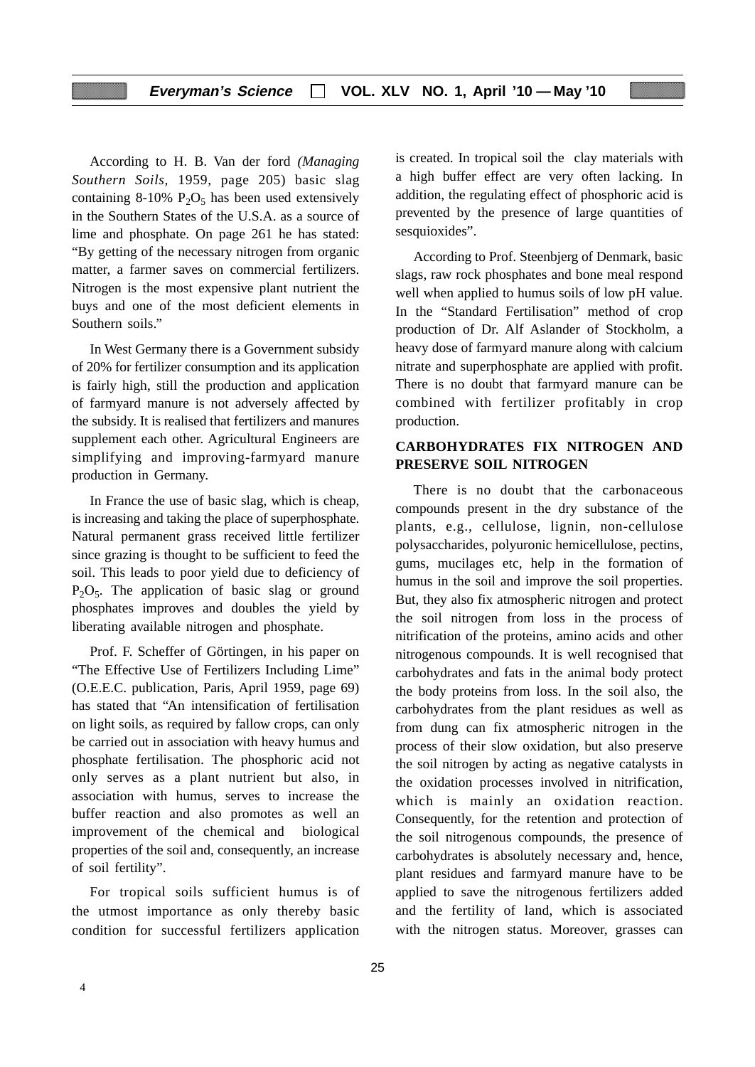According to H. B. Van der ford *(Managing Southern Soils*, 1959, page 205) basic slag containing 8-10% $P_2O_5$ has been used extensively in the Southern States of the U.S.A. as a source of lime and phosphate. On page 261 he has stated: "By getting of the necessary nitrogen from organic matter, a farmer saves on commercial fertilizers. Nitrogen is the most expensive plant nutrient the buys and one of the most deficient elements in Southern soils."

In West Germany there is a Government subsidy of 20% for fertilizer consumption and its application is fairly high, still the production and application of farmyard manure is not adversely affected by the subsidy. It is realised that fertilizers and manures supplement each other. Agricultural Engineers are simplifying and improving-farmyard manure production in Germany.

In France the use of basic slag, which is cheap, is increasing and taking the place of superphosphate. Natural permanent grass received little fertilizer since grazing is thought to be sufficient to feed the soil. This leads to poor yield due to deficiency of $P_2O_5$. The application of basic slag or ground phosphates improves and doubles the yield by liberating available nitrogen and phosphate.

Prof. F. Scheffer of Görtingen, in his paper on "The Effective Use of Fertilizers Including Lime" (O.E.E.C. publication, Paris, April 1959, page 69) has stated that "An intensification of fertilisation on light soils, as required by fallow crops, can only be carried out in association with heavy humus and phosphate fertilisation. The phosphoric acid not only serves as a plant nutrient but also, in association with humus, serves to increase the buffer reaction and also promotes as well an improvement of the chemical and biological properties of the soil and, consequently, an increase of soil fertility".

For tropical soils sufficient humus is of the utmost importance as only thereby basic condition for successful fertilizers application is created. In tropical soil the clay materials with a high buffer effect are very often lacking. In addition, the regulating effect of phosphoric acid is prevented by the presence of large quantities of sesquioxides".

According to Prof. Steenbjerg of Denmark, basic slags, raw rock phosphates and bone meal respond well when applied to humus soils of low pH value. In the "Standard Fertilisation" method of crop production of Dr. Alf Aslander of Stockholm, a heavy dose of farmyard manure along with calcium nitrate and superphosphate are applied with profit. There is no doubt that farmyard manure can be combined with fertilizer profitably in crop production.

## CARBOHYDRATES FIX NITROGEN AND PRESERVE SOIL NITROGEN

There is no doubt that the carbonaceous compounds present in the dry substance of the plants, e.g., cellulose, lignin, non-cellulose polysaccharides, polyuronic hemicellulose, pectins, gums, mucilages etc, help in the formation of humus in the soil and improve the soil properties. But, they also fix atmospheric nitrogen and protect the soil nitrogen from loss in the process of nitrification of the proteins, amino acids and other nitrogenous compounds. It is well recognised that carbohydrates and fats in the animal body protect the body proteins from loss. In the soil also, the carbohydrates from the plant residues as well as from dung can fix atmospheric nitrogen in the process of their slow oxidation, but also preserve the soil nitrogen by acting as negative catalysts in the oxidation processes involved in nitrification, which is mainly an oxidation reaction. Consequently, for the retention and protection of the soil nitrogenous compounds, the presence of carbohydrates is absolutely necessary and, hence, plant residues and farmyard manure have to be applied to save the nitrogenous fertilizers added and the fertility of land, which is associated with the nitrogen status. Moreover, grasses can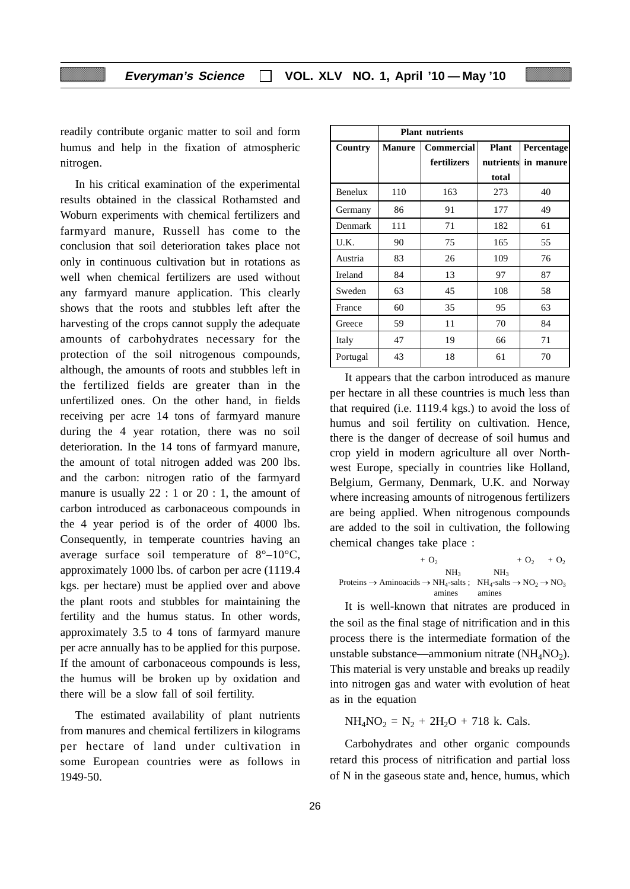readily contribute organic matter to soil and form humus and help in the fixation of atmospheric nitrogen.

In his critical examination of the experimental results obtained in the classical Rothamsted and Woburn experiments with chemical fertilizers and farmyard manure, Russell has come to the conclusion that soil deterioration takes place not only in continuous cultivation but in rotations as well when chemical fertilizers are used without any farmyard manure application. This clearly shows that the roots and stubbles left after the harvesting of the crops cannot supply the adequate amounts of carbohydrates necessary for the protection of the soil nitrogenous compounds, although, the amounts of roots and stubbles left in the fertilized fields are greater than in the unfertilized ones. On the other hand, in fields receiving per acre 14 tons of farmyard manure during the 4 year rotation, there was no soil deterioration. In the 14 tons of farmyard manure, the amount of total nitrogen added was 200 lbs. and the carbon: nitrogen ratio of the farmyard manure is usually 22 : 1 or 20 : 1, the amount of carbon introduced as carbonaceous compounds in the 4 year period is of the order of 4000 lbs. Consequently, in temperate countries having an average surface soil temperature of 8°–10°C, approximately 1000 lbs. of carbon per acre (1119.4 kgs. per hectare) must be applied over and above the plant roots and stubbles for maintaining the fertility and the humus status. In other words, approximately 3.5 to 4 tons of farmyard manure per acre annually has to be applied for this purpose. If the amount of carbonaceous compounds is less, the humus will be broken up by oxidation and there will be a slow fall of soil fertility.

The estimated availability of plant nutrients from manures and chemical fertilizers in kilograms per hectare of land under cultivation in some European countries were as follows in 1949-50.

| | Plant nutrients | | | |
|---|---|---|---|---|
| Country | Manure | Commercial fertilizers | Plant nutrients total | Percentage in manure |
| Benelux | 110 | 163 | 273 | 40 |
| Germany | 86 | 91 | 177 | 49 |
| Denmark | 111 | 71 | 182 | 61 |
| U.K. | 90 | 75 | 165 | 55 |
| Austria | 83 | 26 | 109 | 76 |
| Ireland | 84 | 13 | 97 | 87 |
| Sweden | 63 | 45 | 108 | 58 |
| France | 60 | 35 | 95 | 63 |
| Greece | 59 | 11 | 70 | 84 |
| Italy | 47 | 19 | 66 | 71 |
| Portugal | 43 | 18 | 61 | 70 |

It appears that the carbon introduced as manure per hectare in all these countries is much less than that required (i.e. 1119.4 kgs.) to avoid the loss of humus and soil fertility on cultivation. Hence, there is the danger of decrease of soil humus and crop yield in modern agriculture all over North-west Europe, specially in countries like Holland, Belgium, Germany, Denmark, U.K. and Norway where increasing amounts of nitrogenous fertilizers are being applied. When nitrogenous compounds are added to the soil in cultivation, the following chemical changes take place :

$$\text{Proteins} \rightarrow \text{Aminoacids} \xrightarrow{+O_2} \underset{\text{amines}}{\overset{NH_3}{NH_4\text{-salts}}} ; \quad \underset{\text{amines}}{\overset{NH_3}{NH_4\text{-salts}}} \xrightarrow{+O_2} NO_2 \xrightarrow{+O_2} NO_3$$

It is well-known that nitrates are produced in the soil as the final stage of nitrification and in this process there is the intermediate formation of the unstable substance—ammonium nitrate ($NH_4NO_2$). This material is very unstable and breaks up readily into nitrogen gas and water with evolution of heat as in the equation

$$NH_4NO_2 = N_2 + 2H_2O + 718 \text{ k. Cals.}$$

Carbohydrates and other organic compounds retard this process of nitrification and partial loss of N in the gaseous state and, hence, humus, which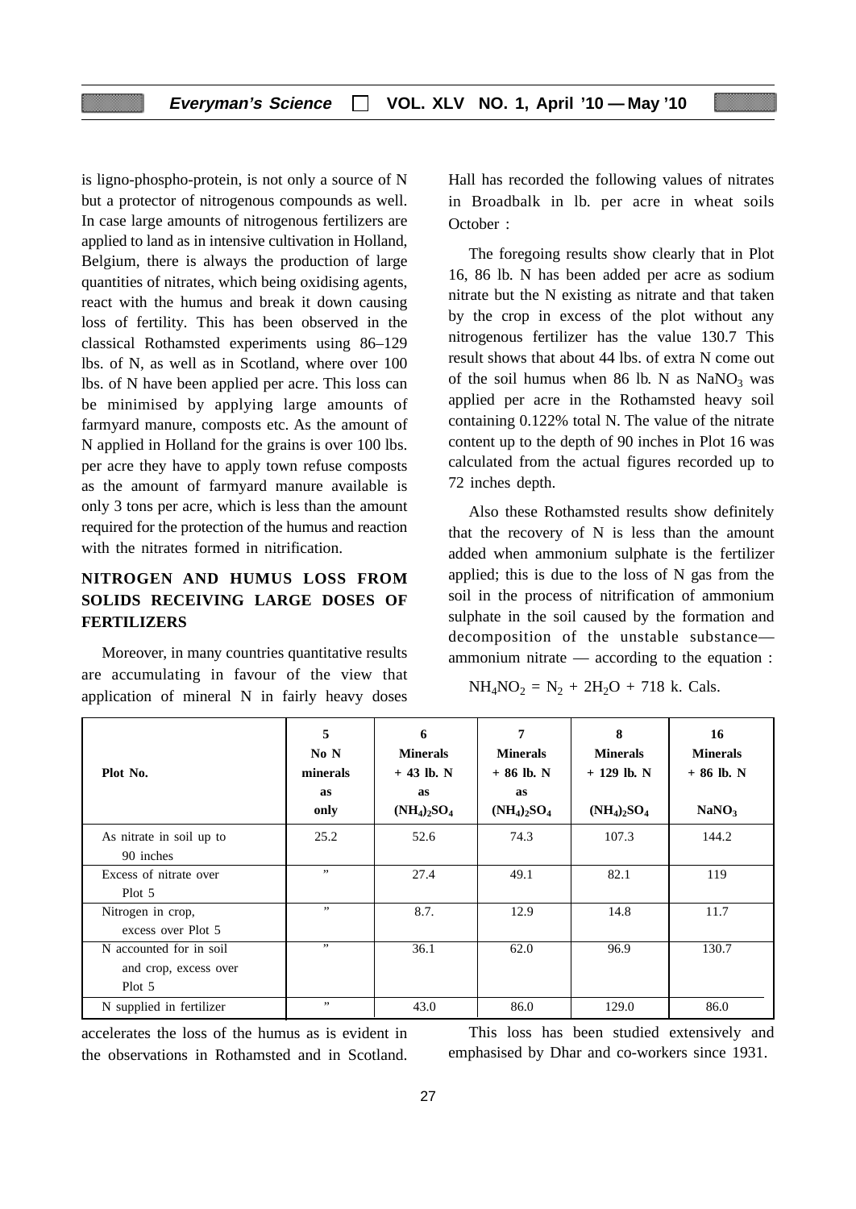is ligno-phospho-protein, is not only a source of N but a protector of nitrogenous compounds as well. In case large amounts of nitrogenous fertilizers are applied to land as in intensive cultivation in Holland, Belgium, there is always the production of large quantities of nitrates, which being oxidising agents, react with the humus and break it down causing loss of fertility. This has been observed in the classical Rothamsted experiments using 86–129 lbs. of N, as well as in Scotland, where over 100 lbs. of N have been applied per acre. This loss can be minimised by applying large amounts of farmyard manure, composts etc. As the amount of N applied in Holland for the grains is over 100 lbs. per acre they have to apply town refuse composts as the amount of farmyard manure available is only 3 tons per acre, which is less than the amount required for the protection of the humus and reaction with the nitrates formed in nitrification.

## NITROGEN AND HUMUS LOSS FROM SOLIDS RECEIVING LARGE DOSES OF FERTILIZERS

Moreover, in many countries quantitative results are accumulating in favour of the view that application of mineral N in fairly heavy doses accelerates the loss of the humus as is evident in the observations in Rothamsted and in Scotland. This loss has been studied extensively and emphasised by Dhar and co-workers since 1931.

Hall has recorded the following values of nitrates in Broadbalk in lb. per acre in wheat soils October :

| Plot No. | 5 No N minerals as only | 6 Minerals + 43 lb. N as $(NH_4)_2SO_4$ | 7 Minerals + 86 lb. N as $(NH_4)_2SO_4$ | 8 Minerals + 129 lb. N $(NH_4)_2SO_4$ | 16 Minerals + 86 lb. N $NaNO_3$ |
|---|---|---|---|---|---|
| As nitrate in soil up to 90 inches | 25.2 | 52.6 | 74.3 | 107.3 | 144.2 |
| Excess of nitrate over Plot 5 | ” | 27.4 | 49.1 | 82.1 | 119 |
| Nitrogen in crop, excess over Plot 5 | ” | 8.7. | 12.9 | 14.8 | 11.7 |
| N accounted for in soil and crop, excess over Plot 5 | ” | 36.1 | 62.0 | 96.9 | 130.7 |
| N supplied in fertilizer | ” | 43.0 | 86.0 | 129.0 | 86.0 |

The foregoing results show clearly that in Plot 16, 86 lb. N has been added per acre as sodium nitrate but the N existing as nitrate and that taken by the crop in excess of the plot without any nitrogenous fertilizer has the value 130.7 This result shows that about 44 lbs. of extra N come out of the soil humus when 86 lb. N as $NaNO_3$ was applied per acre in the Rothamsted heavy soil containing 0.122% total N. The value of the nitrate content up to the depth of 90 inches in Plot 16 was calculated from the actual figures recorded up to 72 inches depth.

Also these Rothamsted results show definitely that the recovery of N is less than the amount added when ammonium sulphate is the fertilizer applied; this is due to the loss of N gas from the soil in the process of nitrification of ammonium sulphate in the soil caused by the formation and decomposition of the unstable substance— ammonium nitrate — according to the equation :

$$NH_4NO_2 = N_2 + 2H_2O + 718 \text{ k. Cals.}$$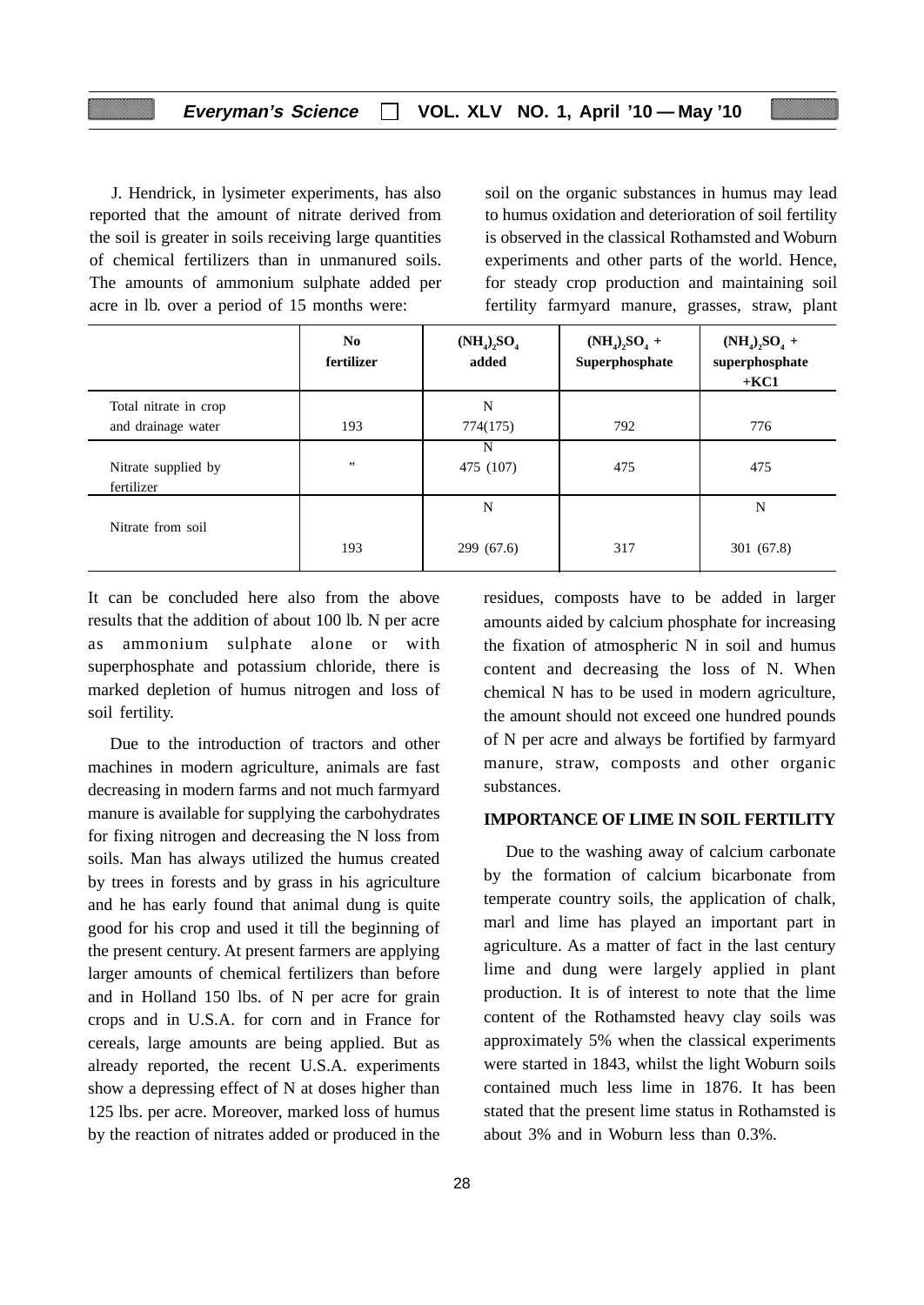J. Hendrick, in lysimeter experiments, has also reported that the amount of nitrate derived from the soil is greater in soils receiving large quantities of chemical fertilizers than in unmanured soils. The amounts of ammonium sulphate added per acre in lb. over a period of 15 months were:

| | No fertilizer | $(NH_4)_2SO_4$ added | $(NH_4)_2SO_4$ + Superphosphate | $(NH_4)_2SO_4$ + superphosphate +KC1 |
|---|---|---|---|---|
| Total nitrate in crop and drainage water | 193 | N 774(175) | 792 | 776 |
| Nitrate supplied by fertilizer | ” | N 475 (107) | 475 | 475 |
| Nitrate from soil | 193 | N 299 (67.6) | 317 | N 301 (67.8) |

It can be concluded here also from the above results that the addition of about 100 lb. N per acre as ammonium sulphate alone or with superphosphate and potassium chloride, there is marked depletion of humus nitrogen and loss of soil fertility.

Due to the introduction of tractors and other machines in modern agriculture, animals are fast decreasing in modern farms and not much farmyard manure is available for supplying the carbohydrates for fixing nitrogen and decreasing the N loss from soils. Man has always utilized the humus created by trees in forests and by grass in his agriculture and he has early found that animal dung is quite good for his crop and used it till the beginning of the present century. At present farmers are applying larger amounts of chemical fertilizers than before and in Holland 150 lbs. of N per acre for grain crops and in U.S.A. for corn and in France for cereals, large amounts are being applied. But as already reported, the recent U.S.A. experiments show a depressing effect of N at doses higher than 125 lbs. per acre. Moreover, marked loss of humus by the reaction of nitrates added or produced in the soil on the organic substances in humus may lead to humus oxidation and deterioration of soil fertility is observed in the classical Rothamsted and Woburn experiments and other parts of the world. Hence, for steady crop production and maintaining soil fertility farmyard manure, grasses, straw, plant residues, composts have to be added in larger amounts aided by calcium phosphate for increasing the fixation of atmospheric N in soil and humus content and decreasing the loss of N. When chemical N has to be used in modern agriculture, the amount should not exceed one hundred pounds of N per acre and always be fortified by farmyard manure, straw, composts and other organic substances.

**IMPORTANCE OF LIME IN SOIL FERTILITY**

Due to the washing away of calcium carbonate by the formation of calcium bicarbonate from temperate country soils, the application of chalk, marl and lime has played an important part in agriculture. As a matter of fact in the last century lime and dung were largely applied in plant production. It is of interest to note that the lime content of the Rothamsted heavy clay soils was approximately 5% when the classical experiments were started in 1843, whilst the light Woburn soils contained much less lime in 1876. It has been stated that the present lime status in Rothamsted is about 3% and in Woburn less than 0.3%.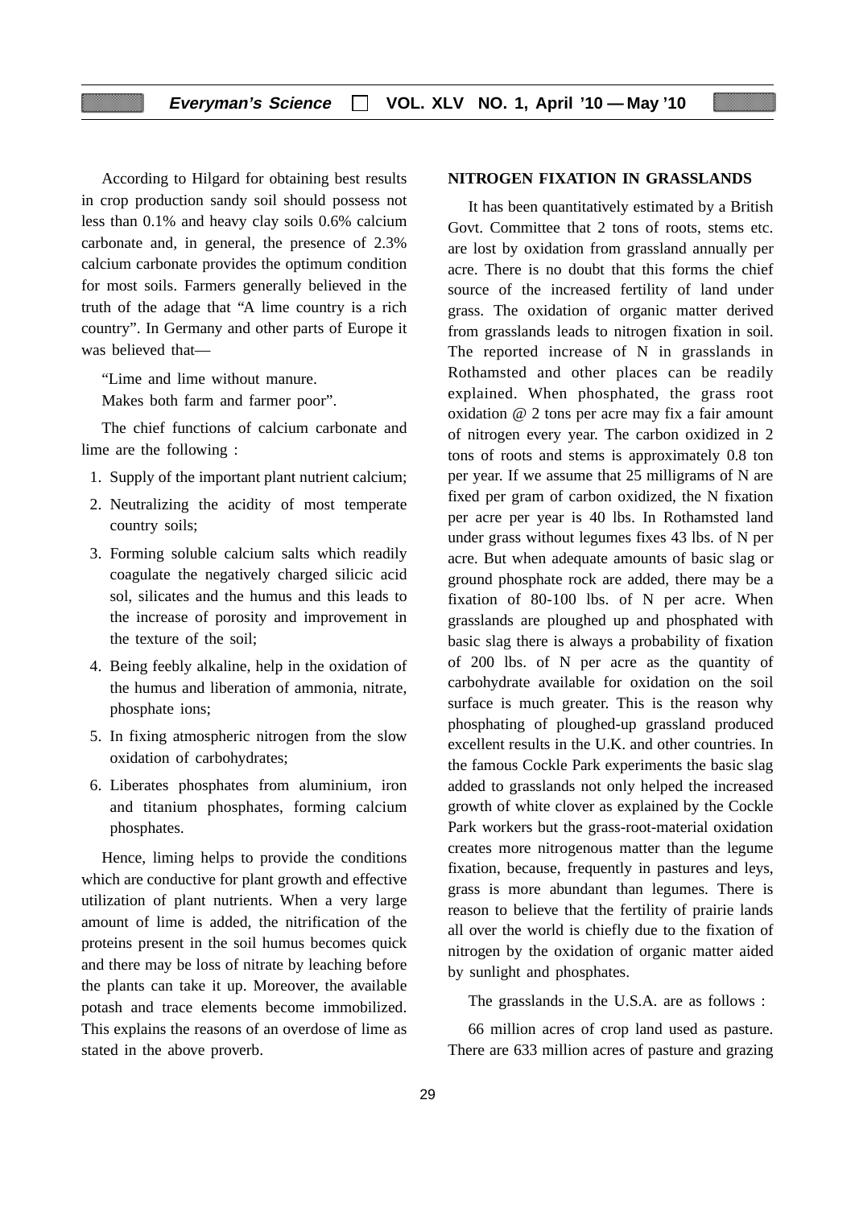According to Hilgard for obtaining best results in crop production sandy soil should possess not less than 0.1% and heavy clay soils 0.6% calcium carbonate and, in general, the presence of 2.3% calcium carbonate provides the optimum condition for most soils. Farmers generally believed in the truth of the adage that "A lime country is a rich country". In Germany and other parts of Europe it was believed that—

"Lime and lime without manure.
Makes both farm and farmer poor".

The chief functions of calcium carbonate and lime are the following :

1. Supply of the important plant nutrient calcium;
2. Neutralizing the acidity of most temperate country soils;
3. Forming soluble calcium salts which readily coagulate the negatively charged silicic acid sol, silicates and the humus and this leads to the increase of porosity and improvement in the texture of the soil;
4. Being feebly alkaline, help in the oxidation of the humus and liberation of ammonia, nitrate, phosphate ions;
5. In fixing atmospheric nitrogen from the slow oxidation of carbohydrates;
6. Liberates phosphates from aluminium, iron and titanium phosphates, forming calcium phosphates.

Hence, liming helps to provide the conditions which are conductive for plant growth and effective utilization of plant nutrients. When a very large amount of lime is added, the nitrification of the proteins present in the soil humus becomes quick and there may be loss of nitrate by leaching before the plants can take it up. Moreover, the available potash and trace elements become immobilized. This explains the reasons of an overdose of lime as stated in the above proverb.

## NITROGEN FIXATION IN GRASSLANDS

It has been quantitatively estimated by a British Govt. Committee that 2 tons of roots, stems etc. are lost by oxidation from grassland annually per acre. There is no doubt that this forms the chief source of the increased fertility of land under grass. The oxidation of organic matter derived from grasslands leads to nitrogen fixation in soil. The reported increase of N in grasslands in Rothamsted and other places can be readily explained. When phosphated, the grass root oxidation @ 2 tons per acre may fix a fair amount of nitrogen every year. The carbon oxidized in 2 tons of roots and stems is approximately 0.8 ton per year. If we assume that 25 milligrams of N are fixed per gram of carbon oxidized, the N fixation per acre per year is 40 lbs. In Rothamsted land under grass without legumes fixes 43 lbs. of N per acre. But when adequate amounts of basic slag or ground phosphate rock are added, there may be a fixation of 80-100 lbs. of N per acre. When grasslands are ploughed up and phosphated with basic slag there is always a probability of fixation of 200 lbs. of N per acre as the quantity of carbohydrate available for oxidation on the soil surface is much greater. This is the reason why phosphating of ploughed-up grassland produced excellent results in the U.K. and other countries. In the famous Cockle Park experiments the basic slag added to grasslands not only helped the increased growth of white clover as explained by the Cockle Park workers but the grass-root-material oxidation creates more nitrogenous matter than the legume fixation, because, frequently in pastures and leys, grass is more abundant than legumes. There is reason to believe that the fertility of prairie lands all over the world is chiefly due to the fixation of nitrogen by the oxidation of organic matter aided by sunlight and phosphates.

The grasslands in the U.S.A. are as follows :

66 million acres of crop land used as pasture. There are 633 million acres of pasture and grazing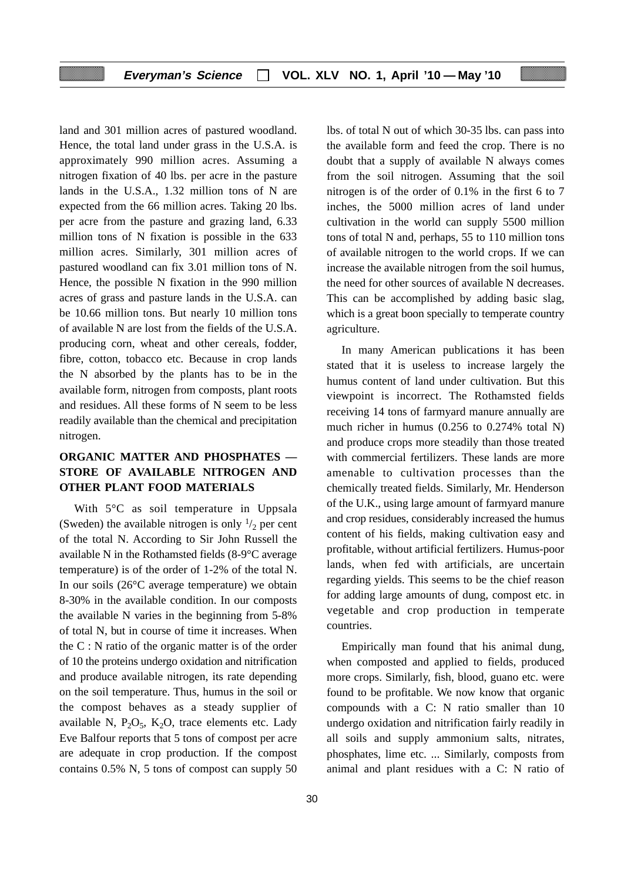land and 301 million acres of pastured woodland. Hence, the total land under grass in the U.S.A. is approximately 990 million acres. Assuming a nitrogen fixation of 40 lbs. per acre in the pasture lands in the U.S.A., 1.32 million tons of N are expected from the 66 million acres. Taking 20 lbs. per acre from the pasture and grazing land, 6.33 million tons of N fixation is possible in the 633 million acres. Similarly, 301 million acres of pastured woodland can fix 3.01 million tons of N. Hence, the possible N fixation in the 990 million acres of grass and pasture lands in the U.S.A. can be 10.66 million tons. But nearly 10 million tons of available N are lost from the fields of the U.S.A. producing corn, wheat and other cereals, fodder, fibre, cotton, tobacco etc. Because in crop lands the N absorbed by the plants has to be in the available form, nitrogen from composts, plant roots and residues. All these forms of N seem to be less readily available than the chemical and precipitation nitrogen.

**ORGANIC MATTER AND PHOSPHATES — STORE OF AVAILABLE NITROGEN AND OTHER PLANT FOOD MATERIALS**

With 5°C as soil temperature in Uppsala (Sweden) the available nitrogen is only $^1/_2$ per cent of the total N. According to Sir John Russell the available N in the Rothamsted fields (8-9°C average temperature) is of the order of 1-2% of the total N. In our soils (26°C average temperature) we obtain 8-30% in the available condition. In our composts the available N varies in the beginning from 5-8% of total N, but in course of time it increases. When the C : N ratio of the organic matter is of the order of 10 the proteins undergo oxidation and nitrification and produce available nitrogen, its rate depending on the soil temperature. Thus, humus in the soil or the compost behaves as a steady supplier of available N, $P_2O_5$, $K_2O$, trace elements etc. Lady Eve Balfour reports that 5 tons of compost per acre are adequate in crop production. If the compost contains 0.5% N, 5 tons of compost can supply 50 lbs. of total N out of which 30-35 lbs. can pass into the available form and feed the crop. There is no doubt that a supply of available N always comes from the soil nitrogen. Assuming that the soil nitrogen is of the order of 0.1% in the first 6 to 7 inches, the 5000 million acres of land under cultivation in the world can supply 5500 million tons of total N and, perhaps, 55 to 110 million tons of available nitrogen to the world crops. If we can increase the available nitrogen from the soil humus, the need for other sources of available N decreases. This can be accomplished by adding basic slag, which is a great boon specially to temperate country agriculture.

In many American publications it has been stated that it is useless to increase largely the humus content of land under cultivation. But this viewpoint is incorrect. The Rothamsted fields receiving 14 tons of farmyard manure annually are much richer in humus (0.256 to 0.274% total N) and produce crops more steadily than those treated with commercial fertilizers. These lands are more amenable to cultivation processes than the chemically treated fields. Similarly, Mr. Henderson of the U.K., using large amount of farmyard manure and crop residues, considerably increased the humus content of his fields, making cultivation easy and profitable, without artificial fertilizers. Humus-poor lands, when fed with artificials, are uncertain regarding yields. This seems to be the chief reason for adding large amounts of dung, compost etc. in vegetable and crop production in temperate countries.

Empirically man found that his animal dung, when composted and applied to fields, produced more crops. Similarly, fish, blood, guano etc. were found to be profitable. We now know that organic compounds with a C: N ratio smaller than 10 undergo oxidation and nitrification fairly readily in all soils and supply ammonium salts, nitrates, phosphates, lime etc. ... Similarly, composts from animal and plant residues with a C: N ratio of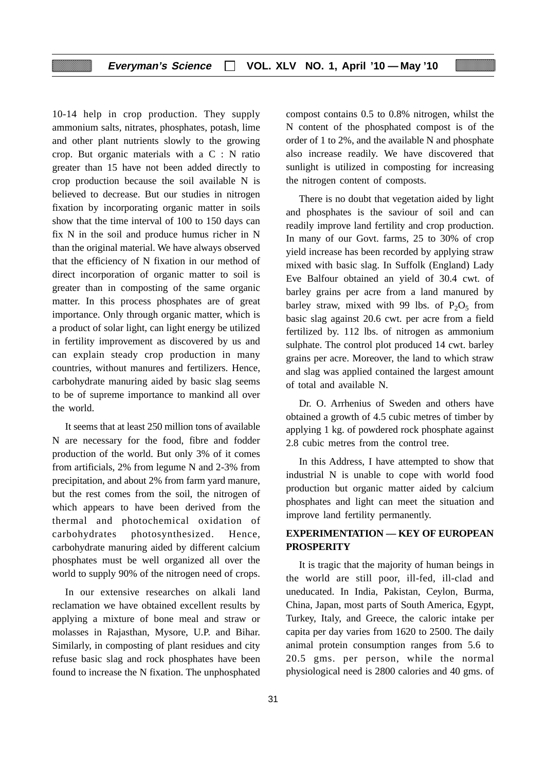10-14 help in crop production. They supply ammonium salts, nitrates, phosphates, potash, lime and other plant nutrients slowly to the growing crop. But organic materials with a C : N ratio greater than 15 have not been added directly to crop production because the soil available N is believed to decrease. But our studies in nitrogen fixation by incorporating organic matter in soils show that the time interval of 100 to 150 days can fix N in the soil and produce humus richer in N than the original material. We have always observed that the efficiency of N fixation in our method of direct incorporation of organic matter to soil is greater than in composting of the same organic matter. In this process phosphates are of great importance. Only through organic matter, which is a product of solar light, can light energy be utilized in fertility improvement as discovered by us and can explain steady crop production in many countries, without manures and fertilizers. Hence, carbohydrate manuring aided by basic slag seems to be of supreme importance to mankind all over the world.

It seems that at least 250 million tons of available N are necessary for the food, fibre and fodder production of the world. But only 3% of it comes from artificials, 2% from legume N and 2-3% from precipitation, and about 2% from farm yard manure, but the rest comes from the soil, the nitrogen of which appears to have been derived from the thermal and photochemical oxidation of carbohydrates photosynthesized. Hence, carbohydrate manuring aided by different calcium phosphates must be well organized all over the world to supply 90% of the nitrogen need of crops.

In our extensive researches on alkali land reclamation we have obtained excellent results by applying a mixture of bone meal and straw or molasses in Rajasthan, Mysore, U.P. and Bihar. Similarly, in composting of plant residues and city refuse basic slag and rock phosphates have been found to increase the N fixation. The unphosphated compost contains 0.5 to 0.8% nitrogen, whilst the N content of the phosphated compost is of the order of 1 to 2%, and the available N and phosphate also increase readily. We have discovered that sunlight is utilized in composting for increasing the nitrogen content of composts.

There is no doubt that vegetation aided by light and phosphates is the saviour of soil and can readily improve land fertility and crop production. In many of our Govt. farms, 25 to 30% of crop yield increase has been recorded by applying straw mixed with basic slag. In Suffolk (England) Lady Eve Balfour obtained an yield of 30.4 cwt. of barley grains per acre from a land manured by barley straw, mixed with 99 lbs. of $P_2O_5$ from basic slag against 20.6 cwt. per acre from a field fertilized by. 112 lbs. of nitrogen as ammonium sulphate. The control plot produced 14 cwt. barley grains per acre. Moreover, the land to which straw and slag was applied contained the largest amount of total and available N.

Dr. O. Arrhenius of Sweden and others have obtained a growth of 4.5 cubic metres of timber by applying 1 kg. of powdered rock phosphate against 2.8 cubic metres from the control tree.

In this Address, I have attempted to show that industrial N is unable to cope with world food production but organic matter aided by calcium phosphates and light can meet the situation and improve land fertility permanently.

## EXPERIMENTATION — KEY OF EUROPEAN PROSPERITY

It is tragic that the majority of human beings in the world are still poor, ill-fed, ill-clad and uneducated. In India, Pakistan, Ceylon, Burma, China, Japan, most parts of South America, Egypt, Turkey, Italy, and Greece, the caloric intake per capita per day varies from 1620 to 2500. The daily animal protein consumption ranges from 5.6 to 20.5 gms. per person, while the normal physiological need is 2800 calories and 40 gms. of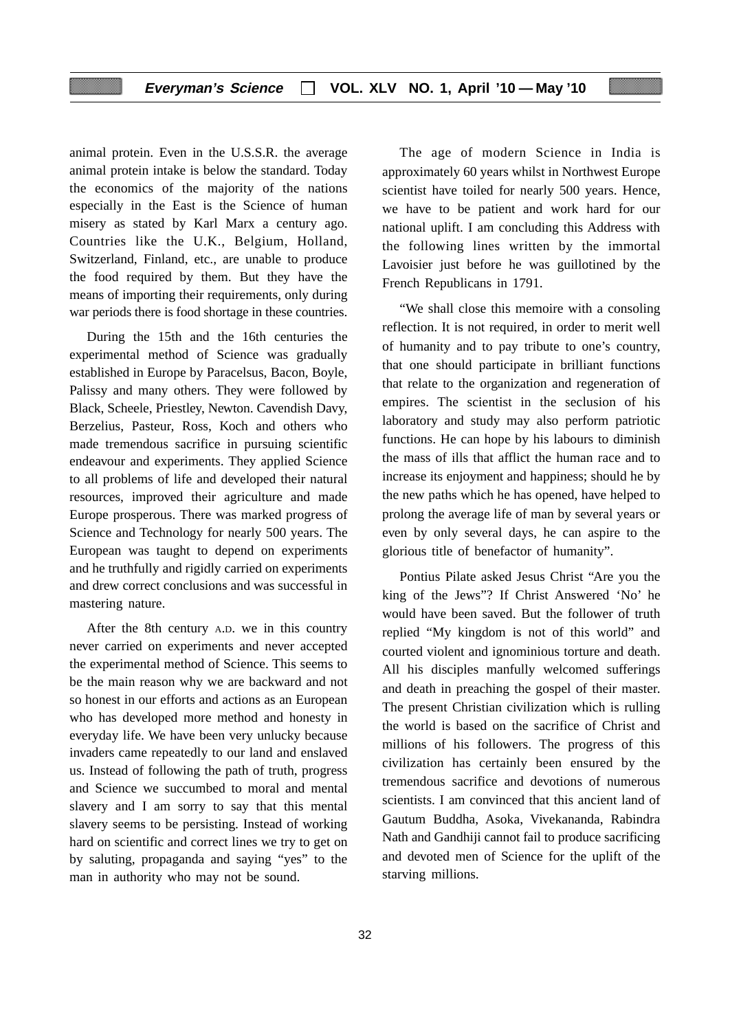animal protein. Even in the U.S.S.R. the average animal protein intake is below the standard. Today the economics of the majority of the nations especially in the East is the Science of human misery as stated by Karl Marx a century ago. Countries like the U.K., Belgium, Holland, Switzerland, Finland, etc., are unable to produce the food required by them. But they have the means of importing their requirements, only during war periods there is food shortage in these countries.

During the 15th and the 16th centuries the experimental method of Science was gradually established in Europe by Paracelsus, Bacon, Boyle, Palissy and many others. They were followed by Black, Scheele, Priestley, Newton. Cavendish Davy, Berzelius, Pasteur, Ross, Koch and others who made tremendous sacrifice in pursuing scientific endeavour and experiments. They applied Science to all problems of life and developed their natural resources, improved their agriculture and made Europe prosperous. There was marked progress of Science and Technology for nearly 500 years. The European was taught to depend on experiments and he truthfully and rigidly carried on experiments and drew correct conclusions and was successful in mastering nature.

After the 8th century A.D. we in this country never carried on experiments and never accepted the experimental method of Science. This seems to be the main reason why we are backward and not so honest in our efforts and actions as an European who has developed more method and honesty in everyday life. We have been very unlucky because invaders came repeatedly to our land and enslaved us. Instead of following the path of truth, progress and Science we succumbed to moral and mental slavery and I am sorry to say that this mental slavery seems to be persisting. Instead of working hard on scientific and correct lines we try to get on by saluting, propaganda and saying "yes" to the man in authority who may not be sound.

The age of modern Science in India is approximately 60 years whilst in Northwest Europe scientist have toiled for nearly 500 years. Hence, we have to be patient and work hard for our national uplift. I am concluding this Address with the following lines written by the immortal Lavoisier just before he was guillotined by the French Republicans in 1791.

"We shall close this memoire with a consoling reflection. It is not required, in order to merit well of humanity and to pay tribute to one's country, that one should participate in brilliant functions that relate to the organization and regeneration of empires. The scientist in the seclusion of his laboratory and study may also perform patriotic functions. He can hope by his labours to diminish the mass of ills that afflict the human race and to increase its enjoyment and happiness; should he by the new paths which he has opened, have helped to prolong the average life of man by several years or even by only several days, he can aspire to the glorious title of benefactor of humanity".

Pontius Pilate asked Jesus Christ "Are you the king of the Jews"? If Christ Answered 'No' he would have been saved. But the follower of truth replied "My kingdom is not of this world" and courted violent and ignominious torture and death. All his disciples manfully welcomed sufferings and death in preaching the gospel of their master. The present Christian civilization which is rulling the world is based on the sacrifice of Christ and millions of his followers. The progress of this civilization has certainly been ensured by the tremendous sacrifice and devotions of numerous scientists. I am convinced that this ancient land of Gautum Buddha, Asoka, Vivekananda, Rabindra Nath and Gandhiji cannot fail to produce sacrificing and devoted men of Science for the uplift of the starving millions.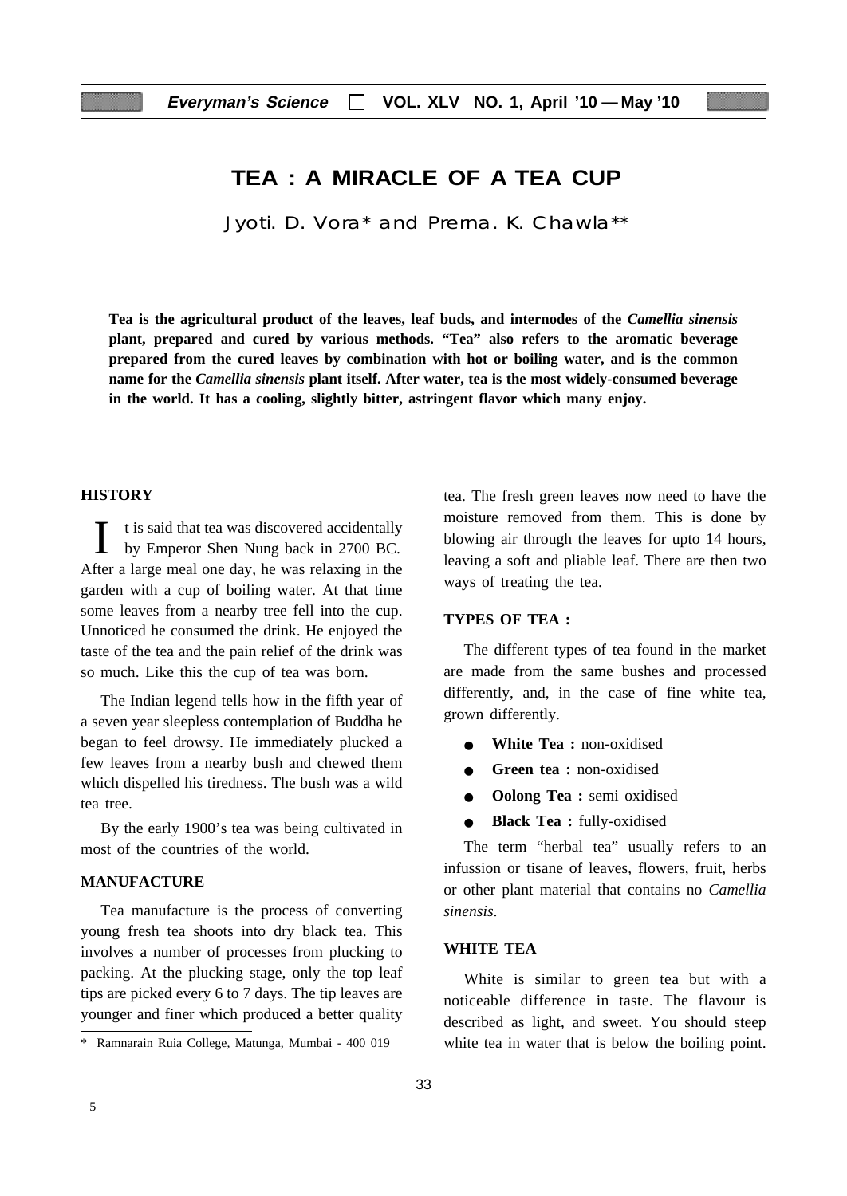# TEA : A MIRACLE OF A TEA CUP

Jyoti. D. Vora* and Prema. K. Chawla**

**Tea is the agricultural product of the leaves, leaf buds, and internodes of the *Camellia sinensis* plant, prepared and cured by various methods. "Tea" also refers to the aromatic beverage prepared from the cured leaves by combination with hot or boiling water, and is the common name for the *Camellia sinensis* plant itself. After water, tea is the most widely-consumed beverage in the world. It has a cooling, slightly bitter, astringent flavor which many enjoy.**

## HISTORY

It is said that tea was discovered accidentally by Emperor Shen Nung back in 2700 BC. After a large meal one day, he was relaxing in the garden with a cup of boiling water. At that time some leaves from a nearby tree fell into the cup. Unnoticed he consumed the drink. He enjoyed the taste of the tea and the pain relief of the drink was so much. Like this the cup of tea was born.

The Indian legend tells how in the fifth year of a seven year sleepless contemplation of Buddha he began to feel drowsy. He immediately plucked a few leaves from a nearby bush and chewed them which dispelled his tiredness. The bush was a wild tea tree.

By the early 1900's tea was being cultivated in most of the countries of the world.

## MANUFACTURE

Tea manufacture is the process of converting young fresh tea shoots into dry black tea. This involves a number of processes from plucking to packing. At the plucking stage, only the top leaf tips are picked every 6 to 7 days. The tip leaves are younger and finer which produced a better quality tea. The fresh green leaves now need to have the moisture removed from them. This is done by blowing air through the leaves for upto 14 hours, leaving a soft and pliable leaf. There are then two ways of treating the tea.

## TYPES OF TEA :

The different types of tea found in the market are made from the same bushes and processed differently, and, in the case of fine white tea, grown differently.

- **White Tea :** non-oxidised
- **Green tea :** non-oxidised
- **Oolong Tea :** semi oxidised
- **Black Tea :** fully-oxidised

The term "herbal tea" usually refers to an infussion or tisane of leaves, flowers, fruit, herbs or other plant material that contains no *Camellia sinensis.*

## WHITE TEA

White is similar to green tea but with a noticeable difference in taste. The flavour is described as light, and sweet. You should steep white tea in water that is below the boiling point.

\* Ramnarain Ruia College, Matunga, Mumbai - 400 019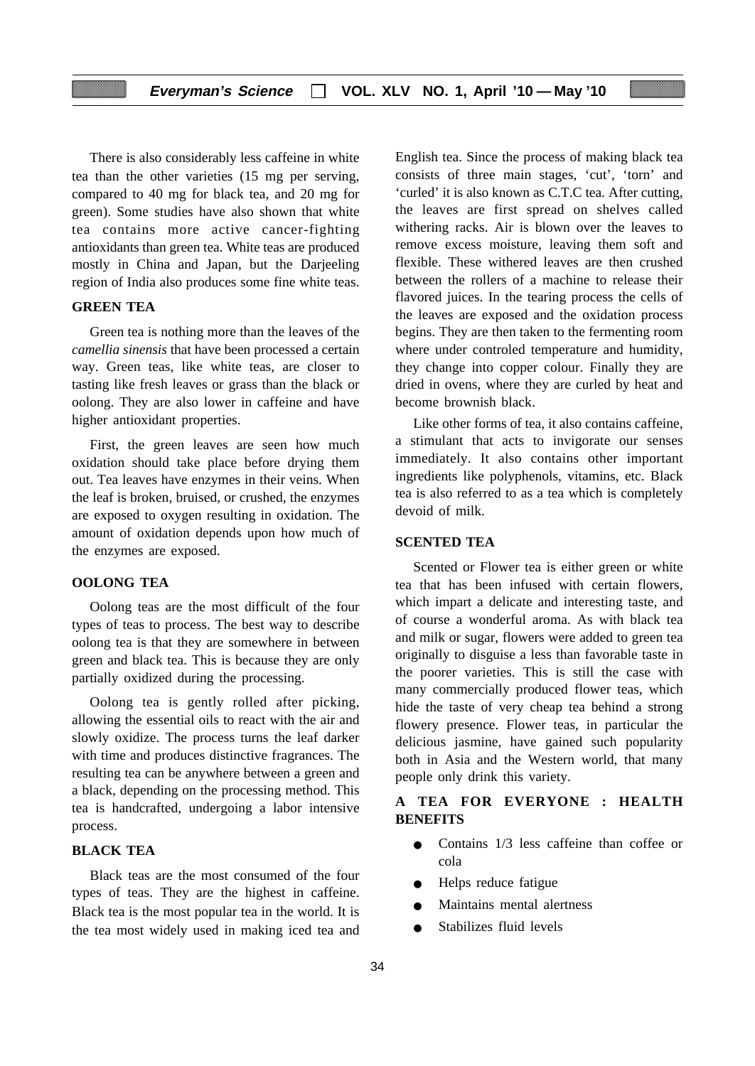There is also considerably less caffeine in white tea than the other varieties (15 mg per serving, compared to 40 mg for black tea, and 20 mg for green). Some studies have also shown that white tea contains more active cancer-fighting antioxidants than green tea. White teas are produced mostly in China and Japan, but the Darjeeling region of India also produces some fine white teas.

## GREEN TEA

Green tea is nothing more than the leaves of the *camellia sinensis* that have been processed a certain way. Green teas, like white teas, are closer to tasting like fresh leaves or grass than the black or oolong. They are also lower in caffeine and have higher antioxidant properties.

First, the green leaves are seen how much oxidation should take place before drying them out. Tea leaves have enzymes in their veins. When the leaf is broken, bruised, or crushed, the enzymes are exposed to oxygen resulting in oxidation. The amount of oxidation depends upon how much of the enzymes are exposed.

## OOLONG TEA

Oolong teas are the most difficult of the four types of teas to process. The best way to describe oolong tea is that they are somewhere in between green and black tea. This is because they are only partially oxidized during the processing.

Oolong tea is gently rolled after picking, allowing the essential oils to react with the air and slowly oxidize. The process turns the leaf darker with time and produces distinctive fragrances. The resulting tea can be anywhere between a green and a black, depending on the processing method. This tea is handcrafted, undergoing a labor intensive process.

## BLACK TEA

Black teas are the most consumed of the four types of teas. They are the highest in caffeine. Black tea is the most popular tea in the world. It is the tea most widely used in making iced tea and English tea. Since the process of making black tea consists of three main stages, 'cut', 'torn' and 'curled' it is also known as C.T.C tea. After cutting, the leaves are first spread on shelves called withering racks. Air is blown over the leaves to remove excess moisture, leaving them soft and flexible. These withered leaves are then crushed between the rollers of a machine to release their flavored juices. In the tearing process the cells of the leaves are exposed and the oxidation process begins. They are then taken to the fermenting room where under controled temperature and humidity, they change into copper colour. Finally they are dried in ovens, where they are curled by heat and become brownish black.

Like other forms of tea, it also contains caffeine, a stimulant that acts to invigorate our senses immediately. It also contains other important ingredients like polyphenols, vitamins, etc. Black tea is also referred to as a tea which is completely devoid of milk.

## SCENTED TEA

Scented or Flower tea is either green or white tea that has been infused with certain flowers, which impart a delicate and interesting taste, and of course a wonderful aroma. As with black tea and milk or sugar, flowers were added to green tea originally to disguise a less than favorable taste in the poorer varieties. This is still the case with many commercially produced flower teas, which hide the taste of very cheap tea behind a strong flowery presence. Flower teas, in particular the delicious jasmine, have gained such popularity both in Asia and the Western world, that many people only drink this variety.

## A TEA FOR EVERYONE : HEALTH BENEFITS

- Contains 1/3 less caffeine than coffee or cola
- Helps reduce fatigue
- Maintains mental alertness
- Stabilizes fluid levels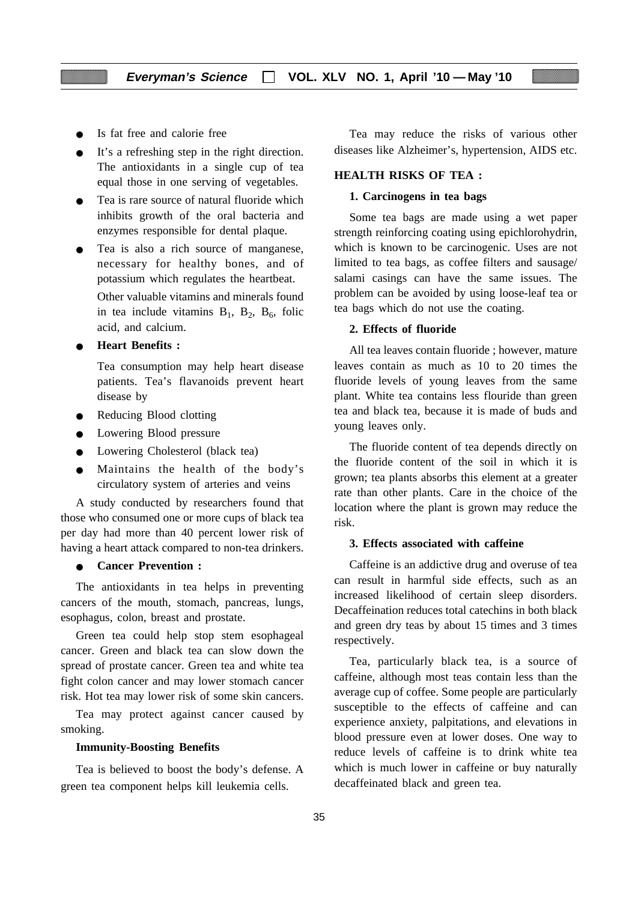- Is fat free and calorie free
- It's a refreshing step in the right direction. The antioxidants in a single cup of tea equal those in one serving of vegetables.
- Tea is rare source of natural fluoride which inhibits growth of the oral bacteria and enzymes responsible for dental plaque.
- Tea is also a rich source of manganese, necessary for healthy bones, and of potassium which regulates the heartbeat.

  Other valuable vitamins and minerals found in tea include vitamins $B_1$, $B_2$, $B_6$, folic acid, and calcium.

- **Heart Benefits :**

  Tea consumption may help heart disease patients. Tea's flavanoids prevent heart disease by

- Reducing Blood clotting
- Lowering Blood pressure
- Lowering Cholesterol (black tea)
- Maintains the health of the body's circulatory system of arteries and veins

A study conducted by researchers found that those who consumed one or more cups of black tea per day had more than 40 percent lower risk of having a heart attack compared to non-tea drinkers.

- **Cancer Prevention :**

The antioxidants in tea helps in preventing cancers of the mouth, stomach, pancreas, lungs, esophagus, colon, breast and prostate.

Green tea could help stop stem esophageal cancer. Green and black tea can slow down the spread of prostate cancer. Green tea and white tea fight colon cancer and may lower stomach cancer risk. Hot tea may lower risk of some skin cancers.

Tea may protect against cancer caused by smoking.

**Immunity-Boosting Benefits**

Tea is believed to boost the body's defense. A green tea component helps kill leukemia cells.

Tea may reduce the risks of various other diseases like Alzheimer's, hypertension, AIDS etc.

## HEALTH RISKS OF TEA :

### 1. Carcinogens in tea bags

Some tea bags are made using a wet paper strength reinforcing coating using epichlorohydrin, which is known to be carcinogenic. Uses are not limited to tea bags, as coffee filters and sausage/ salami casings can have the same issues. The problem can be avoided by using loose-leaf tea or tea bags which do not use the coating.

### 2. Effects of fluoride

All tea leaves contain fluoride ; however, mature leaves contain as much as 10 to 20 times the fluoride levels of young leaves from the same plant. White tea contains less flouride than green tea and black tea, because it is made of buds and young leaves only.

The fluoride content of tea depends directly on the fluoride content of the soil in which it is grown; tea plants absorbs this element at a greater rate than other plants. Care in the choice of the location where the plant is grown may reduce the risk.

### 3. Effects associated with caffeine

Caffeine is an addictive drug and overuse of tea can result in harmful side effects, such as an increased likelihood of certain sleep disorders. Decaffeination reduces total catechins in both black and green dry teas by about 15 times and 3 times respectively.

Tea, particularly black tea, is a source of caffeine, although most teas contain less than the average cup of coffee. Some people are particularly susceptible to the effects of caffeine and can experience anxiety, palpitations, and elevations in blood pressure even at lower doses. One way to reduce levels of caffeine is to drink white tea which is much lower in caffeine or buy naturally decaffeinated black and green tea.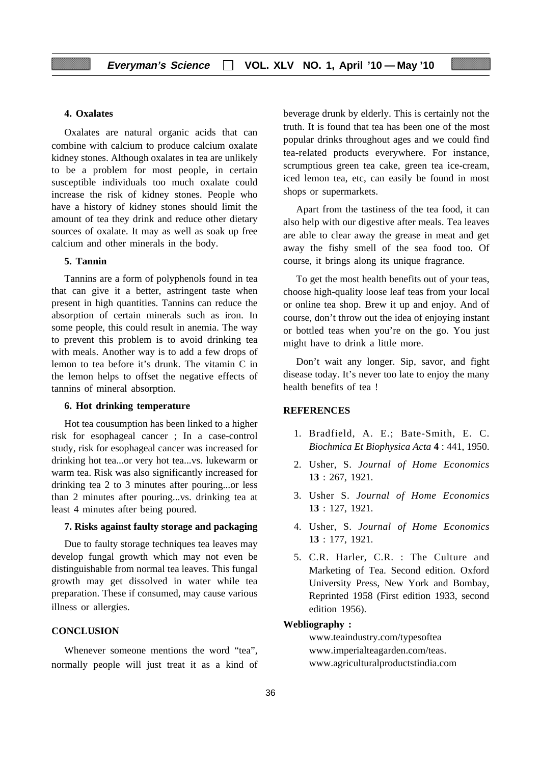**4. Oxalates**

Oxalates are natural organic acids that can combine with calcium to produce calcium oxalate kidney stones. Although oxalates in tea are unlikely to be a problem for most people, in certain susceptible individuals too much oxalate could increase the risk of kidney stones. People who have a history of kidney stones should limit the amount of tea they drink and reduce other dietary sources of oxalate. It may as well as soak up free calcium and other minerals in the body.

**5. Tannin**

Tannins are a form of polyphenols found in tea that can give it a better, astringent taste when present in high quantities. Tannins can reduce the absorption of certain minerals such as iron. In some people, this could result in anemia. The way to prevent this problem is to avoid drinking tea with meals. Another way is to add a few drops of lemon to tea before it's drunk. The vitamin C in the lemon helps to offset the negative effects of tannins of mineral absorption.

**6. Hot drinking temperature**

Hot tea cousumption has been linked to a higher risk for esophageal cancer ; In a case-control study, risk for esophageal cancer was increased for drinking hot tea...or very hot tea...vs. lukewarm or warm tea. Risk was also significantly increased for drinking tea 2 to 3 minutes after pouring...or less than 2 minutes after pouring...vs. drinking tea at least 4 minutes after being poured.

**7. Risks against faulty storage and packaging**

Due to faulty storage techniques tea leaves may develop fungal growth which may not even be distinguishable from normal tea leaves. This fungal growth may get dissolved in water while tea preparation. These if consumed, may cause various illness or allergies.

## CONCLUSION

Whenever someone mentions the word "tea", normally people will just treat it as a kind of beverage drunk by elderly. This is certainly not the truth. It is found that tea has been one of the most popular drinks throughout ages and we could find tea-related products everywhere. For instance, scrumptious green tea cake, green tea ice-cream, iced lemon tea, etc, can easily be found in most shops or supermarkets.

Apart from the tastiness of the tea food, it can also help with our digestive after meals. Tea leaves are able to clear away the grease in meat and get away the fishy smell of the sea food too. Of course, it brings along its unique fragrance.

To get the most health benefits out of your teas, choose high-quality loose leaf teas from your local or online tea shop. Brew it up and enjoy. And of course, don't throw out the idea of enjoying instant or bottled teas when you're on the go. You just might have to drink a little more.

Don't wait any longer. Sip, savor, and fight disease today. It's never too late to enjoy the many health benefits of tea !

## REFERENCES

1. Bradfield, A. E.; Bate-Smith, E. C. *Biochmica Et Biophysica Acta* **4** : 441, 1950.
2. Usher, S. *Journal of Home Economics* **13** : 267, 1921.
3. Usher S. *Journal of Home Economics* **13** : 127, 1921.
4. Usher, S. *Journal of Home Economics* **13** : 177, 1921.
5. C.R. Harler, C.R. : The Culture and Marketing of Tea. Second edition. Oxford University Press, New York and Bombay, Reprinted 1958 (First edition 1933, second edition 1956).

**Webliography :**

www.teaindustry.com/typesoftea
www.imperialteagarden.com/teas.
www.agriculturalproductstindia.com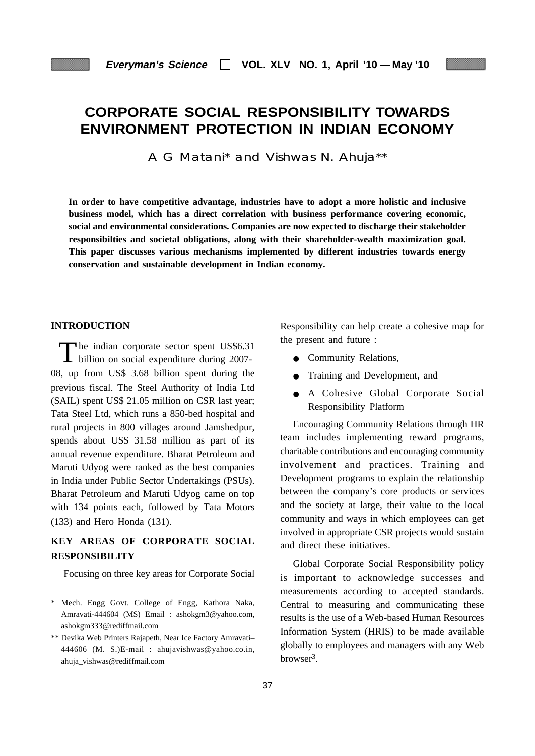# CORPORATE SOCIAL RESPONSIBILITY TOWARDS ENVIRONMENT PROTECTION IN INDIAN ECONOMY

A G Matani* and Vishwas N. Ahuja**

**In order to have competitive advantage, industries have to adopt a more holistic and inclusive business model, which has a direct correlation with business performance covering economic, social and environmental considerations. Companies are now expected to discharge their stakeholder responsibilties and societal obligations, along with their shareholder-wealth maximization goal. This paper discusses various mechanisms implemented by different industries towards energy conservation and sustainable development in Indian economy.**

## INTRODUCTION

The indian corporate sector spent US$6.31 billion on social expenditure during 2007-08, up from US$ 3.68 billion spent during the previous fiscal. The Steel Authority of India Ltd (SAIL) spent US$ 21.05 million on CSR last year; Tata Steel Ltd, which runs a 850-bed hospital and rural projects in 800 villages around Jamshedpur, spends about US$ 31.58 million as part of its annual revenue expenditure. Bharat Petroleum and Maruti Udyog were ranked as the best companies in India under Public Sector Undertakings (PSUs). Bharat Petroleum and Maruti Udyog came on top with 134 points each, followed by Tata Motors (133) and Hero Honda (131).

## KEY AREAS OF CORPORATE SOCIAL RESPONSIBILITY

Focusing on three key areas for Corporate Social Responsibility can help create a cohesive map for the present and future :

- Community Relations,
- Training and Development, and
- A Cohesive Global Corporate Social Responsibility Platform

Encouraging Community Relations through HR team includes implementing reward programs, charitable contributions and encouraging community involvement and practices. Training and Development programs to explain the relationship between the company's core products or services and the society at large, their value to the local community and ways in which employees can get involved in appropriate CSR projects would sustain and direct these initiatives.

Global Corporate Social Responsibility policy is important to acknowledge successes and measurements according to accepted standards. Central to measuring and communicating these results is the use of a Web-based Human Resources Information System (HRIS) to be made available globally to employees and managers with any Web browser[3].

---

\* Mech. Engg Govt. College of Engg, Kathora Naka, Amravati-444604 (MS) Email : ashokgm3@yahoo.com, ashokgm333@rediffmail.com

\*\* Devika Web Printers Rajapeth, Near Ice Factory Amravati–444606 (M. S.)E-mail : ahujavishwas@yahoo.co.in, ahuja_vishwas@rediffmail.com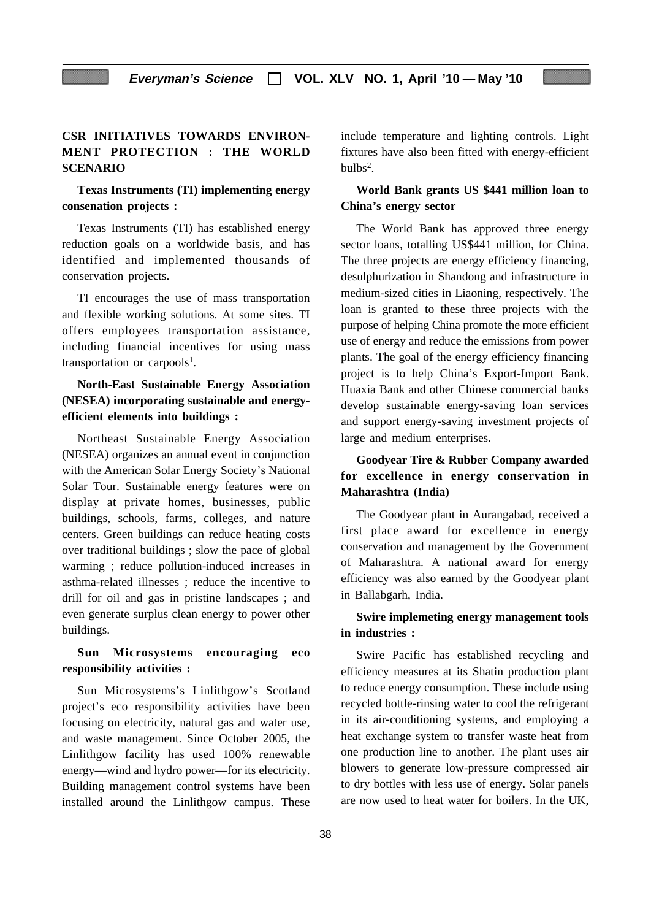## CSR INITIATIVES TOWARDS ENVIRONMENT PROTECTION : THE WORLD SCENARIO

### Texas Instruments (TI) implementing energy consenation projects :

Texas Instruments (TI) has established energy reduction goals on a worldwide basis, and has identified and implemented thousands of conservation projects.

TI encourages the use of mass transportation and flexible working solutions. At some sites. TI offers employees transportation assistance, including financial incentives for using mass transportation or carpools[1].

### North-East Sustainable Energy Association (NESEA) incorporating sustainable and energy-efficient elements into buildings :

Northeast Sustainable Energy Association (NESEA) organizes an annual event in conjunction with the American Solar Energy Society's National Solar Tour. Sustainable energy features were on display at private homes, businesses, public buildings, schools, farms, colleges, and nature centers. Green buildings can reduce heating costs over traditional buildings ; slow the pace of global warming ; reduce pollution-induced increases in asthma-related illnesses ; reduce the incentive to drill for oil and gas in pristine landscapes ; and even generate surplus clean energy to power other buildings.

### Sun Microsystems encouraging eco responsibility activities :

Sun Microsystems's Linlithgow's Scotland project's eco responsibility activities have been focusing on electricity, natural gas and water use, and waste management. Since October 2005, the Linlithgow facility has used 100% renewable energy—wind and hydro power—for its electricity. Building management control systems have been installed around the Linlithgow campus. These include temperature and lighting controls. Light fixtures have also been fitted with energy-efficient bulbs[2].

### World Bank grants US $441 million loan to China's energy sector

The World Bank has approved three energy sector loans, totalling US$441 million, for China. The three projects are energy efficiency financing, desulphurization in Shandong and infrastructure in medium-sized cities in Liaoning, respectively. The loan is granted to these three projects with the purpose of helping China promote the more efficient use of energy and reduce the emissions from power plants. The goal of the energy efficiency financing project is to help China's Export-Import Bank. Huaxia Bank and other Chinese commercial banks develop sustainable energy-saving loan services and support energy-saving investment projects of large and medium enterprises.

### Goodyear Tire & Rubber Company awarded for excellence in energy conservation in Maharashtra (India)

The Goodyear plant in Aurangabad, received a first place award for excellence in energy conservation and management by the Government of Maharashtra. A national award for energy efficiency was also earned by the Goodyear plant in Ballabgarh, India.

### Swire implemeting energy management tools in industries :

Swire Pacific has established recycling and efficiency measures at its Shatin production plant to reduce energy consumption. These include using recycled bottle-rinsing water to cool the refrigerant in its air-conditioning systems, and employing a heat exchange system to transfer waste heat from one production line to another. The plant uses air blowers to generate low-pressure compressed air to dry bottles with less use of energy. Solar panels are now used to heat water for boilers. In the UK,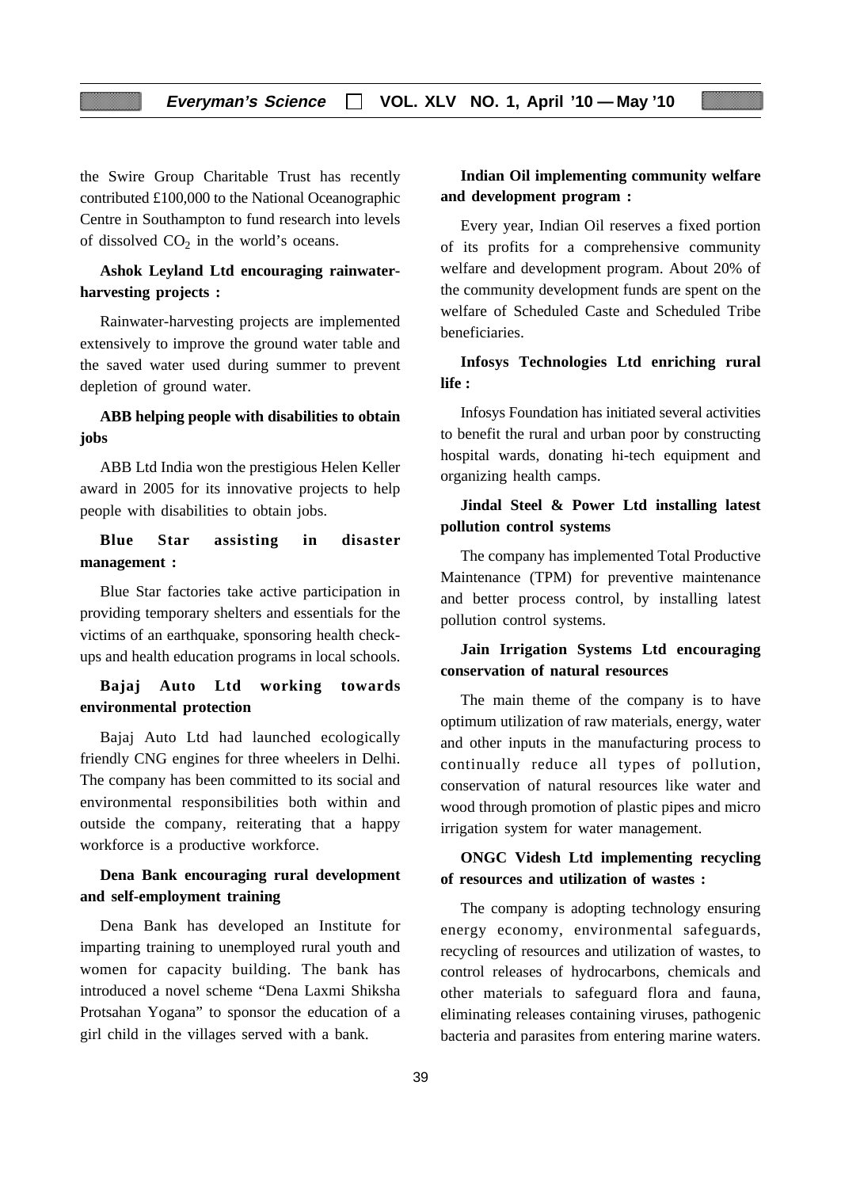the Swire Group Charitable Trust has recently contributed £100,000 to the National Oceanographic Centre in Southampton to fund research into levels of dissolved $CO_2$ in the world's oceans.

**Ashok Leyland Ltd encouraging rainwater-harvesting projects :**

Rainwater-harvesting projects are implemented extensively to improve the ground water table and the saved water used during summer to prevent depletion of ground water.

**ABB helping people with disabilities to obtain jobs**

ABB Ltd India won the prestigious Helen Keller award in 2005 for its innovative projects to help people with disabilities to obtain jobs.

**Blue Star assisting in disaster management :**

Blue Star factories take active participation in providing temporary shelters and essentials for the victims of an earthquake, sponsoring health check-ups and health education programs in local schools.

**Bajaj Auto Ltd working towards environmental protection**

Bajaj Auto Ltd had launched ecologically friendly CNG engines for three wheelers in Delhi. The company has been committed to its social and environmental responsibilities both within and outside the company, reiterating that a happy workforce is a productive workforce.

**Dena Bank encouraging rural development and self-employment training**

Dena Bank has developed an Institute for imparting training to unemployed rural youth and women for capacity building. The bank has introduced a novel scheme "Dena Laxmi Shiksha Protsahan Yogana" to sponsor the education of a girl child in the villages served with a bank.

**Indian Oil implementing community welfare and development program :**

Every year, Indian Oil reserves a fixed portion of its profits for a comprehensive community welfare and development program. About 20% of the community development funds are spent on the welfare of Scheduled Caste and Scheduled Tribe beneficiaries.

**Infosys Technologies Ltd enriching rural life :**

Infosys Foundation has initiated several activities to benefit the rural and urban poor by constructing hospital wards, donating hi-tech equipment and organizing health camps.

**Jindal Steel & Power Ltd installing latest pollution control systems**

The company has implemented Total Productive Maintenance (TPM) for preventive maintenance and better process control, by installing latest pollution control systems.

**Jain Irrigation Systems Ltd encouraging conservation of natural resources**

The main theme of the company is to have optimum utilization of raw materials, energy, water and other inputs in the manufacturing process to continually reduce all types of pollution, conservation of natural resources like water and wood through promotion of plastic pipes and micro irrigation system for water management.

**ONGC Videsh Ltd implementing recycling of resources and utilization of wastes :**

The company is adopting technology ensuring energy economy, environmental safeguards, recycling of resources and utilization of wastes, to control releases of hydrocarbons, chemicals and other materials to safeguard flora and fauna, eliminating releases containing viruses, pathogenic bacteria and parasites from entering marine waters.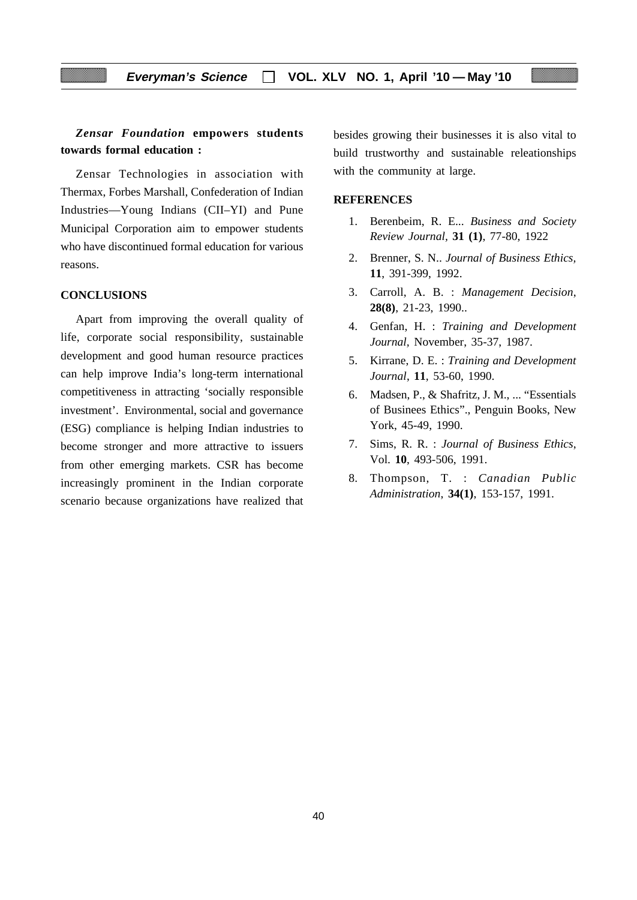***Zensar Foundation* empowers students towards formal education :**

Zensar Technologies in association with Thermax, Forbes Marshall, Confederation of Indian Industries—Young Indians (CII–YI) and Pune Municipal Corporation aim to empower students who have discontinued formal education for various reasons.

## CONCLUSIONS

Apart from improving the overall quality of life, corporate social responsibility, sustainable development and good human resource practices can help improve India's long-term international competitiveness in attracting 'socially responsible investment'. Environmental, social and governance (ESG) compliance is helping Indian industries to become stronger and more attractive to issuers from other emerging markets. CSR has become increasingly prominent in the Indian corporate scenario because organizations have realized that besides growing their businesses it is also vital to build trustworthy and sustainable releationships with the community at large.

## REFERENCES

1. Berenbeim, R. E... *Business and Society Review Journal*, **31 (1)**, 77-80, 1922
2. Brenner, S. N.. *Journal of Business Ethics*, **11**, 391-399, 1992.
3. Carroll, A. B. : *Management Decision*, **28(8)**, 21-23, 1990..
4. Genfan, H. : *Training and Development Journal*, November, 35-37, 1987.
5. Kirrane, D. E. : *Training and Development Journal*, **11**, 53-60, 1990.
6. Madsen, P., & Shafritz, J. M., ... "Essentials of Businees Ethics"., Penguin Books, New York, 45-49, 1990.
7. Sims, R. R. : *Journal of Business Ethics*, Vol. **10**, 493-506, 1991.
8. Thompson, T. : *Canadian Public Administration*, **34(1)**, 153-157, 1991.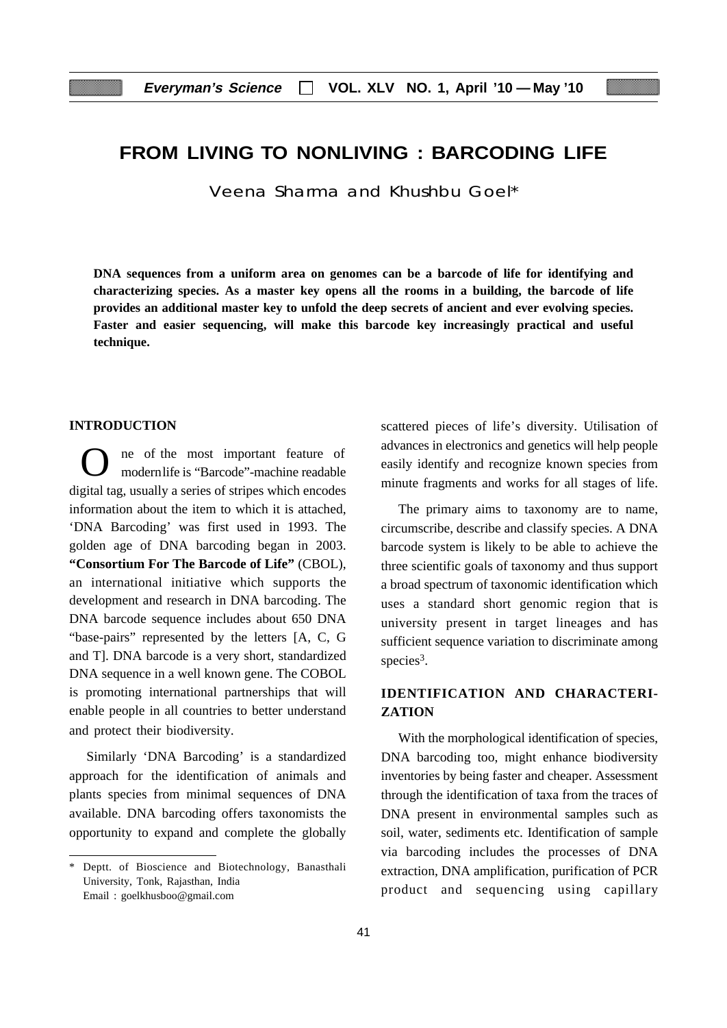# FROM LIVING TO NONLIVING : BARCODING LIFE

Veena Sharma and Khushbu Goel*

**DNA sequences from a uniform area on genomes can be a barcode of life for identifying and characterizing species. As a master key opens all the rooms in a building, the barcode of life provides an additional master key to unfold the deep secrets of ancient and ever evolving species. Faster and easier sequencing, will make this barcode key increasingly practical and useful technique.**

## INTRODUCTION

One of the most important feature of modernlife is "Barcode"-machine readable digital tag, usually a series of stripes which encodes information about the item to which it is attached, 'DNA Barcoding' was first used in 1993. The golden age of DNA barcoding began in 2003. **"Consortium For The Barcode of Life"** (CBOL), an international initiative which supports the development and research in DNA barcoding. The DNA barcode sequence includes about 650 DNA "base-pairs" represented by the letters [A, C, G and T]. DNA barcode is a very short, standardized DNA sequence in a well known gene. The COBOL is promoting international partnerships that will enable people in all countries to better understand and protect their biodiversity.

Similarly 'DNA Barcoding' is a standardized approach for the identification of animals and plants species from minimal sequences of DNA available. DNA barcoding offers taxonomists the opportunity to expand and complete the globally scattered pieces of life's diversity. Utilisation of advances in electronics and genetics will help people easily identify and recognize known species from minute fragments and works for all stages of life.

The primary aims to taxonomy are to name, circumscribe, describe and classify species. A DNA barcode system is likely to be able to achieve the three scientific goals of taxonomy and thus support a broad spectrum of taxonomic identification which uses a standard short genomic region that is university present in target lineages and has sufficient sequence variation to discriminate among species[3].

## IDENTIFICATION AND CHARACTERIZATION

With the morphological identification of species, DNA barcoding too, might enhance biodiversity inventories by being faster and cheaper. Assessment through the identification of taxa from the traces of DNA present in environmental samples such as soil, water, sediments etc. Identification of sample via barcoding includes the processes of DNA extraction, DNA amplification, purification of PCR product and sequencing using capillary

---

\* Deptt. of Bioscience and Biotechnology, Banasthali University, Tonk, Rajasthan, India
Email : goelkhusboo@gmail.com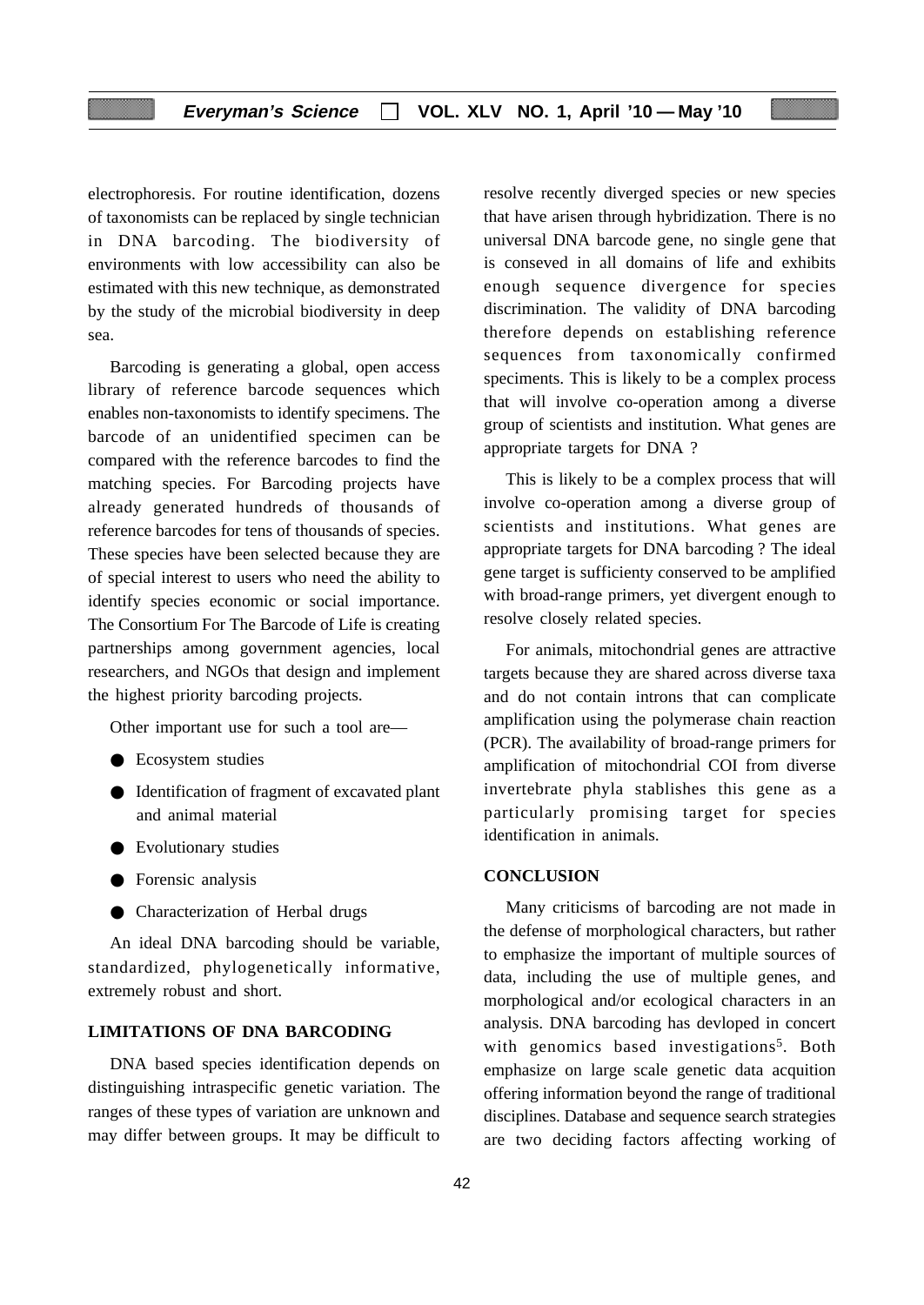electrophoresis. For routine identification, dozens of taxonomists can be replaced by single technician in DNA barcoding. The biodiversity of environments with low accessibility can also be estimated with this new technique, as demonstrated by the study of the microbial biodiversity in deep sea.

Barcoding is generating a global, open access library of reference barcode sequences which enables non-taxonomists to identify specimens. The barcode of an unidentified specimen can be compared with the reference barcodes to find the matching species. For Barcoding projects have already generated hundreds of thousands of reference barcodes for tens of thousands of species. These species have been selected because they are of special interest to users who need the ability to identify species economic or social importance. The Consortium For The Barcode of Life is creating partnerships among government agencies, local researchers, and NGOs that design and implement the highest priority barcoding projects.

Other important use for such a tool are—

- Ecosystem studies
- Identification of fragment of excavated plant and animal material
- Evolutionary studies
- Forensic analysis
- Characterization of Herbal drugs

An ideal DNA barcoding should be variable, standardized, phylogenetically informative, extremely robust and short.

## LIMITATIONS OF DNA BARCODING

DNA based species identification depends on distinguishing intraspecific genetic variation. The ranges of these types of variation are unknown and may differ between groups. It may be difficult to resolve recently diverged species or new species that have arisen through hybridization. There is no universal DNA barcode gene, no single gene that is conseved in all domains of life and exhibits enough sequence divergence for species discrimination. The validity of DNA barcoding therefore depends on establishing reference sequences from taxonomically confirmed speciments. This is likely to be a complex process that will involve co-operation among a diverse group of scientists and institution. What genes are appropriate targets for DNA ?

This is likely to be a complex process that will involve co-operation among a diverse group of scientists and institutions. What genes are appropriate targets for DNA barcoding ? The ideal gene target is sufficienty conserved to be amplified with broad-range primers, yet divergent enough to resolve closely related species.

For animals, mitochondrial genes are attractive targets because they are shared across diverse taxa and do not contain introns that can complicate amplification using the polymerase chain reaction (PCR). The availability of broad-range primers for amplification of mitochondrial COI from diverse invertebrate phyla stablishes this gene as a particularly promising target for species identification in animals.

## CONCLUSION

Many criticisms of barcoding are not made in the defense of morphological characters, but rather to emphasize the important of multiple sources of data, including the use of multiple genes, and morphological and/or ecological characters in an analysis. DNA barcoding has devloped in concert with genomics based investigations[5]. Both emphasize on large scale genetic data acquition offering information beyond the range of traditional disciplines. Database and sequence search strategies are two deciding factors affecting working of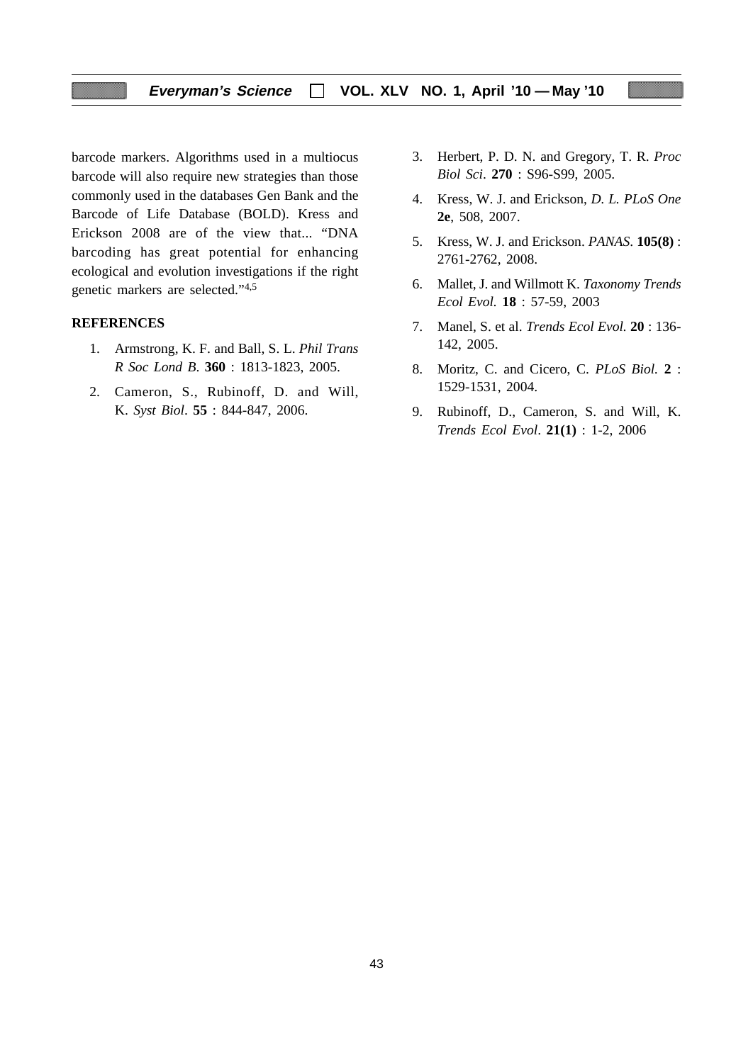barcode markers. Algorithms used in a multiocus barcode will also require new strategies than those commonly used in the databases Gen Bank and the Barcode of Life Database (BOLD). Kress and Erickson 2008 are of the view that... "DNA barcoding has great potential for enhancing ecological and evolution investigations if the right genetic markers are selected."[4,5]

## REFERENCES

1. Armstrong, K. F. and Ball, S. L. *Phil Trans R Soc Lond B.* **360** : 1813-1823, 2005.
2. Cameron, S., Rubinoff, D. and Will, K. *Syst Biol*. **55** : 844-847, 2006.
3. Herbert, P. D. N. and Gregory, T. R. *Proc Biol Sci*. **270** : S96-S99, 2005.
4. Kress, W. J. and Erickson, *D. L. PLoS One* **2e**, 508, 2007.
5. Kress, W. J. and Erickson. *PANAS*. **105(8)** : 2761-2762, 2008.
6. Mallet, J. and Willmott K. *Taxonomy Trends Ecol Evol.* **18** : 57-59, 2003
7. Manel, S. et al. *Trends Ecol Evol.* **20** : 136-142, 2005.
8. Moritz, C. and Cicero, C. *PLoS Biol.* **2** : 1529-1531, 2004.
9. Rubinoff, D., Cameron, S. and Will, K. *Trends Ecol Evol*. **21(1)** : 1-2, 2006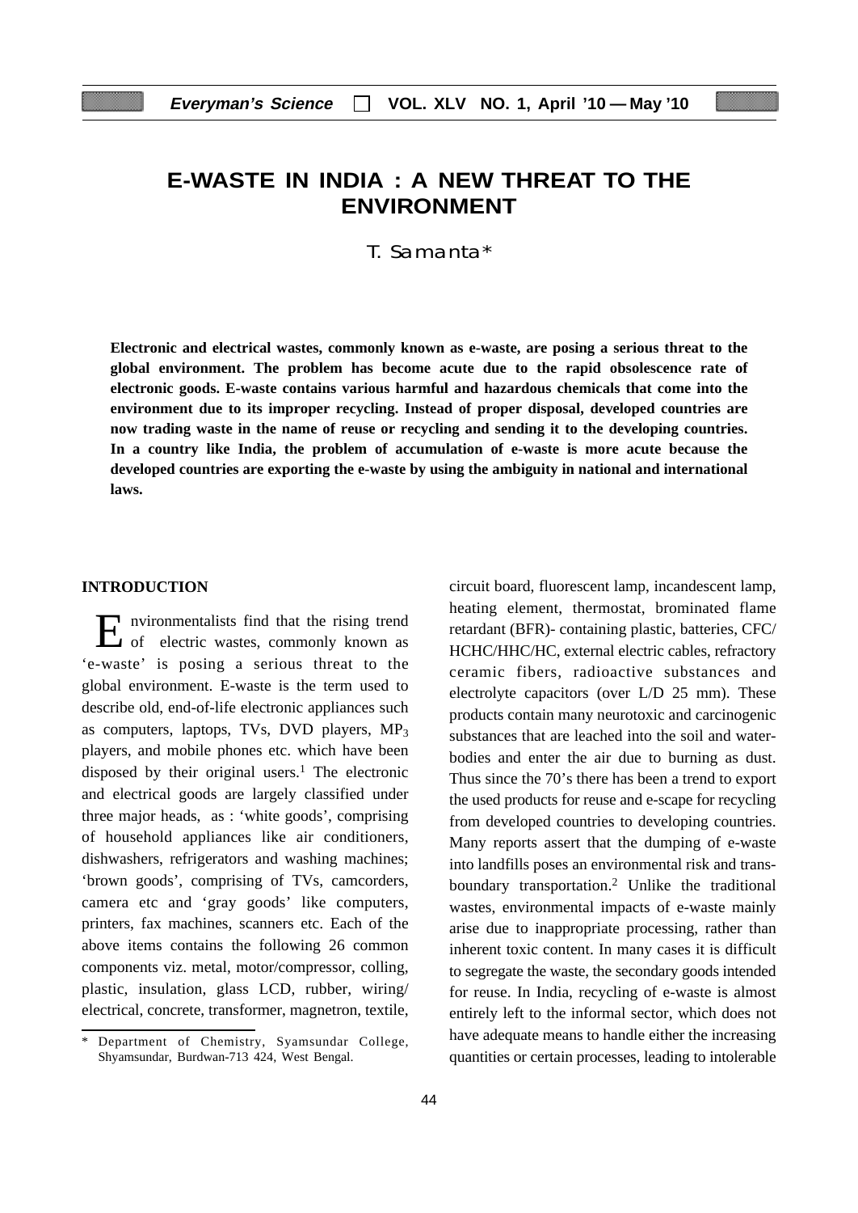# E-WASTE IN INDIA : A NEW THREAT TO THE ENVIRONMENT

T. Samanta*

**Electronic and electrical wastes, commonly known as e-waste, are posing a serious threat to the global environment. The problem has become acute due to the rapid obsolescence rate of electronic goods. E-waste contains various harmful and hazardous chemicals that come into the environment due to its improper recycling. Instead of proper disposal, developed countries are now trading waste in the name of reuse or recycling and sending it to the developing countries. In a country like India, the problem of accumulation of e-waste is more acute because the developed countries are exporting the e-waste by using the ambiguity in national and international laws.**

## INTRODUCTION

Environmentalists find that the rising trend of electric wastes, commonly known as 'e-waste' is posing a serious threat to the global environment. E-waste is the term used to describe old, end-of-life electronic appliances such as computers, laptops, TVs, DVD players, $MP_3$ players, and mobile phones etc. which have been disposed by their original users.[1] The electronic and electrical goods are largely classified under three major heads, as : 'white goods', comprising of household appliances like air conditioners, dishwashers, refrigerators and washing machines; 'brown goods', comprising of TVs, camcorders, camera etc and 'gray goods' like computers, printers, fax machines, scanners etc. Each of the above items contains the following 26 common components viz. metal, motor/compressor, colling, plastic, insulation, glass LCD, rubber, wiring/ electrical, concrete, transformer, magnetron, textile, circuit board, fluorescent lamp, incandescent lamp, heating element, thermostat, brominated flame retardant (BFR)- containing plastic, batteries, CFC/ HCHC/HHC/HC, external electric cables, refractory ceramic fibers, radioactive substances and electrolyte capacitors (over L/D 25 mm). These products contain many neurotoxic and carcinogenic substances that are leached into the soil and water-bodies and enter the air due to burning as dust. Thus since the 70's there has been a trend to export the used products for reuse and e-scape for recycling from developed countries to developing countries. Many reports assert that the dumping of e-waste into landfills poses an environmental risk and trans-boundary transportation.[2] Unlike the traditional wastes, environmental impacts of e-waste mainly arise due to inappropriate processing, rather than inherent toxic content. In many cases it is difficult to segregate the waste, the secondary goods intended for reuse. In India, recycling of e-waste is almost entirely left to the informal sector, which does not have adequate means to handle either the increasing quantities or certain processes, leading to intolerable

\* Department of Chemistry, Syamsundar College, Shyamsundar, Burdwan-713 424, West Bengal.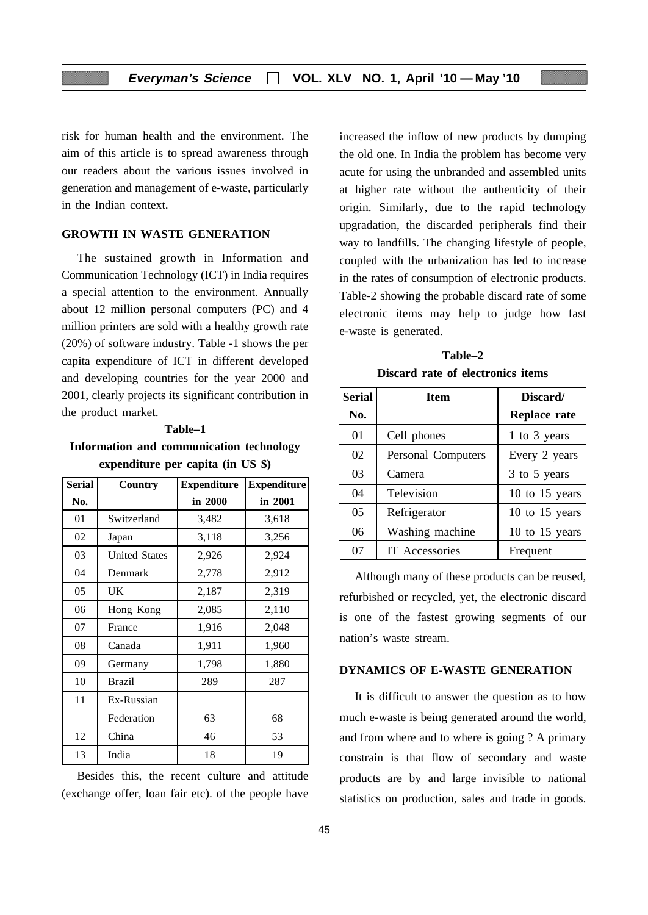risk for human health and the environment. The aim of this article is to spread awareness through our readers about the various issues involved in generation and management of e-waste, particularly in the Indian context.

## GROWTH IN WASTE GENERATION

The sustained growth in Information and Communication Technology (ICT) in India requires a special attention to the environment. Annually about 12 million personal computers (PC) and 4 million printers are sold with a healthy growth rate (20%) of software industry. Table -1 shows the per capita expenditure of ICT in different developed and developing countries for the year 2000 and 2001, clearly projects its significant contribution in the product market.

**Table–1**
**Information and communication technology expenditure per capita (in US $)**

| Serial No. | Country | Expenditure in 2000 | Expenditure in 2001 |
|---|---|---|---|
| 01 | Switzerland | 3,482 | 3,618 |
| 02 | Japan | 3,118 | 3,256 |
| 03 | United States | 2,926 | 2,924 |
| 04 | Denmark | 2,778 | 2,912 |
| 05 | UK | 2,187 | 2,319 |
| 06 | Hong Kong | 2,085 | 2,110 |
| 07 | France | 1,916 | 2,048 |
| 08 | Canada | 1,911 | 1,960 |
| 09 | Germany | 1,798 | 1,880 |
| 10 | Brazil | 289 | 287 |
| 11 | Ex-Russian Federation | 63 | 68 |
| 12 | China | 46 | 53 |
| 13 | India | 18 | 19 |

Besides this, the recent culture and attitude (exchange offer, loan fair etc). of the people have increased the inflow of new products by dumping the old one. In India the problem has become very acute for using the unbranded and assembled units at higher rate without the authenticity of their origin. Similarly, due to the rapid technology upgradation, the discarded peripherals find their way to landfills. The changing lifestyle of people, coupled with the urbanization has led to increase in the rates of consumption of electronic products. Table-2 showing the probable discard rate of some electronic items may help to judge how fast e-waste is generated.

**Table–2**
**Discard rate of electronics items**

| Serial No. | Item | Discard/ Replace rate |
|---|---|---|
| 01 | Cell phones | 1 to 3 years |
| 02 | Personal Computers | Every 2 years |
| 03 | Camera | 3 to 5 years |
| 04 | Television | 10 to 15 years |
| 05 | Refrigerator | 10 to 15 years |
| 06 | Washing machine | 10 to 15 years |
| 07 | IT Accessories | Frequent |

Although many of these products can be reused, refurbished or recycled, yet, the electronic discard is one of the fastest growing segments of our nation's waste stream.

## DYNAMICS OF E-WASTE GENERATION

It is difficult to answer the question as to how much e-waste is being generated around the world, and from where and to where is going ? A primary constrain is that flow of secondary and waste products are by and large invisible to national statistics on production, sales and trade in goods.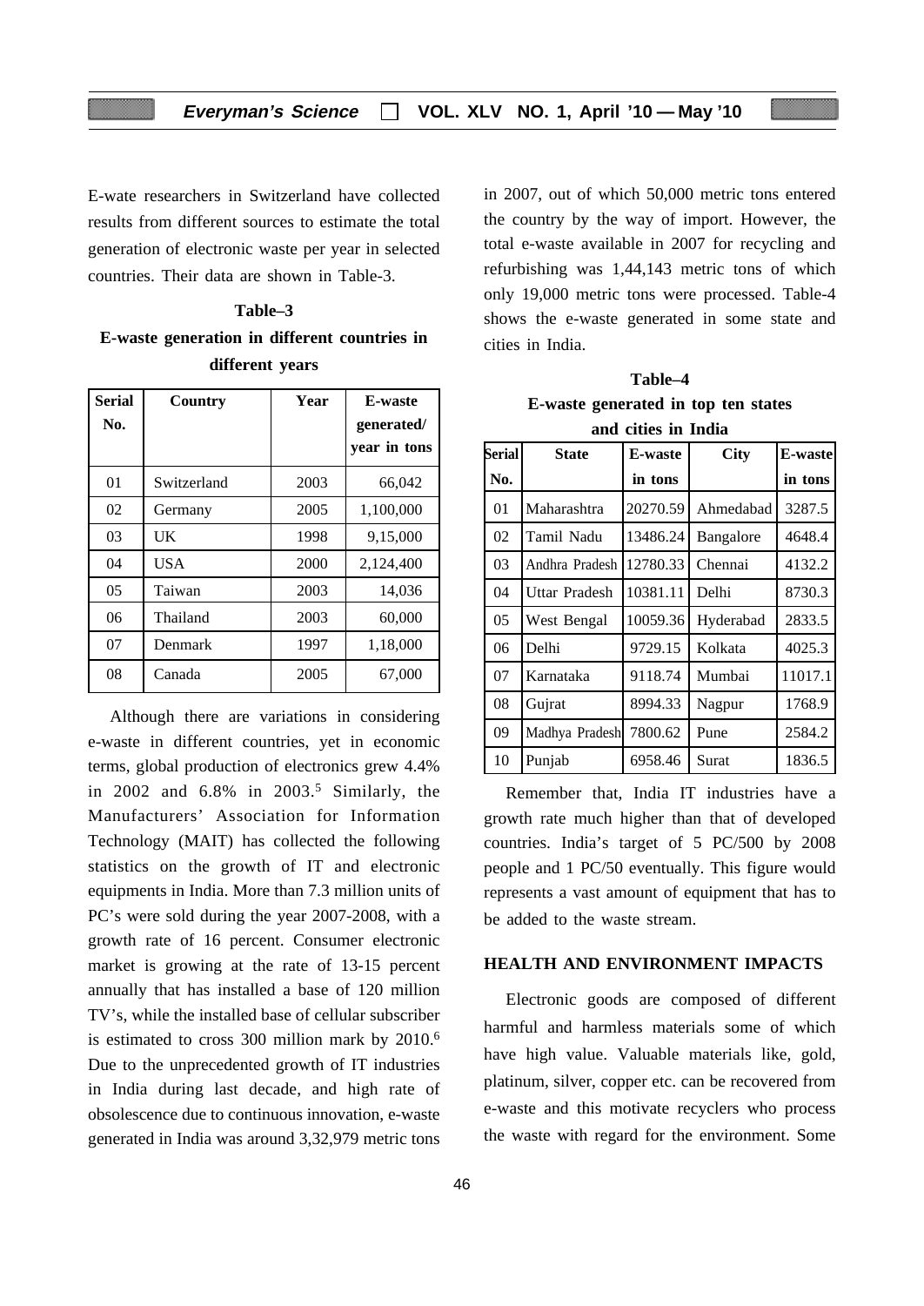E-wate researchers in Switzerland have collected results from different sources to estimate the total generation of electronic waste per year in selected countries. Their data are shown in Table-3.

**Table–3**

**E-waste generation in different countries in different years**

| Serial No. | Country | Year | E-waste generated/ year in tons |
|---|---|---|---|
| 01 | Switzerland | 2003 | 66,042 |
| 02 | Germany | 2005 | 1,100,000 |
| 03 | UK | 1998 | 9,15,000 |
| 04 | USA | 2000 | 2,124,400 |
| 05 | Taiwan | 2003 | 14,036 |
| 06 | Thailand | 2003 | 60,000 |
| 07 | Denmark | 1997 | 1,18,000 |
| 08 | Canada | 2005 | 67,000 |

Although there are variations in considering e-waste in different countries, yet in economic terms, global production of electronics grew 4.4% in 2002 and 6.8% in 2003.[5] Similarly, the Manufacturers' Association for Information Technology (MAIT) has collected the following statistics on the growth of IT and electronic equipments in India. More than 7.3 million units of PC's were sold during the year 2007-2008, with a growth rate of 16 percent. Consumer electronic market is growing at the rate of 13-15 percent annually that has installed a base of 120 million TV's, while the installed base of cellular subscriber is estimated to cross 300 million mark by 2010.[6] Due to the unprecedented growth of IT industries in India during last decade, and high rate of obsolescence due to continuous innovation, e-waste generated in India was around 3,32,979 metric tons in 2007, out of which 50,000 metric tons entered the country by the way of import. However, the total e-waste available in 2007 for recycling and refurbishing was 1,44,143 metric tons of which only 19,000 metric tons were processed. Table-4 shows the e-waste generated in some state and cities in India.

**Table–4**

**E-waste generated in top ten states and cities in India**

| Serial No. | State | E-waste in tons | City | E-waste in tons |
|---|---|---|---|---|
| 01 | Maharashtra | 20270.59 | Ahmedabad | 3287.5 |
| 02 | Tamil Nadu | 13486.24 | Bangalore | 4648.4 |
| 03 | Andhra Pradesh | 12780.33 | Chennai | 4132.2 |
| 04 | Uttar Pradesh | 10381.11 | Delhi | 8730.3 |
| 05 | West Bengal | 10059.36 | Hyderabad | 2833.5 |
| 06 | Delhi | 9729.15 | Kolkata | 4025.3 |
| 07 | Karnataka | 9118.74 | Mumbai | 11017.1 |
| 08 | Gujrat | 8994.33 | Nagpur | 1768.9 |
| 09 | Madhya Pradesh | 7800.62 | Pune | 2584.2 |
| 10 | Punjab | 6958.46 | Surat | 1836.5 |

Remember that, India IT industries have a growth rate much higher than that of developed countries. India's target of 5 PC/500 by 2008 people and 1 PC/50 eventually. This figure would represents a vast amount of equipment that has to be added to the waste stream.

## HEALTH AND ENVIRONMENT IMPACTS

Electronic goods are composed of different harmful and harmless materials some of which have high value. Valuable materials like, gold, platinum, silver, copper etc. can be recovered from e-waste and this motivate recyclers who process the waste with regard for the environment. Some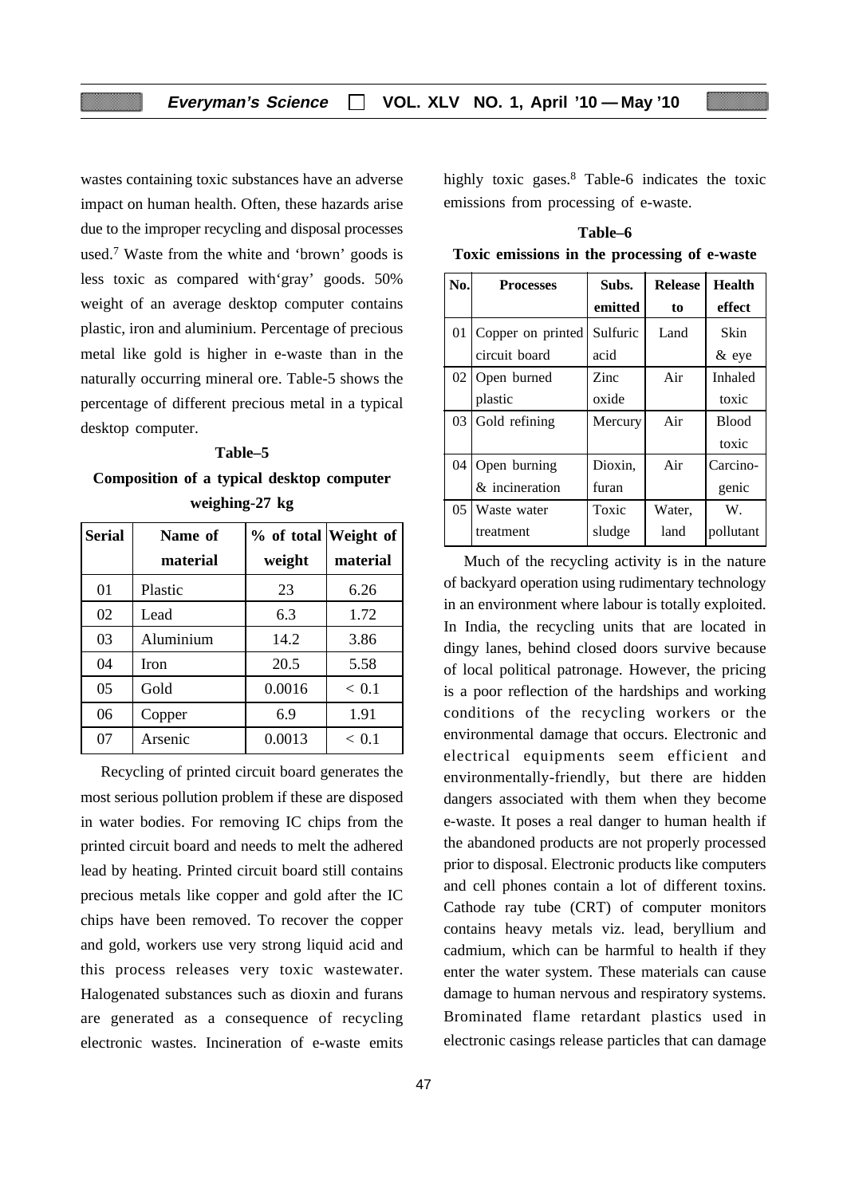wastes containing toxic substances have an adverse impact on human health. Often, these hazards arise due to the improper recycling and disposal processes used.[7] Waste from the white and 'brown' goods is less toxic as compared with'gray' goods. 50% weight of an average desktop computer contains plastic, iron and aluminium. Percentage of precious metal like gold is higher in e-waste than in the naturally occurring mineral ore. Table-5 shows the percentage of different precious metal in a typical desktop computer.

**Table–5**

**Composition of a typical desktop computer weighing-27 kg**

| Serial | Name of material | % of total weight | Weight of material |
|---|---|---|---|
| 01 | Plastic | 23 | 6.26 |
| 02 | Lead | 6.3 | 1.72 |
| 03 | Aluminium | 14.2 | 3.86 |
| 04 | Iron | 20.5 | 5.58 |
| 05 | Gold | 0.0016 | < 0.1 |
| 06 | Copper | 6.9 | 1.91 |
| 07 | Arsenic | 0.0013 | < 0.1 |

Recycling of printed circuit board generates the most serious pollution problem if these are disposed in water bodies. For removing IC chips from the printed circuit board and needs to melt the adhered lead by heating. Printed circuit board still contains precious metals like copper and gold after the IC chips have been removed. To recover the copper and gold, workers use very strong liquid acid and this process releases very toxic wastewater. Halogenated substances such as dioxin and furans are generated as a consequence of recycling electronic wastes. Incineration of e-waste emits highly toxic gases.[8] Table-6 indicates the toxic emissions from processing of e-waste.

**Table–6**

**Toxic emissions in the processing of e-waste**

| No. | Processes | Subs. emitted | Release to | Health effect |
|---|---|---|---|---|
| 01 | Copper on printed circuit board | Sulfuric acid | Land | Skin & eye |
| 02 | Open burned plastic | Zinc oxide | Air | Inhaled toxic |
| 03 | Gold refining | Mercury | Air | Blood toxic |
| 04 | Open burning & incineration | Dioxin, furan | Air | Carcino-genic |
| 05 | Waste water treatment | Toxic sludge | Water, land | W. pollutant |

Much of the recycling activity is in the nature of backyard operation using rudimentary technology in an environment where labour is totally exploited. In India, the recycling units that are located in dingy lanes, behind closed doors survive because of local political patronage. However, the pricing is a poor reflection of the hardships and working conditions of the recycling workers or the environmental damage that occurs. Electronic and electrical equipments seem efficient and environmentally-friendly, but there are hidden dangers associated with them when they become e-waste. It poses a real danger to human health if the abandoned products are not properly processed prior to disposal. Electronic products like computers and cell phones contain a lot of different toxins. Cathode ray tube (CRT) of computer monitors contains heavy metals viz. lead, beryllium and cadmium, which can be harmful to health if they enter the water system. These materials can cause damage to human nervous and respiratory systems. Brominated flame retardant plastics used in electronic casings release particles that can damage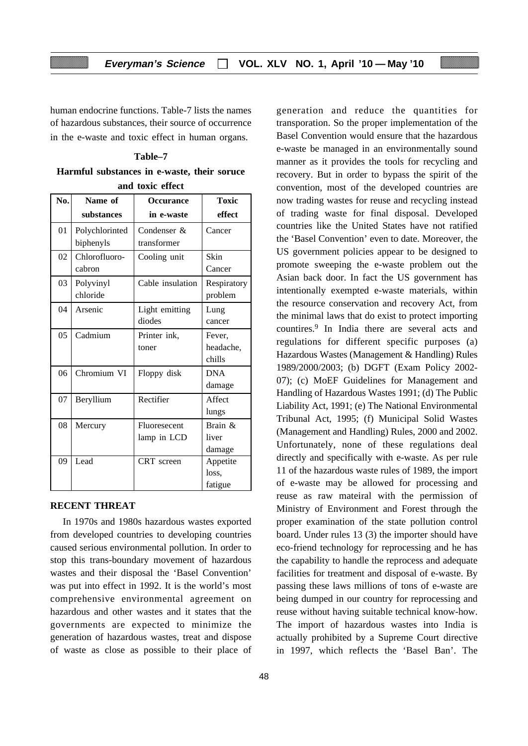human endocrine functions. Table-7 lists the names of hazardous substances, their source of occurrence in the e-waste and toxic effect in human organs.

**Table–7**

**Harmful substances in e-waste, their soruce and toxic effect**

| No. | Name of substances | Occurance in e-waste | Toxic effect |
|---|---|---|---|
| 01 | Polychlorinted biphenyls | Condenser & transformer | Cancer |
| 02 | Chlorofluoro-cabron | Cooling unit | Skin Cancer |
| 03 | Polyvinyl chloride | Cable insulation | Respiratory problem |
| 04 | Arsenic | Light emitting diodes | Lung cancer |
| 05 | Cadmium | Printer ink, toner | Fever, headache, chills |
| 06 | Chromium VI | Floppy disk | DNA damage |
| 07 | Beryllium | Rectifier | Affect lungs |
| 08 | Mercury | Fluoresecent lamp in LCD | Brain & liver damage |
| 09 | Lead | CRT screen | Appetite loss, fatigue |

## RECENT THREAT

In 1970s and 1980s hazardous wastes exported from developed countries to developing countries caused serious environmental pollution. In order to stop this trans-boundary movement of hazardous wastes and their disposal the 'Basel Convention' was put into effect in 1992. It is the world's most comprehensive environmental agreement on hazardous and other wastes and it states that the governments are expected to minimize the generation of hazardous wastes, treat and dispose of waste as close as possible to their place of generation and reduce the quantities for transporation. So the proper implementation of the Basel Convention would ensure that the hazardous e-waste be managed in an environmentally sound manner as it provides the tools for recycling and recovery. But in order to bypass the spirit of the convention, most of the developed countries are now trading wastes for reuse and recycling instead of trading waste for final disposal. Developed countries like the United States have not ratified the 'Basel Convention' even to date. Moreover, the US government policies appear to be designed to promote sweeping the e-waste problem out the Asian back door. In fact the US government has intentionally exempted e-waste materials, within the resource conservation and recovery Act, from the minimal laws that do exist to protect importing countries.[9] In India there are several acts and regulations for different specific purposes (a) Hazardous Wastes (Management & Handling) Rules 1989/2000/2003; (b) DGFT (Exam Policy 2002-07); (c) MoEF Guidelines for Management and Handling of Hazardous Wastes 1991; (d) The Public Liability Act, 1991; (e) The National Environmental Tribunal Act, 1995; (f) Municipal Solid Wastes (Management and Handling) Rules, 2000 and 2002. Unfortunately, none of these regulations deal directly and specifically with e-waste. As per rule 11 of the hazardous waste rules of 1989, the import of e-waste may be allowed for processing and reuse as raw mateiral with the permission of Ministry of Environment and Forest through the proper examination of the state pollution control board. Under rules 13 (3) the importer should have eco-friend technology for reprocessing and he has the capability to handle the reprocess and adequate facilities for treatment and disposal of e-waste. By passing these laws millions of tons of e-waste are being dumped in our country for reprocessing and reuse without having suitable technical know-how. The import of hazardous wastes into India is actually prohibited by a Supreme Court directive in 1997, which reflects the 'Basel Ban'. The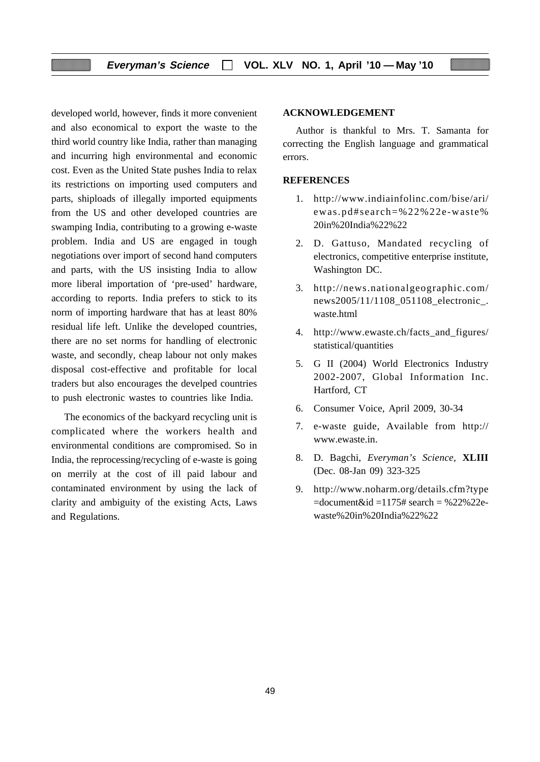developed world, however, finds it more convenient and also economical to export the waste to the third world country like India, rather than managing and incurring high environmental and economic cost. Even as the United State pushes India to relax its restrictions on importing used computers and parts, shiploads of illegally imported equipments from the US and other developed countries are swamping India, contributing to a growing e-waste problem. India and US are engaged in tough negotiations over import of second hand computers and parts, with the US insisting India to allow more liberal importation of 'pre-used' hardware, according to reports. India prefers to stick to its norm of importing hardware that has at least 80% residual life left. Unlike the developed countries, there are no set norms for handling of electronic waste, and secondly, cheap labour not only makes disposal cost-effective and profitable for local traders but also encourages the develped countries to push electronic wastes to countries like India.

The economics of the backyard recycling unit is complicated where the workers health and environmental conditions are compromised. So in India, the reprocessing/recycling of e-waste is going on merrily at the cost of ill paid labour and contaminated environment by using the lack of clarity and ambiguity of the existing Acts, Laws and Regulations.

## ACKNOWLEDGEMENT

Author is thankful to Mrs. T. Samanta for correcting the English language and grammatical errors.

## REFERENCES

1. http://www.indiainfolinc.com/bise/ari/ewas.pd#search=%22%22e-waste%20in%20India%22%22
2. D. Gattuso, Mandated recycling of electronics, competitive enterprise institute, Washington DC.
3. http://news.nationalgeographic.com/news2005/11/1108_051108_electronic_.waste.html
4. http://www.ewaste.ch/facts_and_figures/statistical/quantities
5. G II (2004) World Electronics Industry 2002-2007, Global Information Inc. Hartford, CT
6. Consumer Voice, April 2009, 30-34
7. e-waste guide, Available from http://www.ewaste.in.
8. D. Bagchi, *Everyman's Science*, **XLIII** (Dec. 08-Jan 09) 323-325
9. http://www.noharm.org/details.cfm?type=document&id =1175# search = %22%22e-waste%20in%20India%22%22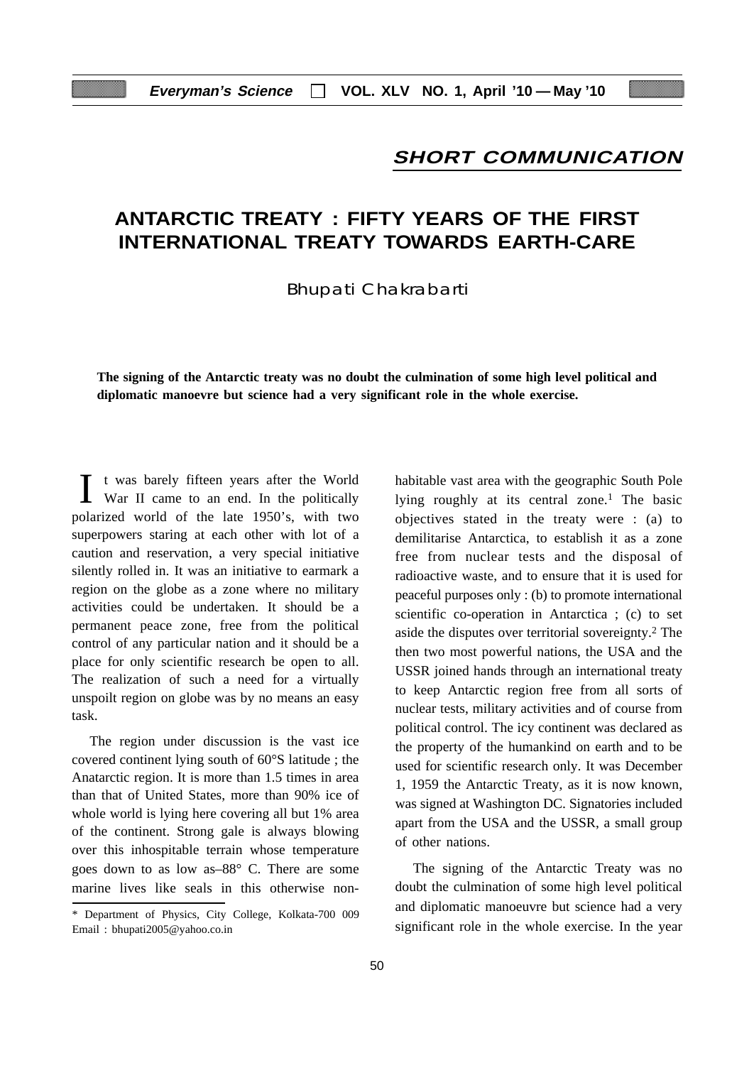## SHORT COMMUNICATION

# ANTARCTIC TREATY : FIFTY YEARS OF THE FIRST INTERNATIONAL TREATY TOWARDS EARTH-CARE

Bhupati Chakrabarti

**The signing of the Antarctic treaty was no doubt the culmination of some high level political and diplomatic manoevre but science had a very significant role in the whole exercise.**

It was barely fifteen years after the World War II came to an end. In the politically polarized world of the late 1950's, with two superpowers staring at each other with lot of a caution and reservation, a very special initiative silently rolled in. It was an initiative to earmark a region on the globe as a zone where no military activities could be undertaken. It should be a permanent peace zone, free from the political control of any particular nation and it should be a place for only scientific research be open to all. The realization of such a need for a virtually unspoilt region on globe was by no means an easy task.

The region under discussion is the vast ice covered continent lying south of 60°S latitude ; the Anatarctic region. It is more than 1.5 times in area than that of United States, more than 90% ice of whole world is lying here covering all but 1% area of the continent. Strong gale is always blowing over this inhospitable terrain whose temperature goes down to as low as–88° C. There are some marine lives like seals in this otherwise non-habitable vast area with the geographic South Pole lying roughly at its central zone.[1] The basic objectives stated in the treaty were : (a) to demilitarise Antarctica, to establish it as a zone free from nuclear tests and the disposal of radioactive waste, and to ensure that it is used for peaceful purposes only : (b) to promote international scientific co-operation in Antarctica ; (c) to set aside the disputes over territorial sovereignty.[2] The then two most powerful nations, the USA and the USSR joined hands through an international treaty to keep Antarctic region free from all sorts of nuclear tests, military activities and of course from political control. The icy continent was declared as the property of the humankind on earth and to be used for scientific research only. It was December 1, 1959 the Antarctic Treaty, as it is now known, was signed at Washington DC. Signatories included apart from the USA and the USSR, a small group of other nations.

The signing of the Antarctic Treaty was no doubt the culmination of some high level political and diplomatic manoeuvre but science had a very significant role in the whole exercise. In the year

\* Department of Physics, City College, Kolkata-700 009 Email : bhupati2005@yahoo.co.in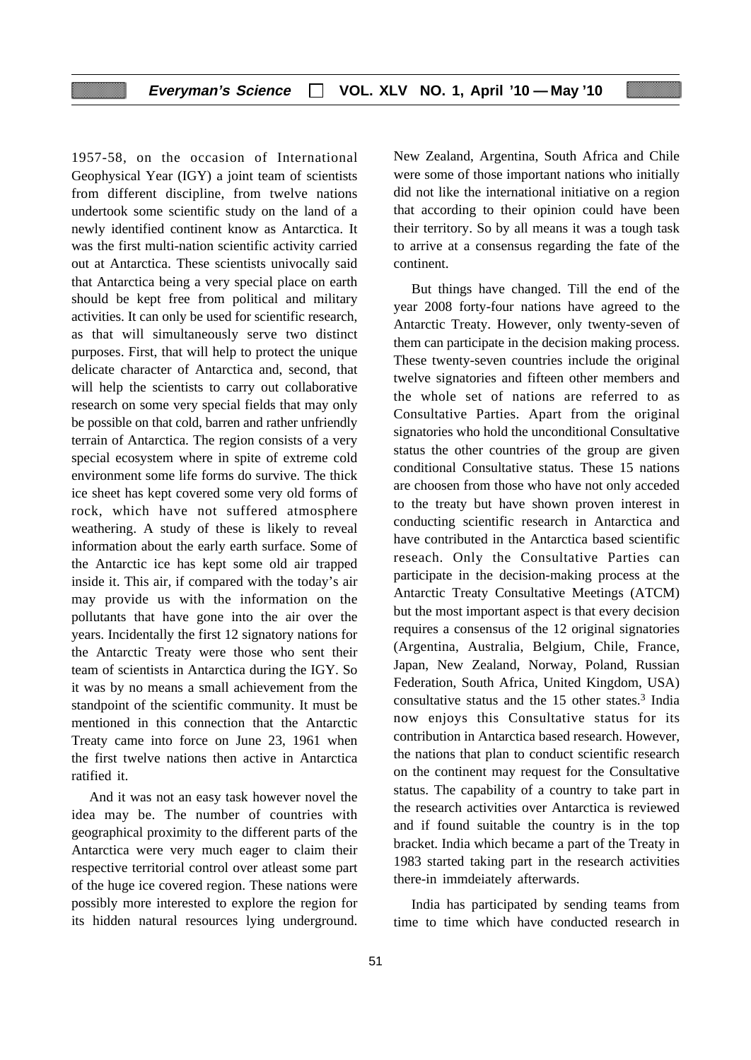1957-58, on the occasion of International Geophysical Year (IGY) a joint team of scientists from different discipline, from twelve nations undertook some scientific study on the land of a newly identified continent know as Antarctica. It was the first multi-nation scientific activity carried out at Antarctica. These scientists univocally said that Antarctica being a very special place on earth should be kept free from political and military activities. It can only be used for scientific research, as that will simultaneously serve two distinct purposes. First, that will help to protect the unique delicate character of Antarctica and, second, that will help the scientists to carry out collaborative research on some very special fields that may only be possible on that cold, barren and rather unfriendly terrain of Antarctica. The region consists of a very special ecosystem where in spite of extreme cold environment some life forms do survive. The thick ice sheet has kept covered some very old forms of rock, which have not suffered atmosphere weathering. A study of these is likely to reveal information about the early earth surface. Some of the Antarctic ice has kept some old air trapped inside it. This air, if compared with the today's air may provide us with the information on the pollutants that have gone into the air over the years. Incidentally the first 12 signatory nations for the Antarctic Treaty were those who sent their team of scientists in Antarctica during the IGY. So it was by no means a small achievement from the standpoint of the scientific community. It must be mentioned in this connection that the Antarctic Treaty came into force on June 23, 1961 when the first twelve nations then active in Antarctica ratified it.

And it was not an easy task however novel the idea may be. The number of countries with geographical proximity to the different parts of the Antarctica were very much eager to claim their respective territorial control over atleast some part of the huge ice covered region. These nations were possibly more interested to explore the region for its hidden natural resources lying underground. New Zealand, Argentina, South Africa and Chile were some of those important nations who initially did not like the international initiative on a region that according to their opinion could have been their territory. So by all means it was a tough task to arrive at a consensus regarding the fate of the continent.

But things have changed. Till the end of the year 2008 forty-four nations have agreed to the Antarctic Treaty. However, only twenty-seven of them can participate in the decision making process. These twenty-seven countries include the original twelve signatories and fifteen other members and the whole set of nations are referred to as Consultative Parties. Apart from the original signatories who hold the unconditional Consultative status the other countries of the group are given conditional Consultative status. These 15 nations are choosen from those who have not only acceded to the treaty but have shown proven interest in conducting scientific research in Antarctica and have contributed in the Antarctica based scientific reseach. Only the Consultative Parties can participate in the decision-making process at the Antarctic Treaty Consultative Meetings (ATCM) but the most important aspect is that every decision requires a consensus of the 12 original signatories (Argentina, Australia, Belgium, Chile, France, Japan, New Zealand, Norway, Poland, Russian Federation, South Africa, United Kingdom, USA) consultative status and the 15 other states.[3] India now enjoys this Consultative status for its contribution in Antarctica based research. However, the nations that plan to conduct scientific research on the continent may request for the Consultative status. The capability of a country to take part in the research activities over Antarctica is reviewed and if found suitable the country is in the top bracket. India which became a part of the Treaty in 1983 started taking part in the research activities there-in immdeiately afterwards.

India has participated by sending teams from time to time which have conducted research in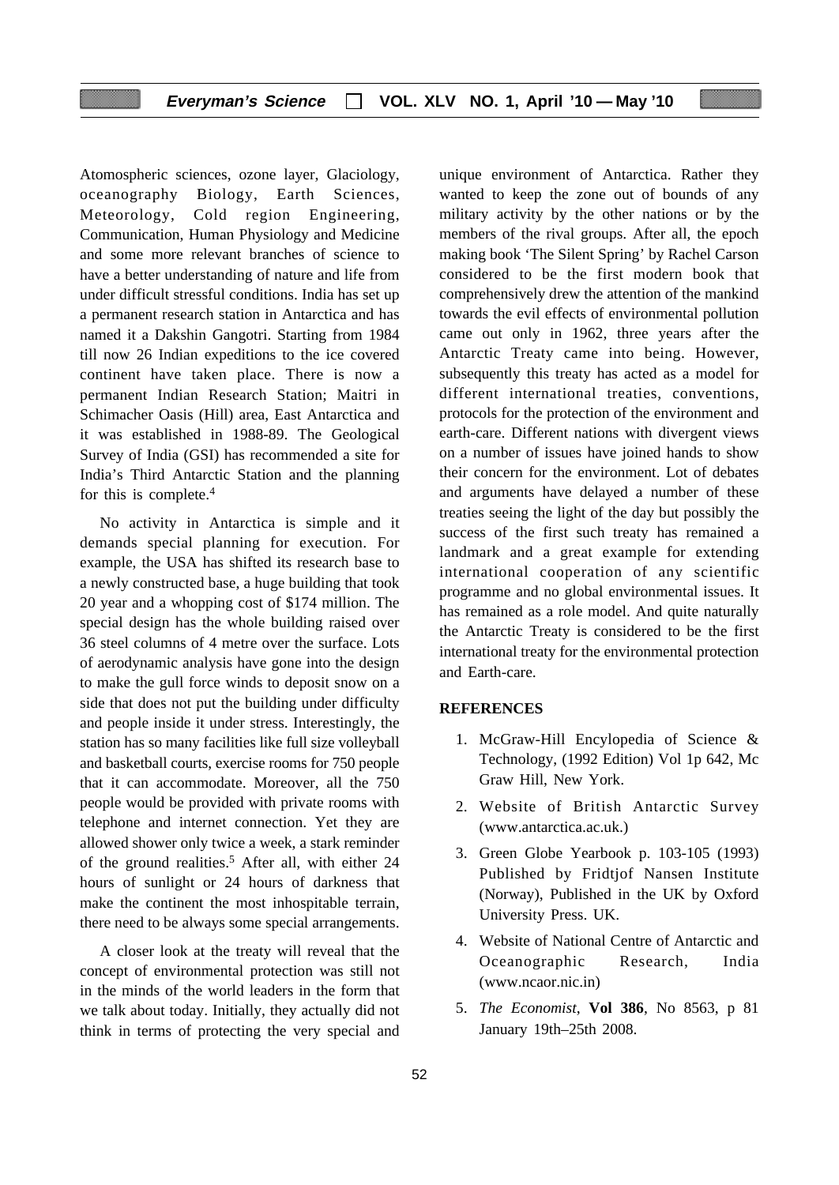Atomospheric sciences, ozone layer, Glaciology, oceanography Biology, Earth Sciences, Meteorology, Cold region Engineering, Communication, Human Physiology and Medicine and some more relevant branches of science to have a better understanding of nature and life from under difficult stressful conditions. India has set up a permanent research station in Antarctica and has named it a Dakshin Gangotri. Starting from 1984 till now 26 Indian expeditions to the ice covered continent have taken place. There is now a permanent Indian Research Station; Maitri in Schimacher Oasis (Hill) area, East Antarctica and it was established in 1988-89. The Geological Survey of India (GSI) has recommended a site for India's Third Antarctic Station and the planning for this is complete.[4]

No activity in Antarctica is simple and it demands special planning for execution. For example, the USA has shifted its research base to a newly constructed base, a huge building that took 20 year and a whopping cost of $174 million. The special design has the whole building raised over 36 steel columns of 4 metre over the surface. Lots of aerodynamic analysis have gone into the design to make the gull force winds to deposit snow on a side that does not put the building under difficulty and people inside it under stress. Interestingly, the station has so many facilities like full size volleyball and basketball courts, exercise rooms for 750 people that it can accommodate. Moreover, all the 750 people would be provided with private rooms with telephone and internet connection. Yet they are allowed shower only twice a week, a stark reminder of the ground realities.[5] After all, with either 24 hours of sunlight or 24 hours of darkness that make the continent the most inhospitable terrain, there need to be always some special arrangements.

A closer look at the treaty will reveal that the concept of environmental protection was still not in the minds of the world leaders in the form that we talk about today. Initially, they actually did not think in terms of protecting the very special and unique environment of Antarctica. Rather they wanted to keep the zone out of bounds of any military activity by the other nations or by the members of the rival groups. After all, the epoch making book 'The Silent Spring' by Rachel Carson considered to be the first modern book that comprehensively drew the attention of the mankind towards the evil effects of environmental pollution came out only in 1962, three years after the Antarctic Treaty came into being. However, subsequently this treaty has acted as a model for different international treaties, conventions, protocols for the protection of the environment and earth-care. Different nations with divergent views on a number of issues have joined hands to show their concern for the environment. Lot of debates and arguments have delayed a number of these treaties seeing the light of the day but possibly the success of the first such treaty has remained a landmark and a great example for extending international cooperation of any scientific programme and no global environmental issues. It has remained as a role model. And quite naturally the Antarctic Treaty is considered to be the first international treaty for the environmental protection and Earth-care.

## REFERENCES

1. McGraw-Hill Encylopedia of Science & Technology, (1992 Edition) Vol 1p 642, Mc Graw Hill, New York.
2. Website of British Antarctic Survey (www.antarctica.ac.uk.)
3. Green Globe Yearbook p. 103-105 (1993) Published by Fridtjof Nansen Institute (Norway), Published in the UK by Oxford University Press. UK.
4. Website of National Centre of Antarctic and Oceanographic Research, India (www.ncaor.nic.in)
5. *The Economist*, **Vol 386**, No 8563, p 81 January 19th–25th 2008.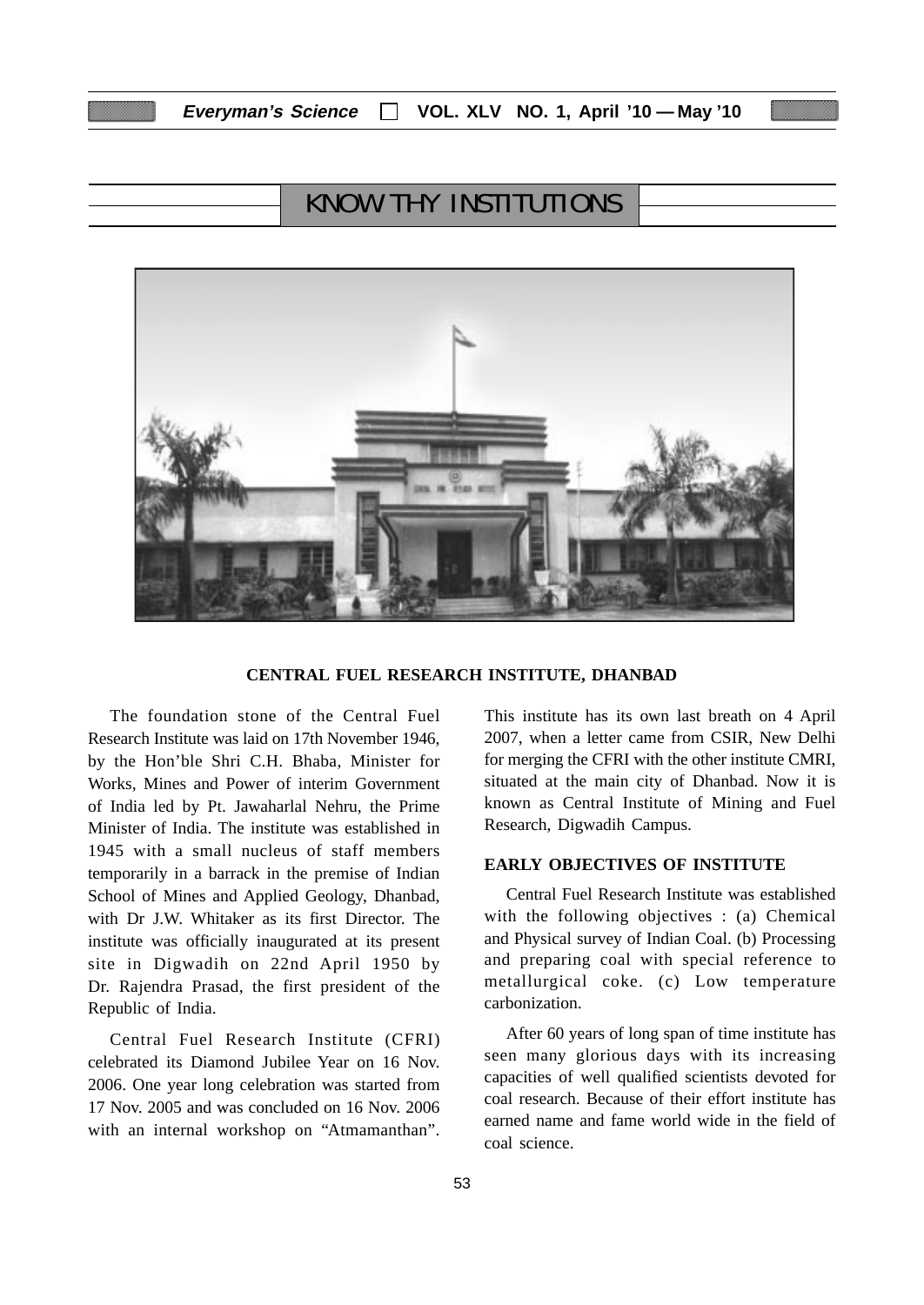## KNOW THY INSTITUTIONS

**CENTRAL FUEL RESEARCH INSTITUTE, DHANBAD**

The foundation stone of the Central Fuel Research Institute was laid on 17th November 1946, by the Hon'ble Shri C.H. Bhaba, Minister for Works, Mines and Power of interim Government of India led by Pt. Jawaharlal Nehru, the Prime Minister of India. The institute was established in 1945 with a small nucleus of staff members temporarily in a barrack in the premise of Indian School of Mines and Applied Geology, Dhanbad, with Dr J.W. Whitaker as its first Director. The institute was officially inaugurated at its present site in Digwadih on 22nd April 1950 by Dr. Rajendra Prasad, the first president of the Republic of India.

Central Fuel Research Institute (CFRI) celebrated its Diamond Jubilee Year on 16 Nov. 2006. One year long celebration was started from 17 Nov. 2005 and was concluded on 16 Nov. 2006 with an internal workshop on "Atmamanthan". This institute has its own last breath on 4 April 2007, when a letter came from CSIR, New Delhi for merging the CFRI with the other institute CMRI, situated at the main city of Dhanbad. Now it is known as Central Institute of Mining and Fuel Research, Digwadih Campus.

### EARLY OBJECTIVES OF INSTITUTE

Central Fuel Research Institute was established with the following objectives : (a) Chemical and Physical survey of Indian Coal. (b) Processing and preparing coal with special reference to metallurgical coke. (c) Low temperature carbonization.

After 60 years of long span of time institute has seen many glorious days with its increasing capacities of well qualified scientists devoted for coal research. Because of their effort institute has earned name and fame world wide in the field of coal science.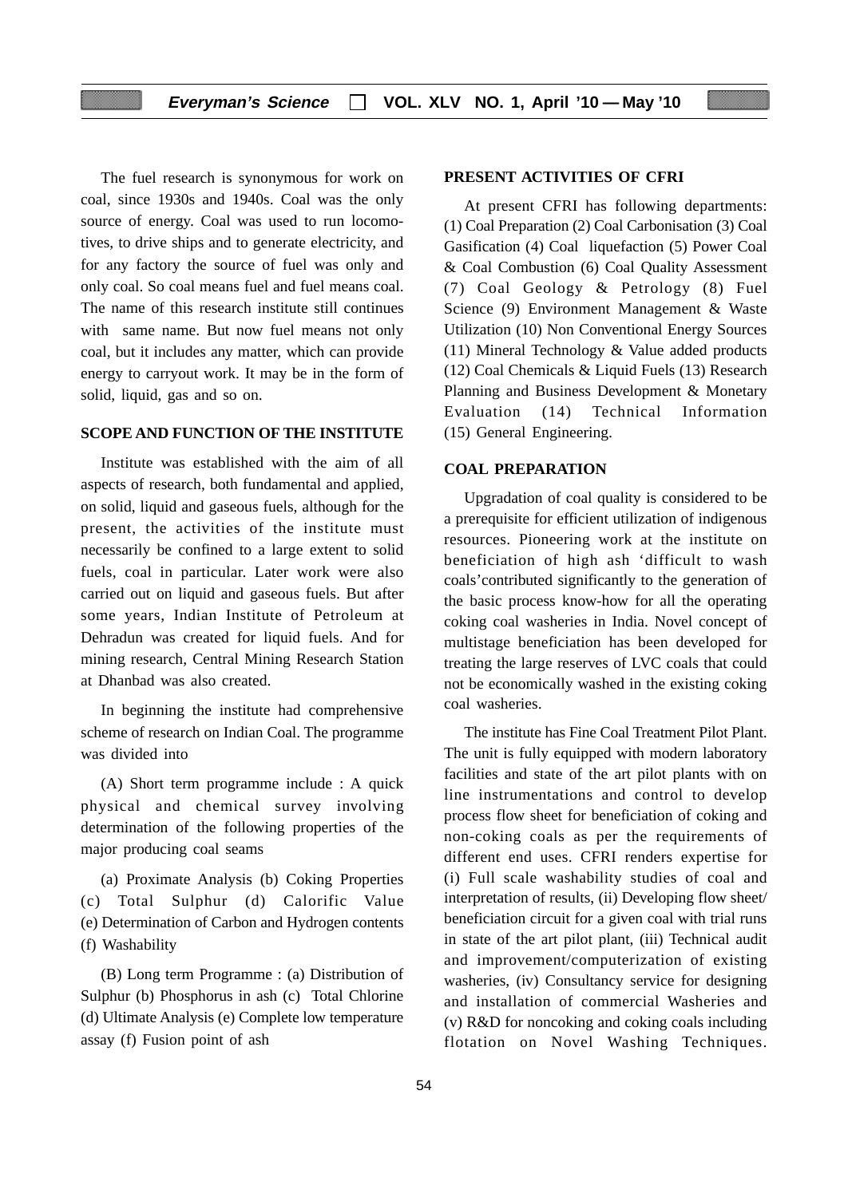The fuel research is synonymous for work on coal, since 1930s and 1940s. Coal was the only source of energy. Coal was used to run locomotives, to drive ships and to generate electricity, and for any factory the source of fuel was only and only coal. So coal means fuel and fuel means coal. The name of this research institute still continues with same name. But now fuel means not only coal, but it includes any matter, which can provide energy to carryout work. It may be in the form of solid, liquid, gas and so on.

## SCOPE AND FUNCTION OF THE INSTITUTE

Institute was established with the aim of all aspects of research, both fundamental and applied, on solid, liquid and gaseous fuels, although for the present, the activities of the institute must necessarily be confined to a large extent to solid fuels, coal in particular. Later work were also carried out on liquid and gaseous fuels. But after some years, Indian Institute of Petroleum at Dehradun was created for liquid fuels. And for mining research, Central Mining Research Station at Dhanbad was also created.

In beginning the institute had comprehensive scheme of research on Indian Coal. The programme was divided into

(A) Short term programme include : A quick physical and chemical survey involving determination of the following properties of the major producing coal seams

(a) Proximate Analysis (b) Coking Properties (c) Total Sulphur (d) Calorific Value (e) Determination of Carbon and Hydrogen contents (f) Washability

(B) Long term Programme : (a) Distribution of Sulphur (b) Phosphorus in ash (c) Total Chlorine (d) Ultimate Analysis (e) Complete low temperature assay (f) Fusion point of ash

## PRESENT ACTIVITIES OF CFRI

At present CFRI has following departments: (1) Coal Preparation (2) Coal Carbonisation (3) Coal Gasification (4) Coal liquefaction (5) Power Coal & Coal Combustion (6) Coal Quality Assessment (7) Coal Geology & Petrology (8) Fuel Science (9) Environment Management & Waste Utilization (10) Non Conventional Energy Sources (11) Mineral Technology & Value added products (12) Coal Chemicals & Liquid Fuels (13) Research Planning and Business Development & Monetary Evaluation (14) Technical Information (15) General Engineering.

## COAL PREPARATION

Upgradation of coal quality is considered to be a prerequisite for efficient utilization of indigenous resources. Pioneering work at the institute on beneficiation of high ash 'difficult to wash coals'contributed significantly to the generation of the basic process know-how for all the operating coking coal washeries in India. Novel concept of multistage beneficiation has been developed for treating the large reserves of LVC coals that could not be economically washed in the existing coking coal washeries.

The institute has Fine Coal Treatment Pilot Plant. The unit is fully equipped with modern laboratory facilities and state of the art pilot plants with on line instrumentations and control to develop process flow sheet for beneficiation of coking and non-coking coals as per the requirements of different end uses. CFRI renders expertise for (i) Full scale washability studies of coal and interpretation of results, (ii) Developing flow sheet/ beneficiation circuit for a given coal with trial runs in state of the art pilot plant, (iii) Technical audit and improvement/computerization of existing washeries, (iv) Consultancy service for designing and installation of commercial Washeries and (v) R&D for noncoking and coking coals including flotation on Novel Washing Techniques.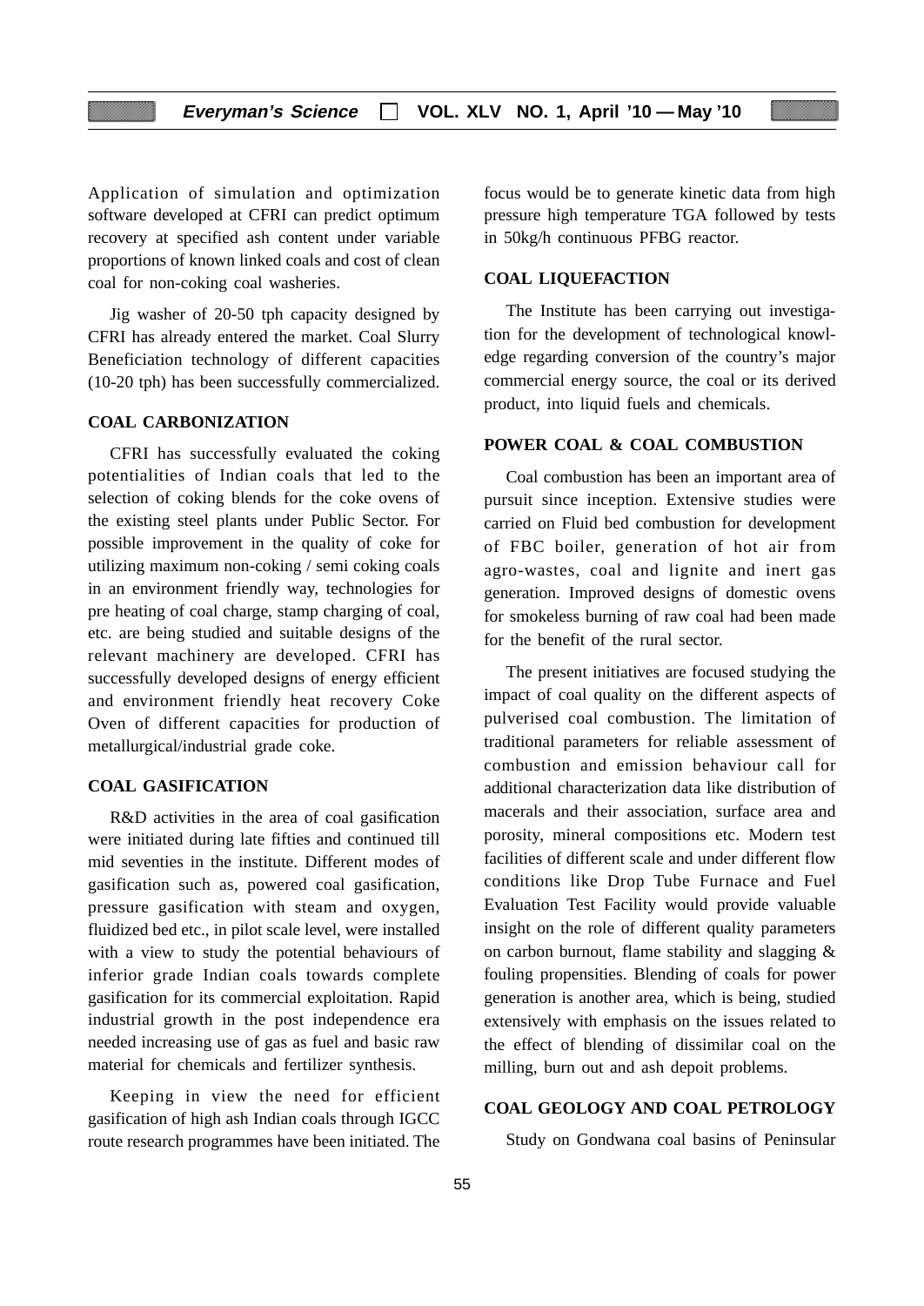Application of simulation and optimization software developed at CFRI can predict optimum recovery at specified ash content under variable proportions of known linked coals and cost of clean coal for non-coking coal washeries.

Jig washer of 20-50 tph capacity designed by CFRI has already entered the market. Coal Slurry Beneficiation technology of different capacities (10-20 tph) has been successfully commercialized.

## COAL CARBONIZATION

CFRI has successfully evaluated the coking potentialities of Indian coals that led to the selection of coking blends for the coke ovens of the existing steel plants under Public Sector. For possible improvement in the quality of coke for utilizing maximum non-coking / semi coking coals in an environment friendly way, technologies for pre heating of coal charge, stamp charging of coal, etc. are being studied and suitable designs of the relevant machinery are developed. CFRI has successfully developed designs of energy efficient and environment friendly heat recovery Coke Oven of different capacities for production of metallurgical/industrial grade coke.

## COAL GASIFICATION

R&D activities in the area of coal gasification were initiated during late fifties and continued till mid seventies in the institute. Different modes of gasification such as, powered coal gasification, pressure gasification with steam and oxygen, fluidized bed etc., in pilot scale level, were installed with a view to study the potential behaviours of inferior grade Indian coals towards complete gasification for its commercial exploitation. Rapid industrial growth in the post independence era needed increasing use of gas as fuel and basic raw material for chemicals and fertilizer synthesis.

Keeping in view the need for efficient gasification of high ash Indian coals through IGCC route research programmes have been initiated. The focus would be to generate kinetic data from high pressure high temperature TGA followed by tests in 50kg/h continuous PFBG reactor.

## COAL LIQUEFACTION

The Institute has been carrying out investigation for the development of technological knowledge regarding conversion of the country's major commercial energy source, the coal or its derived product, into liquid fuels and chemicals.

## POWER COAL & COAL COMBUSTION

Coal combustion has been an important area of pursuit since inception. Extensive studies were carried on Fluid bed combustion for development of FBC boiler, generation of hot air from agro-wastes, coal and lignite and inert gas generation. Improved designs of domestic ovens for smokeless burning of raw coal had been made for the benefit of the rural sector.

The present initiatives are focused studying the impact of coal quality on the different aspects of pulverised coal combustion. The limitation of traditional parameters for reliable assessment of combustion and emission behaviour call for additional characterization data like distribution of macerals and their association, surface area and porosity, mineral compositions etc. Modern test facilities of different scale and under different flow conditions like Drop Tube Furnace and Fuel Evaluation Test Facility would provide valuable insight on the role of different quality parameters on carbon burnout, flame stability and slagging & fouling propensities. Blending of coals for power generation is another area, which is being, studied extensively with emphasis on the issues related to the effect of blending of dissimilar coal on the milling, burn out and ash depoit problems.

## COAL GEOLOGY AND COAL PETROLOGY

Study on Gondwana coal basins of Peninsular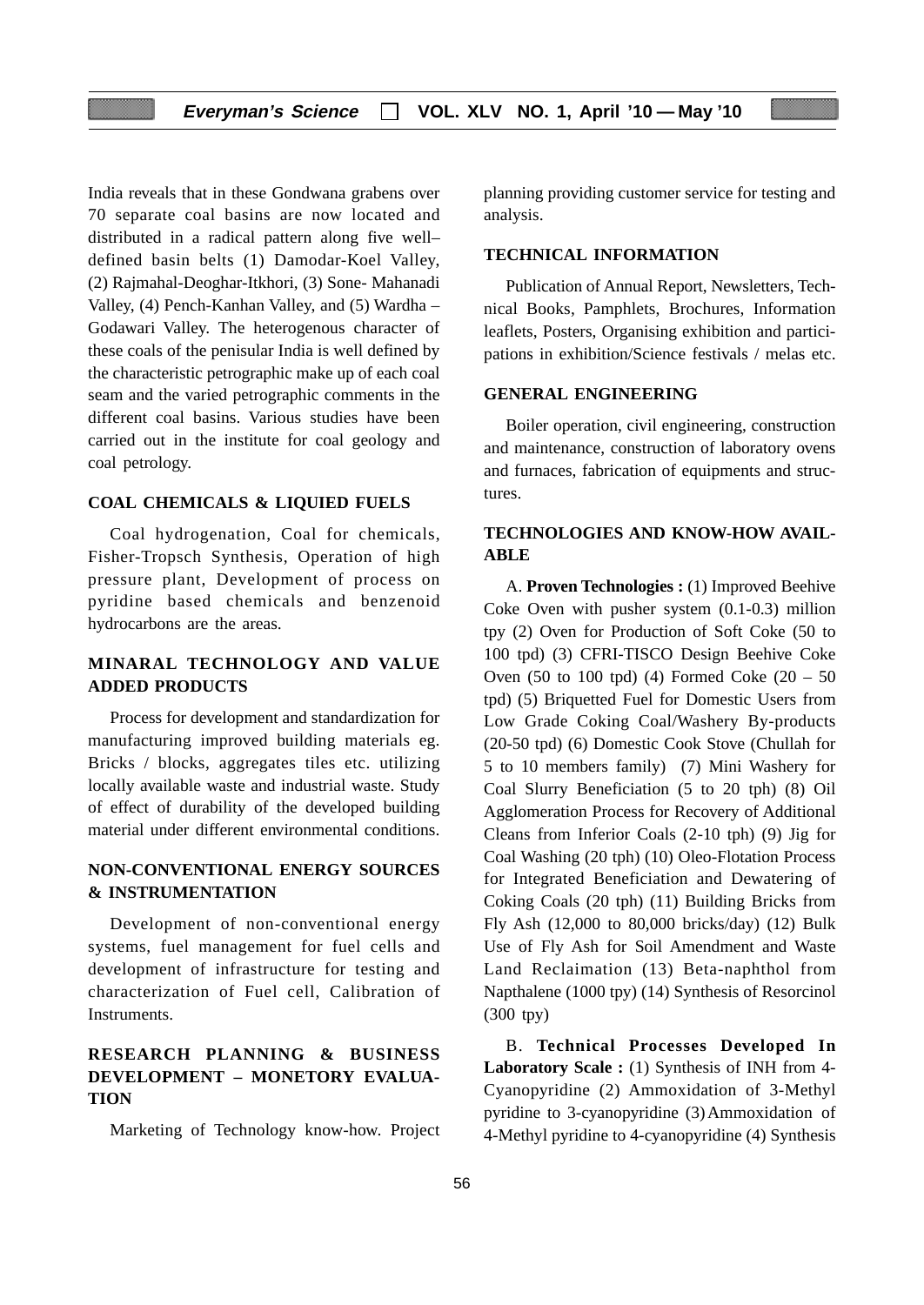India reveals that in these Gondwana grabens over 70 separate coal basins are now located and distributed in a radical pattern along five well–defined basin belts (1) Damodar-Koel Valley, (2) Rajmahal-Deoghar-Itkhori, (3) Sone- Mahanadi Valley, (4) Pench-Kanhan Valley, and (5) Wardha – Godawari Valley. The heterogenous character of these coals of the penisular India is well defined by the characteristic petrographic make up of each coal seam and the varied petrographic comments in the different coal basins. Various studies have been carried out in the institute for coal geology and coal petrology.

## COAL CHEMICALS & LIQUIED FUELS

Coal hydrogenation, Coal for chemicals, Fisher-Tropsch Synthesis, Operation of high pressure plant, Development of process on pyridine based chemicals and benzenoid hydrocarbons are the areas.

## MINARAL TECHNOLOGY AND VALUE ADDED PRODUCTS

Process for development and standardization for manufacturing improved building materials eg. Bricks / blocks, aggregates tiles etc. utilizing locally available waste and industrial waste. Study of effect of durability of the developed building material under different environmental conditions.

## NON-CONVENTIONAL ENERGY SOURCES & INSTRUMENTATION

Development of non-conventional energy systems, fuel management for fuel cells and development of infrastructure for testing and characterization of Fuel cell, Calibration of Instruments.

## RESEARCH PLANNING & BUSINESS DEVELOPMENT – MONETORY EVALUATION

Marketing of Technology know-how. Project planning providing customer service for testing and analysis.

## TECHNICAL INFORMATION

Publication of Annual Report, Newsletters, Technical Books, Pamphlets, Brochures, Information leaflets, Posters, Organising exhibition and participations in exhibition/Science festivals / melas etc.

## GENERAL ENGINEERING

Boiler operation, civil engineering, construction and maintenance, construction of laboratory ovens and furnaces, fabrication of equipments and structures.

## TECHNOLOGIES AND KNOW-HOW AVAILABLE

A. **Proven Technologies :** (1) Improved Beehive Coke Oven with pusher system (0.1-0.3) million tpy (2) Oven for Production of Soft Coke (50 to 100 tpd) (3) CFRI-TISCO Design Beehive Coke Oven (50 to 100 tpd) (4) Formed Coke (20 – 50 tpd) (5) Briquetted Fuel for Domestic Users from Low Grade Coking Coal/Washery By-products (20-50 tpd) (6) Domestic Cook Stove (Chullah for 5 to 10 members family) (7) Mini Washery for Coal Slurry Beneficiation (5 to 20 tph) (8) Oil Agglomeration Process for Recovery of Additional Cleans from Inferior Coals (2-10 tph) (9) Jig for Coal Washing (20 tph) (10) Oleo-Flotation Process for Integrated Beneficiation and Dewatering of Coking Coals (20 tph) (11) Building Bricks from Fly Ash (12,000 to 80,000 bricks/day) (12) Bulk Use of Fly Ash for Soil Amendment and Waste Land Reclaimation (13) Beta-naphthol from Napthalene (1000 tpy) (14) Synthesis of Resorcinol (300 tpy)

B. **Technical Processes Developed In Laboratory Scale :** (1) Synthesis of INH from 4-Cyanopyridine (2) Ammoxidation of 3-Methyl pyridine to 3-cyanopyridine (3) Ammoxidation of 4-Methyl pyridine to 4-cyanopyridine (4) Synthesis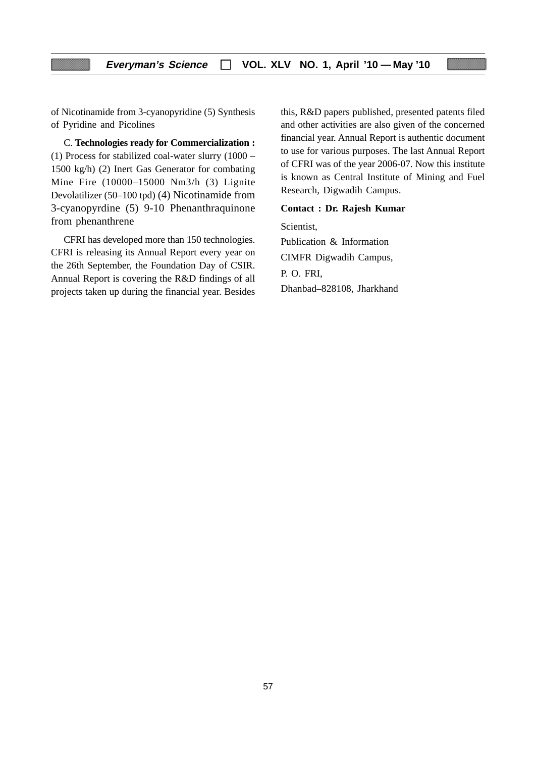of Nicotinamide from 3-cyanopyridine (5) Synthesis of Pyridine and Picolines

C. **Technologies ready for Commercialization :** (1) Process for stabilized coal-water slurry (1000 – 1500 kg/h) (2) Inert Gas Generator for combating Mine Fire (10000–15000 Nm3/h (3) Lignite Devolatilizer (50–100 tpd) (4) Nicotinamide from 3-cyanopyrdine (5) 9-10 Phenanthraquinone from phenanthrene

CFRI has developed more than 150 technologies. CFRI is releasing its Annual Report every year on the 26th September, the Foundation Day of CSIR. Annual Report is covering the R&D findings of all projects taken up during the financial year. Besides this, R&D papers published, presented patents filed and other activities are also given of the concerned financial year. Annual Report is authentic document to use for various purposes. The last Annual Report of CFRI was of the year 2006-07. Now this institute is known as Central Institute of Mining and Fuel Research, Digwadih Campus.

**Contact : Dr. Rajesh Kumar**

Scientist,

Publication & Information

CIMFR Digwadih Campus,

P. O. FRI,

Dhanbad–828108, Jharkhand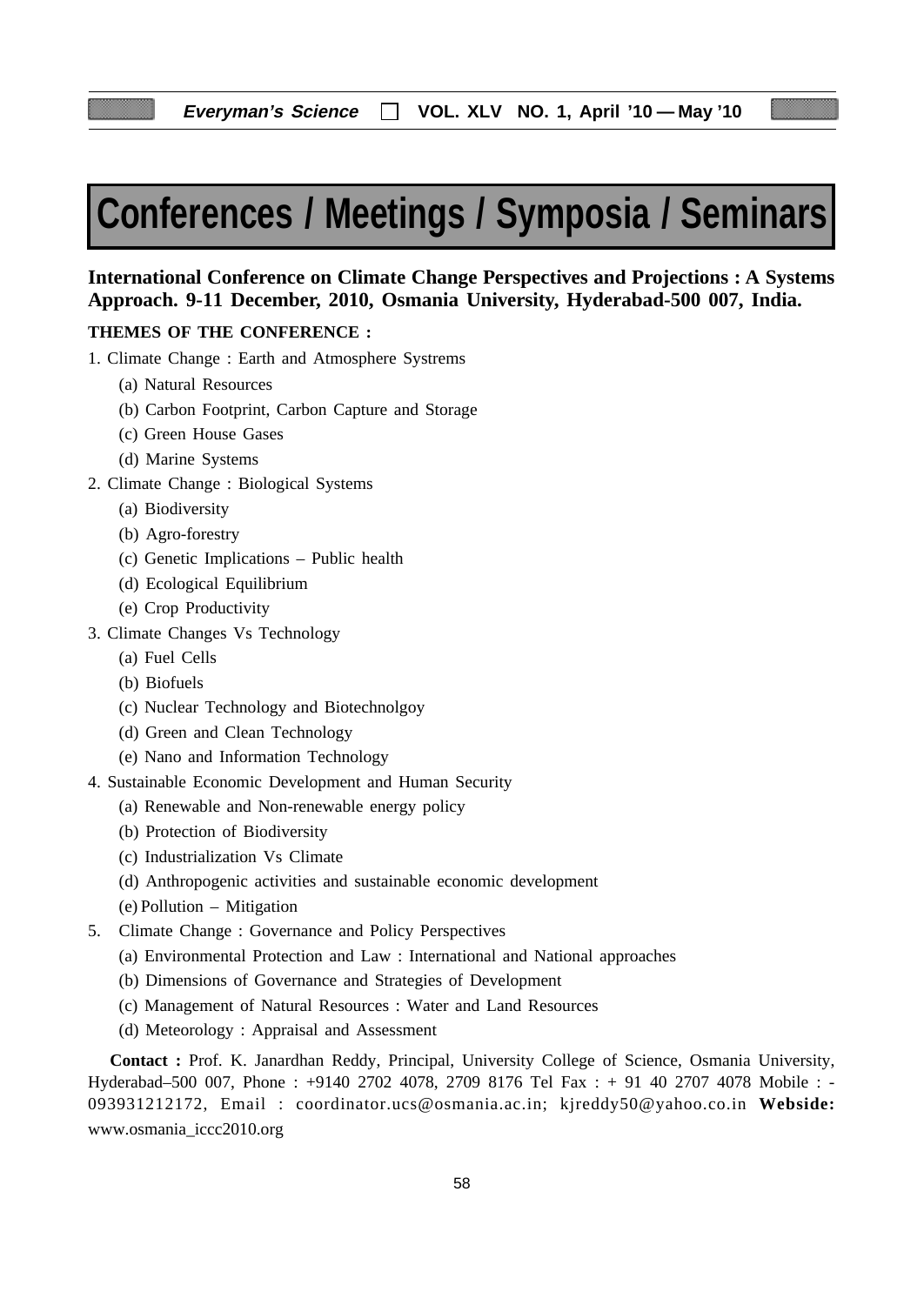# Conferences / Meetings / Symposia / Seminars

**International Conference on Climate Change Perspectives and Projections : A Systems Approach. 9-11 December, 2010, Osmania University, Hyderabad-500 007, India.**

**THEMES OF THE CONFERENCE :**

1. Climate Change : Earth and Atmosphere Systrems
   - (a) Natural Resources
   - (b) Carbon Footprint, Carbon Capture and Storage
   - (c) Green House Gases
   - (d) Marine Systems
2. Climate Change : Biological Systems
   - (a) Biodiversity
   - (b) Agro-forestry
   - (c) Genetic Implications – Public health
   - (d) Ecological Equilibrium
   - (e) Crop Productivity
3. Climate Changes Vs Technology
   - (a) Fuel Cells
   - (b) Biofuels
   - (c) Nuclear Technology and Biotechnolgoy
   - (d) Green and Clean Technology
   - (e) Nano and Information Technology
4. Sustainable Economic Development and Human Security
   - (a) Renewable and Non-renewable energy policy
   - (b) Protection of Biodiversity
   - (c) Industrialization Vs Climate
   - (d) Anthropogenic activities and sustainable economic development
   - (e) Pollution – Mitigation
5. Climate Change : Governance and Policy Perspectives
   - (a) Environmental Protection and Law : International and National approaches
   - (b) Dimensions of Governance and Strategies of Development
   - (c) Management of Natural Resources : Water and Land Resources
   - (d) Meteorology : Appraisal and Assessment

**Contact :** Prof. K. Janardhan Reddy, Principal, University College of Science, Osmania University, Hyderabad–500 007, Phone : +9140 2702 4078, 2709 8176 Tel Fax : + 91 40 2707 4078 Mobile : -093931212172, Email : coordinator.ucs@osmania.ac.in; kjreddy50@yahoo.co.in **Webside:** www.osmania_iccc2010.org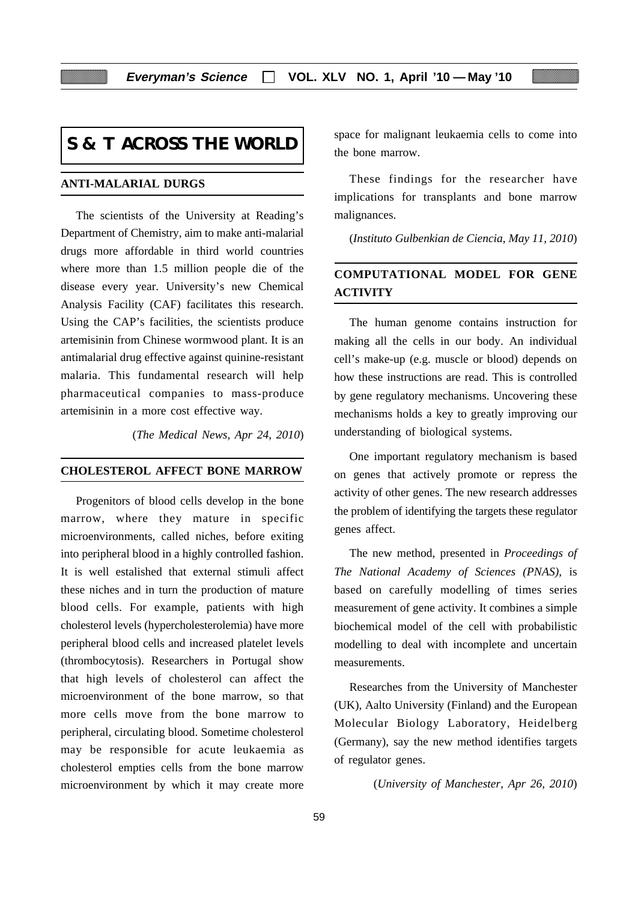# S & T ACROSS THE WORLD

## ANTI-MALARIAL DURGS

The scientists of the University at Reading's Department of Chemistry, aim to make anti-malarial drugs more affordable in third world countries where more than 1.5 million people die of the disease every year. University's new Chemical Analysis Facility (CAF) facilitates this research. Using the CAP's facilities, the scientists produce artemisinin from Chinese wormwood plant. It is an antimalarial drug effective against quinine-resistant malaria. This fundamental research will help pharmaceutical companies to mass-produce artemisinin in a more cost effective way.

(*The Medical News, Apr 24, 2010*)

## CHOLESTEROL AFFECT BONE MARROW

Progenitors of blood cells develop in the bone marrow, where they mature in specific microenvironments, called niches, before exiting into peripheral blood in a highly controlled fashion. It is well establshed that external stimuli affect these niches and in turn the production of mature blood cells. For example, patients with high cholesterol levels (hypercholesterolemia) have more peripheral blood cells and increased platelet levels (thrombocytosis). Researchers in Portugal show that high levels of cholesterol can affect the microenvironment of the bone marrow, so that more cells move from the bone marrow to peripheral, circulating blood. Sometime cholesterol may be responsible for acute leukaemia as cholesterol empties cells from the bone marrow microenvironment by which it may create more space for malignant leukaemia cells to come into the bone marrow.

These findings for the researcher have implications for transplants and bone marrow malignances.

(*Instituto Gulbenkian de Ciencia, May 11, 2010*)

## COMPUTATIONAL MODEL FOR GENE ACTIVITY

The human genome contains instruction for making all the cells in our body. An individual cell's make-up (e.g. muscle or blood) depends on how these instructions are read. This is controlled by gene regulatory mechanisms. Uncovering these mechanisms holds a key to greatly improving our understanding of biological systems.

One important regulatory mechanism is based on genes that actively promote or repress the activity of other genes. The new research addresses the problem of identifying the targets these regulator genes affect.

The new method, presented in *Proceedings of The National Academy of Sciences (PNAS)*, is based on carefully modelling of times series measurement of gene activity. It combines a simple biochemical model of the cell with probabilistic modelling to deal with incomplete and uncertain measurements.

Researches from the University of Manchester (UK), Aalto University (Finland) and the European Molecular Biology Laboratory, Heidelberg (Germany), say the new method identifies targets of regulator genes.

(*University of Manchester, Apr 26, 2010*)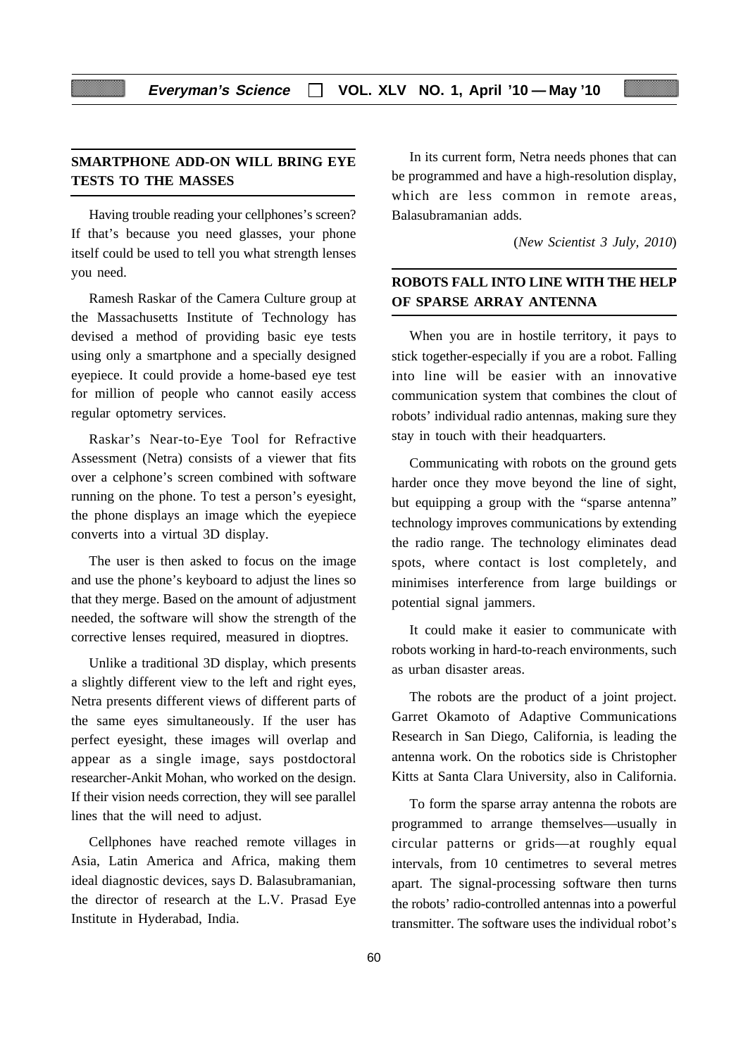## SMARTPHONE ADD-ON WILL BRING EYE TESTS TO THE MASSES

Having trouble reading your cellphones's screen? If that's because you need glasses, your phone itself could be used to tell you what strength lenses you need.

Ramesh Raskar of the Camera Culture group at the Massachusetts Institute of Technology has devised a method of providing basic eye tests using only a smartphone and a specially designed eyepiece. It could provide a home-based eye test for million of people who cannot easily access regular optometry services.

Raskar's Near-to-Eye Tool for Refractive Assessment (Netra) consists of a viewer that fits over a celphone's screen combined with software running on the phone. To test a person's eyesight, the phone displays an image which the eyepiece converts into a virtual 3D display.

The user is then asked to focus on the image and use the phone's keyboard to adjust the lines so that they merge. Based on the amount of adjustment needed, the software will show the strength of the corrective lenses required, measured in dioptres.

Unlike a traditional 3D display, which presents a slightly different view to the left and right eyes, Netra presents different views of different parts of the same eyes simultaneously. If the user has perfect eyesight, these images will overlap and appear as a single image, says postdoctoral researcher-Ankit Mohan, who worked on the design. If their vision needs correction, they will see parallel lines that the will need to adjust.

Cellphones have reached remote villages in Asia, Latin America and Africa, making them ideal diagnostic devices, says D. Balasubramanian, the director of research at the L.V. Prasad Eye Institute in Hyderabad, India.

In its current form, Netra needs phones that can be programmed and have a high-resolution display, which are less common in remote areas, Balasubramanian adds.

(*New Scientist 3 July, 2010*)

## ROBOTS FALL INTO LINE WITH THE HELP OF SPARSE ARRAY ANTENNA

When you are in hostile territory, it pays to stick together-especially if you are a robot. Falling into line will be easier with an innovative communication system that combines the clout of robots' individual radio antennas, making sure they stay in touch with their headquarters.

Communicating with robots on the ground gets harder once they move beyond the line of sight, but equipping a group with the "sparse antenna" technology improves communications by extending the radio range. The technology eliminates dead spots, where contact is lost completely, and minimises interference from large buildings or potential signal jammers.

It could make it easier to communicate with robots working in hard-to-reach environments, such as urban disaster areas.

The robots are the product of a joint project. Garret Okamoto of Adaptive Communications Research in San Diego, California, is leading the antenna work. On the robotics side is Christopher Kitts at Santa Clara University, also in California.

To form the sparse array antenna the robots are programmed to arrange themselves—usually in circular patterns or grids—at roughly equal intervals, from 10 centimetres to several metres apart. The signal-processing software then turns the robots' radio-controlled antennas into a powerful transmitter. The software uses the individual robot's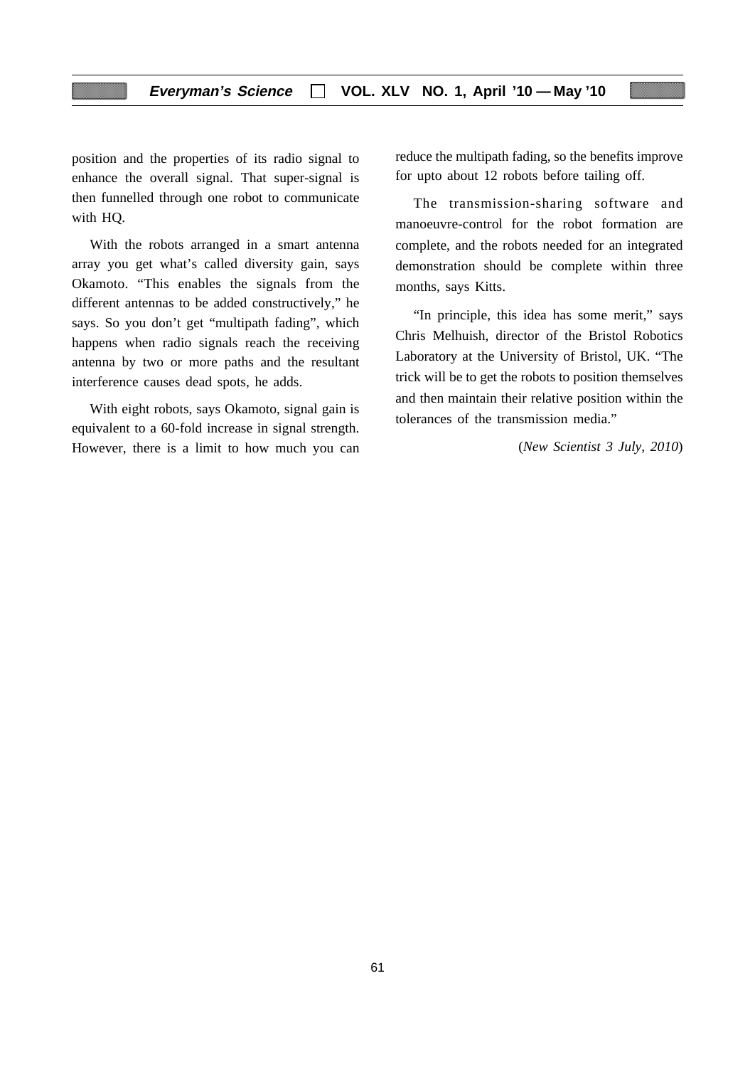position and the properties of its radio signal to enhance the overall signal. That super-signal is then funnelled through one robot to communicate with HQ.

With the robots arranged in a smart antenna array you get what's called diversity gain, says Okamoto. "This enables the signals from the different antennas to be added constructively," he says. So you don't get "multipath fading", which happens when radio signals reach the receiving antenna by two or more paths and the resultant interference causes dead spots, he adds.

With eight robots, says Okamoto, signal gain is equivalent to a 60-fold increase in signal strength. However, there is a limit to how much you can reduce the multipath fading, so the benefits improve for upto about 12 robots before tailing off.

The transmission-sharing software and manoeuvre-control for the robot formation are complete, and the robots needed for an integrated demonstration should be complete within three months, says Kitts.

"In principle, this idea has some merit," says Chris Melhuish, director of the Bristol Robotics Laboratory at the University of Bristol, UK. "The trick will be to get the robots to position themselves and then maintain their relative position within the tolerances of the transmission media."

(*New Scientist 3 July, 2010*)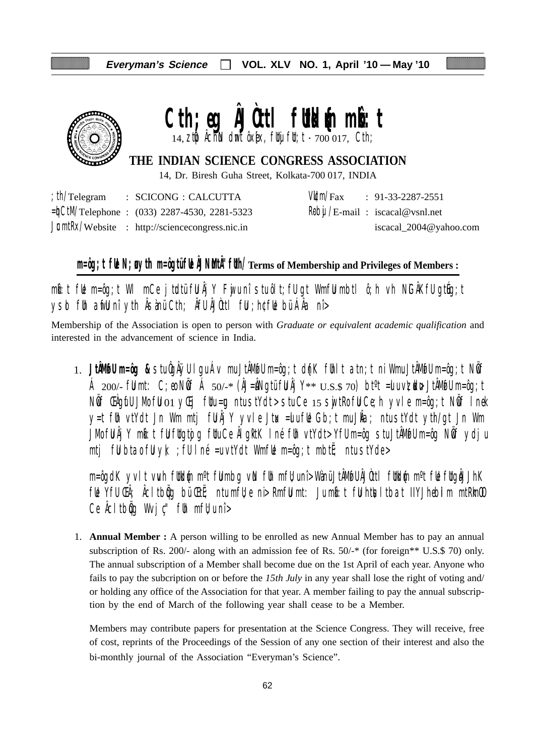# Cth;eg ÂJÒtl fUÙkfn mbâ:t

14, ztþ ÂchN dwt ôxÏx, fUÙjfU; t - 700 017, Cth;

## THE INDIAN SCIENCE CONGRESS ASSOCIATION

14, Dr. Biresh Guha Street, Kolkata-700 017, INDIA

| | | | |
|---|---|---|---|
| ; th/Telegram | : SCICONG : CALCUTTA | Vûtm/Fax | : 91-33-2287-2551 |
| =þCtM/Telephone | : (033) 2287-4530, 2281-5323 | Rbj/E-mail | : iscacal@vsnl.net |
| JúmtRx/Website | : http://sciencecongress.nic.in | | iscacal_2004@yahoo.com |

### m=ôg; t fUe N; ærth m=ôgtüfUe ÂJNtuMtÂ" fUth/ Terms of Membership and Privileges of Members :

mbâ:t fUe m=ôg; t WI mCe j tudtü fU ÂjY Fjwunî stuôlt; fU gt WmfU mbtl ô; h vh NiG ÂKfU gtûg; t ysb fUh afuU nî yth Âsàü Cth; ÂfU ÂJÒtl fU ; hçfUe büÂ Âa nî>

Membership of the Association is open to person with *Graduate or equivalent academic qualification* and interested in the advancement of science in India.

1. **JtÂMofU m=ôg &** stu Ûg Âÿ UI guÁ v muJtÂMofU m=ôg; t dúK fUhlt atn; t ni WmuJtÂMofU m=ôg; t NÖf Á 200/- fU mt: C; eo NÖf Á 50/-* (ÂJ=ðNgtü fU ÂjY** U.S.$ 70) bt^t =luvzudu> JtÂMofU m=ôg; t NÖf ŒÀgufU JMofU 01 yŒij fUtu =g ntustYdt> stuCe 15 sjwtRofU Ce; h yvle m=ôg; t NÖf lnek y=t fUh vtYdt Jn Wm mtj fU ÂjY yvle Jtu =luufUe Gb; t muJÂa; ntustYdt yth/gt Jn Wm JMofU ÂjY mbâ:t fU fUtgtp g fUtuCe Âl gÞtK lné fUh vtYdt> YfU m=ôg stuJtÂMofU m=ôg NÖf ydju mtj fU btao fU yk; ; fU l né =uvtYdt WmfUe m=ôg; t mbtË; ntustYde>

m=ôgdK yvl t vuh fUÙkfn m^t fU mbg vN fUh mfU; unî> WànüJtÂMofU ÂJÒtl fUÙkfn m^t fUe fUtgoJtJhK fUe YfU ŒÂ; Âclt bÖg büŒtË; ntumfU; e ni> RmfUumt: Jum bâ:t fU htü Il tbat lIYJhebIlm mtRkmO Ce Âclt bÖg Wvj Ç" fUh mfU; unî>

1. **Annual Member :** A person willing to be enrolled as new Annual Member has to pay an annual subscription of Rs. 200/- along with an admission fee of Rs. 50/-* (for foreign** U.S.$ 70) only. The annual subscription of a Member shall become due on the 1st April of each year. Anyone who fails to pay the subcription on or before the *15th July* in any year shall lose the right of voting and/ or holding any office of the Association for that year. A member failing to pay the annual subscription by the end of March of the following year shall cease to be a Member.

   Members may contribute papers for presentation at the Science Congress. They will receive, free of cost, reprints of the Proceedings of the Session of any one section of their interest and also the bi-monthly journal of the Association "Everyman's Science".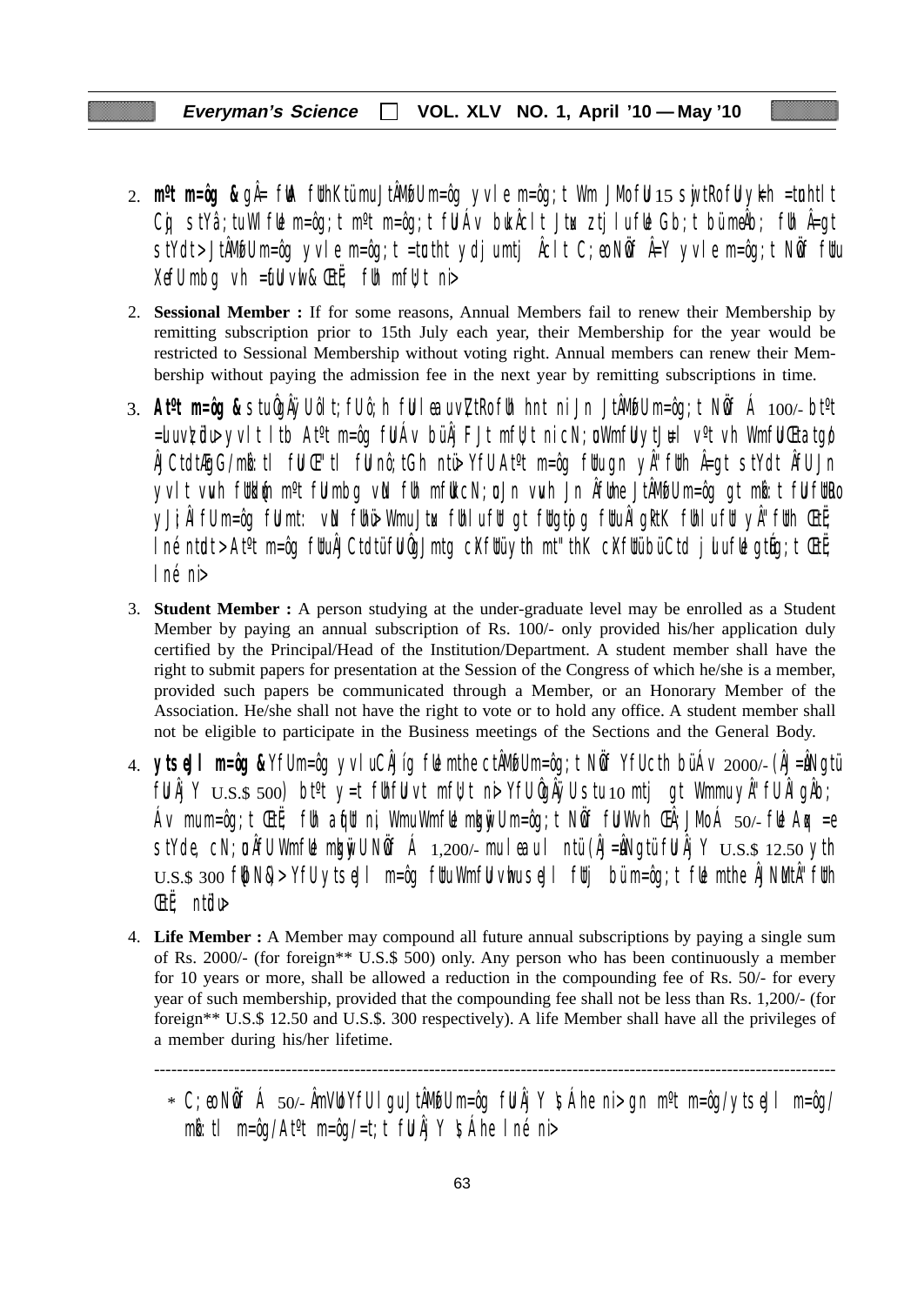2. **m¶t m=ôg &** gÂ= fUM fUthKtümuJtÂMfUm=ôg yvle m=ôg;t Wm JMofU 15 sw;tRofUlyk=h =tuhtlt Cq; stYâ;tuWl fUe m=ôg;t m¶t m=ôg;t fUJÁv bukÂclt JtM ztjlufUe Gb;t büme\Âb; fUh Â=gt stYdt> JtÂMfUm=ôg yvle m=ôg;t =tuhtht ydjumtj Âclt C;ewNüf Â=Y yvle m=ôg;t Nüf fUtu XefUmbg vh =tuhU vtW&ŒtË; fUh mfU;t ni>

2. **Sessional Member :** If for some reasons, Annual Members fail to renew their Membership by remitting subscription prior to 15th July each year, their Membership for the year would be restricted to Sessional Membership without voting right. Annual members can renew their Membership without paying the admission fee in the next year by remitting subscriptions in time.

3. **At¶t m=ôg &** stuÂgÂÿUôlt;fUô;h fUl ®uvV;tRofUh hnt ni Jn JtÂMfUm=ôg;t Nüf Á 100/- bt¶t =uuvVrdu> yvlt Itb At¶t m=ôg fUtÁv büÂj FJt mfU;t nicN;uWmfUytJ#l v¶t vh WmfUlŒtatgo ÂjCtdtÆgG/mkô:tl fUŒ"tl fUlnô;tGh ntü> YfU At¶t m=ôg fUtugn yÂ"fUth Â=gt stYdt ÂfUJn yvlt vuvh fUthdlo m¶t fUmbg vN fUh mfUtcN;uJn vuvh Jn ÂfUne JtÂMfUm=ôg gt mkô:t fUlfUtRo yJi;ÂlfUm=ôg fUlmt: vN fUhü> WmuJtu fUhlufU gt fUtgtÖg fUtuÂlgÂtK fUhlufU yÂ"fUth ŒtË; lné ntdt> At¶t m=ôg fUtuÂjCtdtüfUtÂgJmtg cXfUtüyth mt"thK cXfUtübüCtd jluufUe gtüg;t ŒtË; lné ni>

3. **Student Member :** A person studying at the under-graduate level may be enrolled as a Student Member by paying an annual subscription of Rs. 100/- only provided his/her application duly certified by the Principal/Head of the Institution/Department. A student member shall have the right to submit papers for presentation at the Session of the Congress of which he/she is a member, provided such papers be communicated through a Member, or an Honorary Member of the Association. He/she shall not have the right to vote or to hold any office. A student member shall not be eligible to participate in the Business meetings of the Sections and the General Body.

4. **ytse\|l m=ôg &** YfUm=ôg yvluCÂjíg fUe mthe ctÂMfUm=ôg;t Nüf YfUcth büÁv 2000/- (Âj=ÂNgtü fUtÂj Y U.S.$ 500) bt¶t y=t fUhfUvt mfU;t ni> YfUÂgÂÿUstu 10 mtj gt Wmmuy "fUtÂlgÂb; Áv mum=ôg;t ŒtË; fUh a‡fUt ni; WmuWmfUe mkgw;Um=ôg;t Nüf fUtWvh ŒÁ; JMoÁ 50/- fUe Aqx =e stYde, cN;uÂfUWmfUe mkgw;UNüf Á 1,200/- mulœul ntü (Âj=ÂNgtü fUtÂj Y U.S.$ 12.50 yth U.S.$ 300 fütNÿ)> YfUytse\|l m=ôg fUtuWmfUlvhuse\|l fUtj büm=ôg;t fUe mthe ÂjNUtÂ"fUth ŒtË; ntüdu>

4. **Life Member :** A Member may compound all future annual subscriptions by paying a single sum of Rs. 2000/- (for foreign** U.S.$ 500) only. Any person who has been continuously a member for 10 years or more, shall be allowed a reduction in the compounding fee of Rs. 50/- for every year of such membership, provided that the compounding fee shall not be less than Rs. 1,200/- (for foreign** U.S.$ 12.50 and U.S.$. 300 respectively). A life Member shall have all the privileges of a member during his/her lifetime.

---

\* C;eNüf Á 50/- ÂmVuYfUlgu JtÂMfUm=ôg fUtÂj Y ‡Áhe ni> gn m¶t m=ôg/ytse\|l m=ôg/mkô:tl m=ôg/At¶t m=ôg/=t;t fUtÂj Y ‡Áhe lné ni>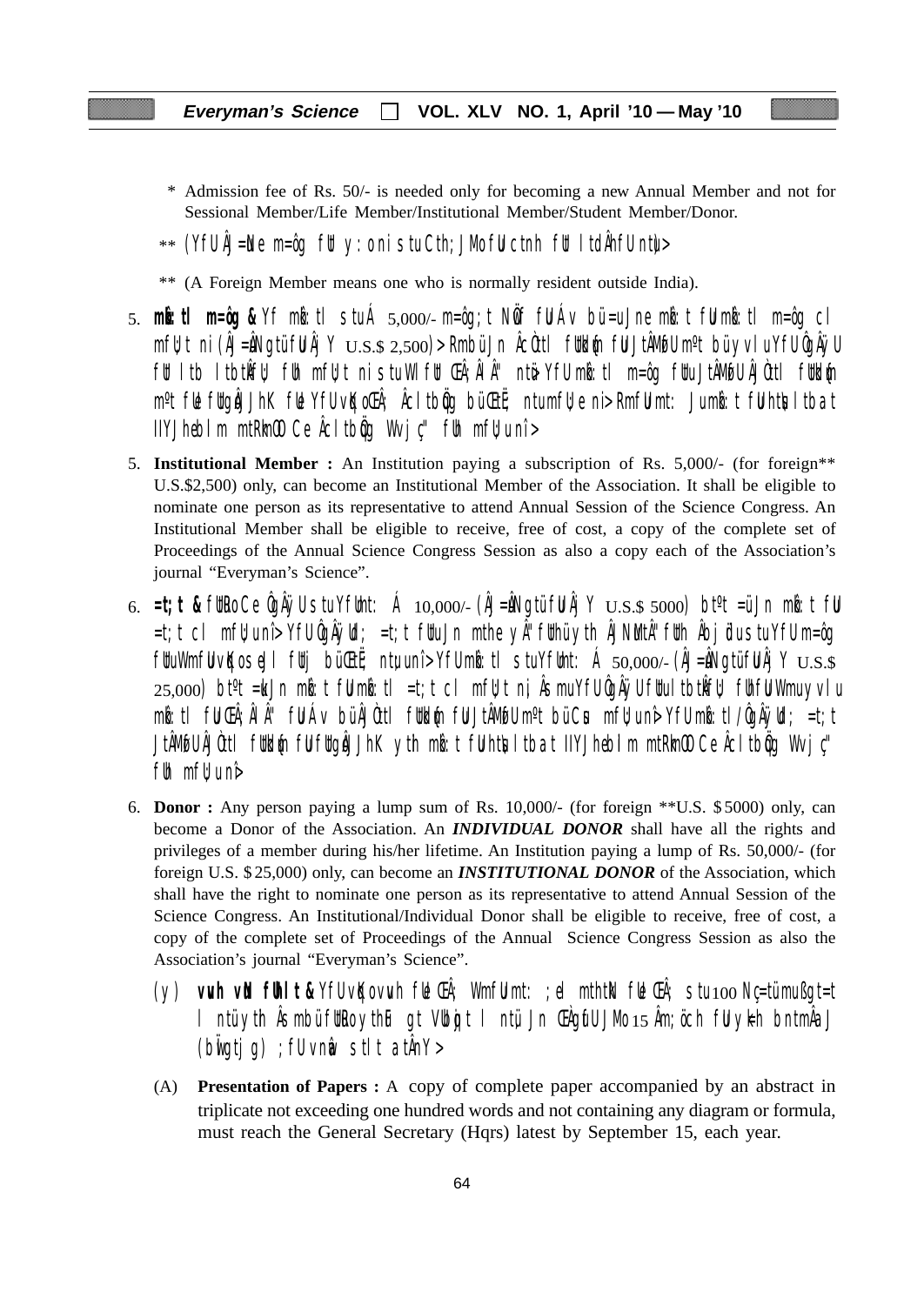\* Admission fee of Rs. 50/- is needed only for becoming a new Annual Member and not for Sessional Member/Life Member/Institutional Member/Student Member/Donor.

\*\* (YfU ÂJ=Ne m=ôg fUt y: oni stuCth; JMofU ctnh fUt ltdÂnfU ntu>

\*\* (A Foreign Member means one who is normally resident outside India).

5. **mkš:tl m=ôg &** Yf mkš:tl stuÁ 5,000/- m=ôg;t Nüf fUÁv bü=uJne mkš:t fUmkš:tl m=ôg cl mfU;t ni (ÂJ=ÂNgtü fUÂj Y U.S.$ 2,500) > RmbüJn ÂcÔtl fUtküd fUJtÂMfU m°t büyvluYfU ÔgÂÿU fUt ltb ltbtÂfU; fUh mfU;t ni stuWI fUt CËÂ;ÂlÂ" ntü> YfU mkš:tl m=ôg fUtu JtÂMfU ÂJÔtl fUtküd m°t fUe fUtgÂJJhK fUe YfU vKoCËÂ; Âcl tbÖg büŒtË ntumfU;e ni> RmfU mt: Jumkš:t fUh Ãtbtl IYJhebl m mtRkmÖ Ce Âcl tbÖg Wvj ç" fUh mfU;u nî>

5. **Institutional Member :** An Institution paying a subscription of Rs. 5,000/- (for foreign\*\* U.S.$2,500) only, can become an Institutional Member of the Association. It shall be eligible to nominate one person as its representative to attend Annual Session of the Science Congress. An Institutional Member shall be eligible to receive, free of cost, a copy of the complete set of Proceedings of the Annual Science Congress Session as also a copy each of the Association's journal "Everyman's Science".

6. **=t;t &** fUtRoCe ÔgÂÿU stuYfUnt: Á 10,000/- (ÂJ=ÂNgtü fUÂj Y U.S.$ 5000) bt°t =üJn mkš:t fUt =t;t cl mfU;t ni> YfU ÔgÂÿU ; =t;t fUtuJn mthe yÂ" fUthüyth ÂJNuMtÂ" fUth Âbj üdustuYfU m=ôg fUtuWmfUu vKo seJl fUtj büŒtË ntu;u nî> YfU mkš:tl stuYfUnt: Á 50,000/- (ÂJ=ÂNgtü fUÂj Y U.S.$ 25,000) bt°t =üJn mkš:t fUt mkš:tl =t;t cl mfU;t ni, ÂsmuYfU ÔgÂÿU fUtultbtÂfU; fUhfuWmuyvlu mkš:tl fUtCËÂ;ÂlÂ" fUÁv büÂJ Ôtl fUtküd fUt JtÂMfU m°t büCuîs mfU;u nî> YfU mkš:tl /ÔgÂÿU; =t;t JtÂMfU ÂJ Ôtl fUtküd fUt fUtgÂJJhK yth mkš:t fUh Ãtbtl IYJhebl m mtRkmÖ Ce Âcl tbÖg Wvj ç" fUh mfU;u nî>

6. **Donor :** Any person paying a lump sum of Rs. 10,000/- (for foreign \*\*U.S. $5000) only, can become a Donor of the Association. An ***INDIVIDUAL DONOR*** shall have all the rights and privileges of a member during his/her lifetime. An Institution paying a lump of Rs. 50,000/- (for foreign U.S. $25,000) only, can become an ***INSTITUTIONAL DONOR*** of the Association, which shall have the right to nominate one person as its representative to attend Annual Session of the Science Congress. An Institutional/Individual Donor shall be eligible to receive, free of cost, a copy of the complete set of Proceedings of the Annual Science Congress Session as also the Association's journal "Everyman's Science".

(y) **vuvh vNt fUhlt &** YfU vKo vuvh fUe CËÂ; WmfU mt: ;el mththN fUe CËÂ; stu100 Nç=tü mußgt=t l ntü yth Âsmbü fUtRoythu gt Vtbqot l ntü, Jn CËgufU JMo15 Âm;öch fUt ykth bntmÂaJ (bwÏgtj g) ;fU vnwä stlt atÂnY>

(A) **Presentation of Papers :** A copy of complete paper accompanied by an abstract in triplicate not exceeding one hundred words and not containing any diagram or formula, must reach the General Secretary (Hqrs) latest by September 15, each year.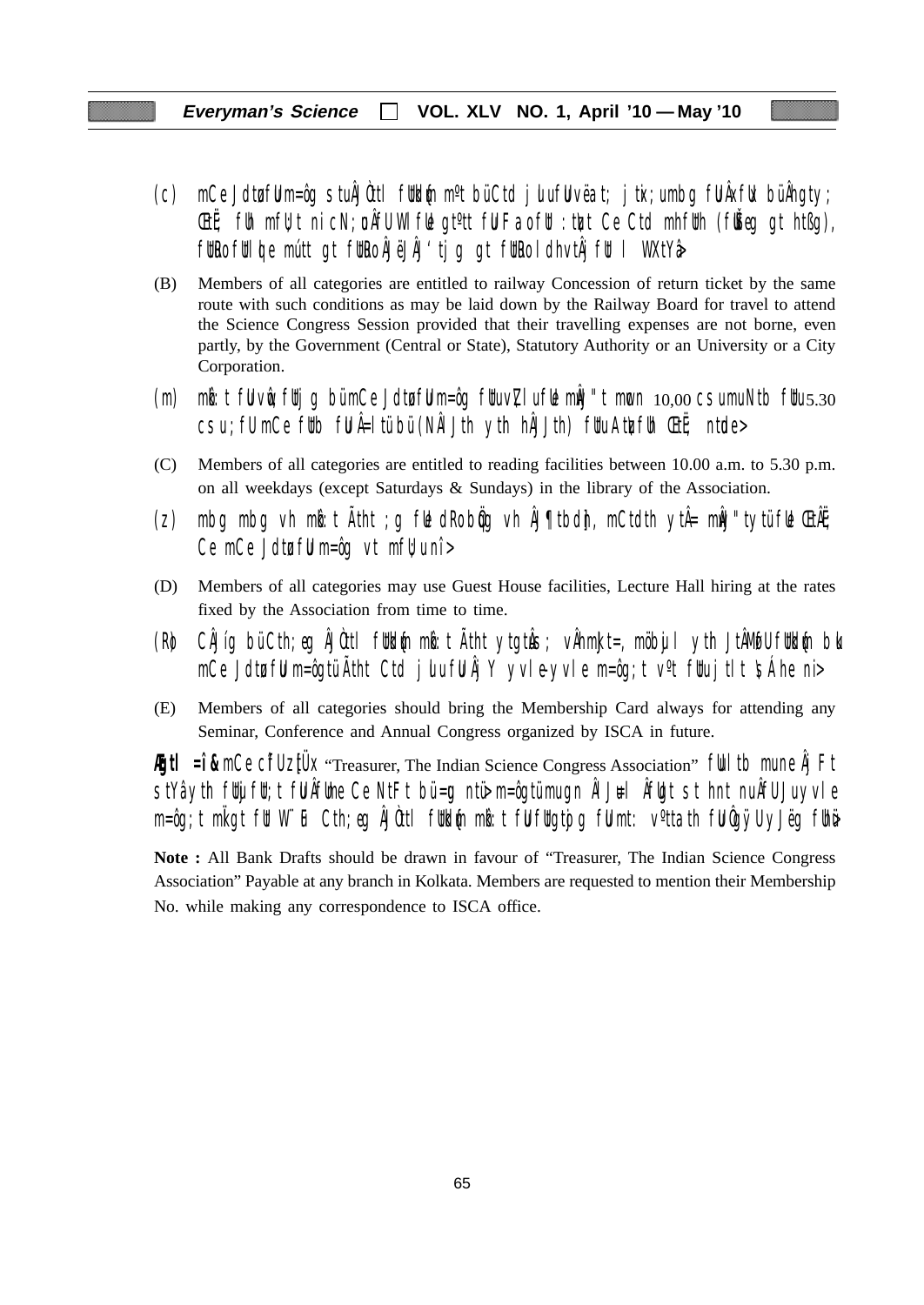(c) mCe Jdtø fUm=ôg stuÂj Òtl fUtkd{m mºtbüCtd j Lu fUu ëat; j tk;umbg fUÂxfUx büÂhgty; Œt±Ë fUh mfU;t nicN;ø Âf UWI fUe gtºtt fU Fa ofU :t¢tt Ce Ctd mhfUth (fUªÿeg gt htßg), fUtlølo fUt lÂe mútt gt fUtRo ÂJëJÂJ‘tj g gt fUtRo ldhvtÂj fUt l WXtYa>

(B) Members of all categories are entitled to railway Concession of return ticket by the same route with such conditions as may be laid down by the Railway Board for travel to attend the Science Congress Session provided that their travelling expenses are not borne, even partly, by the Government (Central or State), Statutory Authority or an University or a City Corporation.

(m) mr: t fUvÂ; fUtj g bümCe Jdtø fUm=ôg fUtuvÇ luf Ue mÂj "t mmvn 10,00 csumuNtb fUu 5.30 csu; fU mCe fUtb fU Â=ltü bü (NÂ Jth yth hÂj Jth) fUuAtuz fUh Œt±Ë ntde>

(C) Members of all categories are entitled to reading facilities between 10.00 a.m. to 5.30 p.m. on all weekdays (except Saturdays & Sundays) in the library of the Association.

(z) mbg mbg vh mr: t Ãtht ;g fUe dRo btÖg vh Âj ¶tb dh, mCtdth ytÂ= mÂj "tytü fUe Œt±Ë Ce mCe Jdtø fUm=ôg vt mfU; unî>

(D) Members of all categories may use Guest House facilities, Lecture Hall hiring at the rates fixed by the Association from time to time.

(R) CÂj íg büCth;eg ÂjÒtl fUtkd{m mr: t Ãtht ytgtuÂs; vÂhmkjt=, möbujl yth JtÂMoU fUtkd{m bü mCe Jdtø fUm=ôgtü Ãtht Ctd j uu fU Âj Y yvle-yvle m=ôg;t vºt fUtu jtlt \Áhe ni>

(E) Members of all categories should bring the Membership Card always for attending any Seminar, Conference and Annual Congress organized by ISCA in future.

**Ägtl =î &** mCe cÎUz{Üx "Treasurer, The Indian Science Congress Association" fUtl tb mune Âj Ft stYâyth fUtuj fU;t fUÂfUme Ce NtFt bü =g ntü> m=ôgtü mugn ÂlJu=l ÂfUgt s thnt nuÂfU Juyvle m=ôg;t mkÏgt fUt W¨u Cth;eg ÂjÒtl fUtkd{m mr: t fUtu fUtgto;g fUmt: vºttath fUhÔgÿ U yJëg fUhü>

**Note :** All Bank Drafts should be drawn in favour of "Treasurer, The Indian Science Congress Association" Payable at any branch in Kolkata. Members are requested to mention their Membership No. while making any correspondence to ISCA office.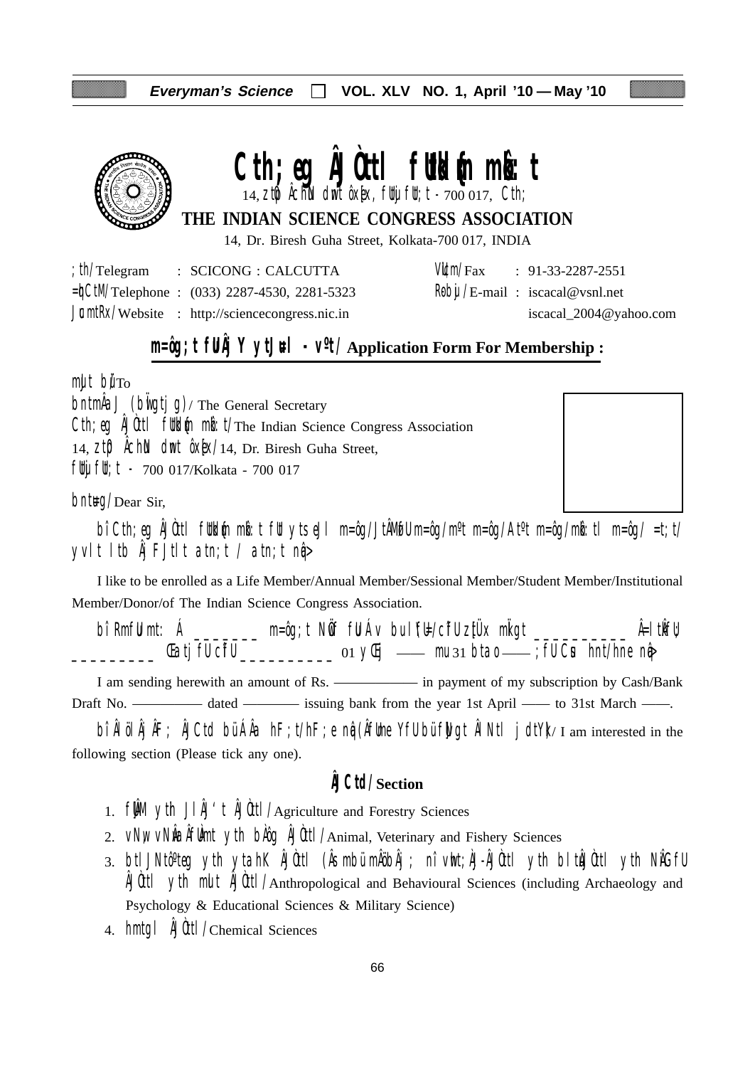# Cth;eg ÂJÒttl fUtÙdûn mbÊ:t

14, ztp ÂchN dwt ôxfx, fUtuj fUt;t - 700 017, Cth;

**THE INDIAN SCIENCE CONGRESS ASSOCIATION**

14, Dr. Biresh Guha Street, Kolkata-700 017, INDIA

;th/Telegram : SCICONG : CALCUTTA
=bCtM/Telephone : (033) 2287-4530, 2281-5323
JcmtRx/Website : http://sciencecongress.nic.in
VUtm/Fax : 91-33-2287-2551
Robju/E-mail : iscacal@vsnl.net
iscacal_2004@yahoo.com

## m=ôg;t fUt ÂJ Y ytJuŒl - v¶t/ Application Form For Membership :

mJt bü/To

bntmÂaJ (bÙgtjg)/ The General Secretary

Cth;eg ÂJÒttl fUtÙdûn mbÊ:t/The Indian Science Congress Association

14, ztp ÂchN dwt ôxfx/14, Dr. Biresh Guha Street,

fUtuj fUt;t - 700 017/Kolkata - 700 017

bntu=g/Dear Sir,

bî Cth;eg ÂJÒttl fUtÙdûn mbÊ:t fUt ytseJl m=ôg/JtÂMofU m=ôg/m¶t m=ôg/At¶t m=ôg/mbÊ:tl m=ôg/ =t;t/ yvlt ltb ÂJ F Jtlt atn;t / atn;e nqâ>

I like to be enrolled as a Life Member/Annual Member/Sessional Member/Student Member/Institutional Member/Donor/of The Indian Science Congress Association.

bî RmfUu mt: Á _______ m=ôg;t NwÖf fUu Áv bulfU/cîfU ztÜx mkgt __________ Â=ltkfU __________ Œatj fUcîfU __________ 01 yŒj —— mu 31 btao—— ;fU Cus hnt/hne nqâ>

I am sending herewith an amount of Rs. ———— in payment of my subscription by Cash/Bank Draft No. ———— dated ———— issuing bank from the year 1st April —— to 31st March ——.

bî ÂlöolÂJ ÂF; ÂJCtd bü Âa hF;t/hF;e nqâ (ÂfUme YfU bü fUÙgt ÂNtl jdtYk)/ I am interested in the following section (Please tick any one).

### ÂJCtd/Section

1. fÂMM yth JlÂJ'tl ÂJÒttl/Agriculture and Forestry Sciences
2. vNw, vNwÂa ÂfUÙmt yth bÀÔg ÂJÒttl/Animal, Veterinary and Fishery Sciences
3. btlJNtô¶teg yth ytahK ÂJÒttl (Âsmbü mÂöbÂj; nî vwht;ÀJ-ÂJÒttl yth bltuÂJÒttl yth NÂGfU ÂJÒttl yth mult ÂJÒttl/Anthropological and Behavioural Sciences (including Archaeology and Psychology & Educational Sciences & Military Science)
4. hmtgl ÂJÒttl/Chemical Sciences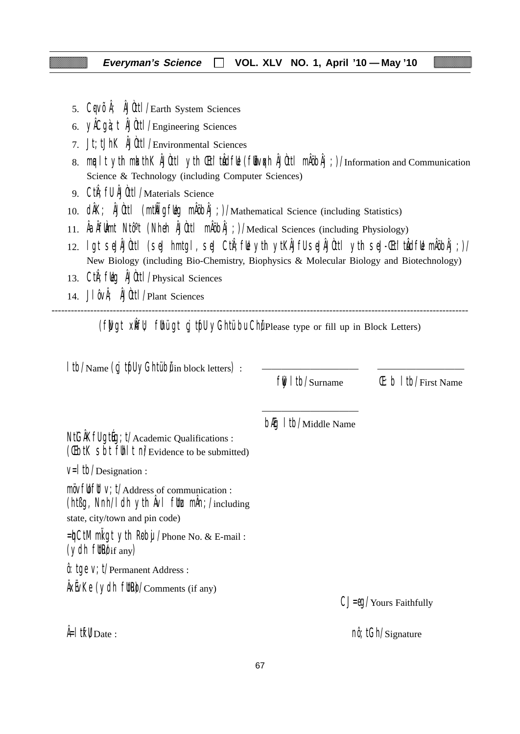5. Cqvõ Â; ÂJÒtl /Earth System Sciences
6. yÂCgà; t ÂJÒtl /Engineering Sciences
7. Jt; tJhK ÂJÒtl /Environmental Sciences
8. mqlt yth mktthK ÂJÒtl yth Œtl tÂdfUe (fUBvgqxh ÂJÒtl mÂöbÂj ; ) /Information and Communication Science & Technology (including Computer Sciences)
9. CtÂ; fU ÂJÒtl /Materials Science
10. dÂK; ÂJÒtl (mtÂÏgfUeg mÂöbÂj ; ) /Mathematical Science (including Statistics)
11. ÂaÂfUÀmt NtôºtÂ (Nheh ÂJÒtl mÂöbÂj ; ) /Medical Sciences (including Physiology)
12. lgt seJÂJÒtl (seJ hmtgl, seJ CtÂ; fUe yth ytKÂJfU seJÂJÒtl yth seJ-ŒtltÂdfUe mÂöbÂj ; ) /New Biology (including Bio-Chemistry, Biophysics & Molecular Biology and Biotechnology)
13. CtÂ; fUeg ÂJÒtl /Physical Sciences
14. Jl ôvÂ; ÂJÒtl /Plant Sciences

---

(fÚgt xÂfUŸ; fUhü gt cjtfU yGthüb Chü) Please type or fill up in Block Letters)

ltb /Name (cj tfU yGthüb) (in block letters) : ____________ ____________

fUÜ ltb /Surname    Œ:b ltb /First Name

____________

bÆg ltb /Middle Name

NtGÂKfU gtÉg; t /Academic Qualifications :
(ŒbtK sbt fUhlt n) /Evidence to be submitted)

v=ltb /Designation :

möv fUfU v; t /Address of communication :
(htßg, Nnh /ldh yth Âvl fUtz mÂn; ) /including state, city/town and pin code)

=hCtM mÏgt yth Robj /Phone No. & E-mail :
(ydh fUtRo) /if any)

ô: tge v; t /Permanent Address :

ÂxËvKe (ydh fUtRo) /Comments (if any)

CJ=eg /Yours Faithfully

Â=ltfU /Date :    nô; tGh /Signature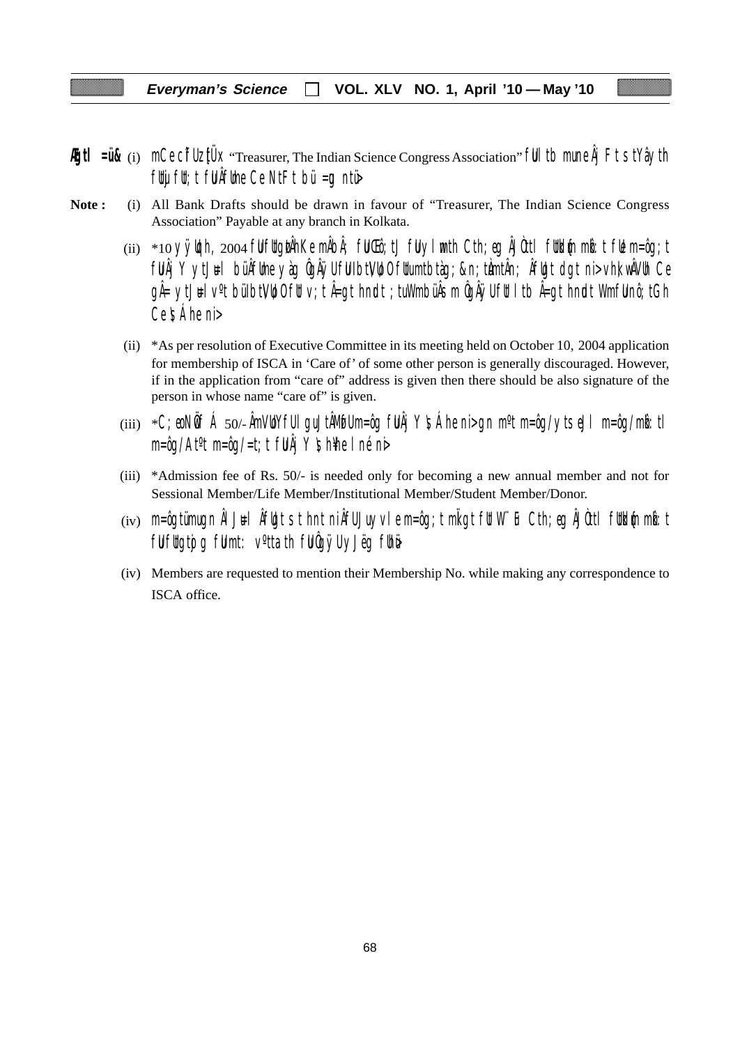**Ægtl =ü&** (i) mCecÎUz[Üx "Treasurer, The Indian Science Congress Association" fUl tb muneÂj F t s tYâyth fUþj fU; t fUÂfUne Ce NtF t bü =g ntü>

**Note :** (i) All Bank Drafts should be drawn in favour of "Treasurer, The Indian Science Congress Association" Payable at any branch in Kolkata.

(ii) *10 yÿUqh, 2004 fUl fUtgbtÂhKe mÂbÂ; fUÆô; tJ fUy lmth Cth; eg ÂJ Òtl fUkd[mke t fUe m=ôg; t fUÂj Y ytJ=l bü ÂfUne yàg ÔgÂÿ UfUlbtÂfUtumtbtàg; &n; tumtÂn; ÂfUgt dg t ni> vh, wÂVUh Ce gÂ= ytJ=l v°t bü lbtÂfUþ OfUtv; tÂ=gt hndt ; tuWmbüÂs m ÔgÂÿ UfUtl tb Â=gt hndt WmfUnô; tGh Ce \$ Áhe ni>

(ii) *As per resolution of Executive Committee in its meeting held on October 10, 2004 application for membership of ISCA in 'Care of' of some other person is generally discouraged. However, if in the application from "care of" address is given then there should be also signature of the person in whose name "care of" is given.

(iii) *C; eoNÜf Á 50/- ÂmVUÆYfUl guJtÂMfUm=ôg fUÂj Y \$ Áhe ni> gn m°t m=ôg/ytseJl l m=ôg/mkö tl m=ôg/At°t m=ôg/=t; t fUÂj Y \$ h¥he l né ni>

(iii) *Admission fee of Rs. 50/- is needed only for becoming a new annual member and not for Sessional Member/Life Member/Institutional Member/Student Member/Donor.

(iv) m=ôgtümugn ÂlJ=l ÂfUgt s thnt niÂfUJuyv l e m=ôg; tmkgt fUt W¨ Ei Cth; eg ÂJ Òtl fUkd[mke t fUfUgtþg fUmt: v°ttath fUÔgÿ Uy Jëg fUhü>

(iv) Members are requested to mention their Membership No. while making any correspondence to ISCA office.